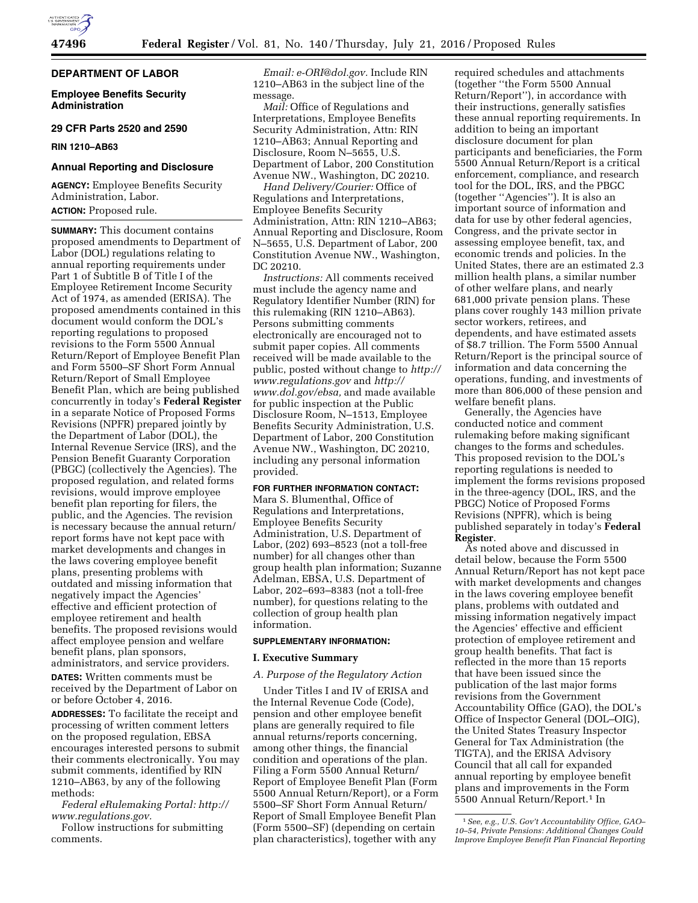**DEPARTMENT OF LABOR**

**Employee Benefits Security Administration**

**29 CFR Parts 2520 and 2590**

**RIN 1210–AB63**

## Annual Reporting and Disclosure

**AGENCY:** Employee Benefits Security Administration, Labor.

**ACTION:** Proposed rule.

**SUMMARY:** This document contains proposed amendments to Department of Labor (DOL) regulations relating to annual reporting requirements under Part 1 of Subtitle B of Title I of the Employee Retirement Income Security Act of 1974, as amended (ERISA). The proposed amendments contained in this document would conform the DOL's reporting regulations to proposed revisions to the Form 5500 Annual Return/Report of Employee Benefit Plan and Form 5500–SF Short Form Annual Return/Report of Small Employee Benefit Plan, which are being published concurrently in today's **Federal Register** in a separate Notice of Proposed Forms Revisions (NPFR) prepared jointly by the Department of Labor (DOL), the Internal Revenue Service (IRS), and the Pension Benefit Guaranty Corporation (PBGC) (collectively the Agencies). The proposed regulation, and related forms revisions, would improve employee benefit plan reporting for filers, the public, and the Agencies. The revision is necessary because the annual return/report forms have not kept pace with market developments and changes in the laws covering employee benefit plans, presenting problems with outdated and missing information that negatively impact the Agencies' effective and efficient protection of employee retirement and health benefits. The proposed revisions would affect employee pension and welfare benefit plans, plan sponsors, administrators, and service providers.

**DATES:** Written comments must be received by the Department of Labor on or before October 4, 2016.

**ADDRESSES:** To facilitate the receipt and processing of written comment letters on the proposed regulation, EBSA encourages interested persons to submit their comments electronically. You may submit comments, identified by RIN 1210–AB63, by any of the following methods:

*Federal eRulemaking Portal: http://www.regulations.gov.*

Follow instructions for submitting comments.

*Email: e-ORI@dol.gov.* Include RIN 1210–AB63 in the subject line of the message.

*Mail:* Office of Regulations and Interpretations, Employee Benefits Security Administration, Attn: RIN 1210–AB63; Annual Reporting and Disclosure, Room N–5655, U.S. Department of Labor, 200 Constitution Avenue NW., Washington, DC 20210.

*Hand Delivery/Courier:* Office of Regulations and Interpretations, Employee Benefits Security Administration, Attn: RIN 1210–AB63; Annual Reporting and Disclosure, Room N–5655, U.S. Department of Labor, 200 Constitution Avenue NW., Washington, DC 20210.

*Instructions:* All comments received must include the agency name and Regulatory Identifier Number (RIN) for this rulemaking (RIN 1210–AB63). Persons submitting comments electronically are encouraged not to submit paper copies. All comments received will be made available to the public, posted without change to *http://www.regulations.gov* and *http://www.dol.gov/ebsa,* and made available for public inspection at the Public Disclosure Room, N–1513, Employee Benefits Security Administration, U.S. Department of Labor, 200 Constitution Avenue NW., Washington, DC 20210, including any personal information provided.

**FOR FURTHER INFORMATION CONTACT:** Mara S. Blumenthal, Office of Regulations and Interpretations, Employee Benefits Security Administration, U.S. Department of Labor, (202) 693–8523 (not a toll-free number) for all changes other than group health plan information; Suzanne Adelman, EBSA, U.S. Department of Labor, 202–693–8383 (not a toll-free number), for questions relating to the collection of group health plan information.

**SUPPLEMENTARY INFORMATION:**

### I. Executive Summary

#### *A. Purpose of the Regulatory Action*

Under Titles I and IV of ERISA and the Internal Revenue Code (Code), pension and other employee benefit plans are generally required to file annual returns/reports concerning, among other things, the financial condition and operations of the plan. Filing a Form 5500 Annual Return/Report of Employee Benefit Plan (Form 5500 Annual Return/Report), or a Form 5500–SF Short Form Annual Return/Report of Small Employee Benefit Plan (Form 5500–SF) (depending on certain plan characteristics), together with any required schedules and attachments (together ''the Form 5500 Annual Return/Report''), in accordance with their instructions, generally satisfies these annual reporting requirements. In addition to being an important disclosure document for plan participants and beneficiaries, the Form 5500 Annual Return/Report is a critical enforcement, compliance, and research tool for the DOL, IRS, and the PBGC (together ''Agencies''). It is also an important source of information and data for use by other federal agencies, Congress, and the private sector in assessing employee benefit, tax, and economic trends and policies. In the United States, there are an estimated 2.3 million health plans, a similar number of other welfare plans, and nearly 681,000 private pension plans. These plans cover roughly 143 million private sector workers, retirees, and dependents, and have estimated assets of \$8.7 trillion. The Form 5500 Annual Return/Report is the principal source of information and data concerning the operations, funding, and investments of more than 806,000 of these pension and welfare benefit plans.

Generally, the Agencies have conducted notice and comment rulemaking before making significant changes to the forms and schedules. This proposed revision to the DOL's reporting regulations is needed to implement the forms revisions proposed in the three-agency (DOL, IRS, and the PBGC) Notice of Proposed Forms Revisions (NPFR), which is being published separately in today's **Federal Register**.

As noted above and discussed in detail below, because the Form 5500 Annual Return/Report has not kept pace with market developments and changes in the laws covering employee benefit plans, problems with outdated and missing information negatively impact the Agencies' effective and efficient protection of employee retirement and group health benefits. That fact is reflected in the more than 15 reports that have been issued since the publication of the last major forms revisions from the Government Accountability Office (GAO), the DOL's Office of Inspector General (DOL–OIG), the United States Treasury Inspector General for Tax Administration (the TIGTA), and the ERISA Advisory Council that all call for expanded annual reporting by employee benefit plans and improvements in the Form 5500 Annual Return/Report.[1] In

[1] *See, e.g., U.S. Gov't Accountability Office, GAO–10–54, Private Pensions: Additional Changes Could Improve Employee Benefit Plan Financial Reporting*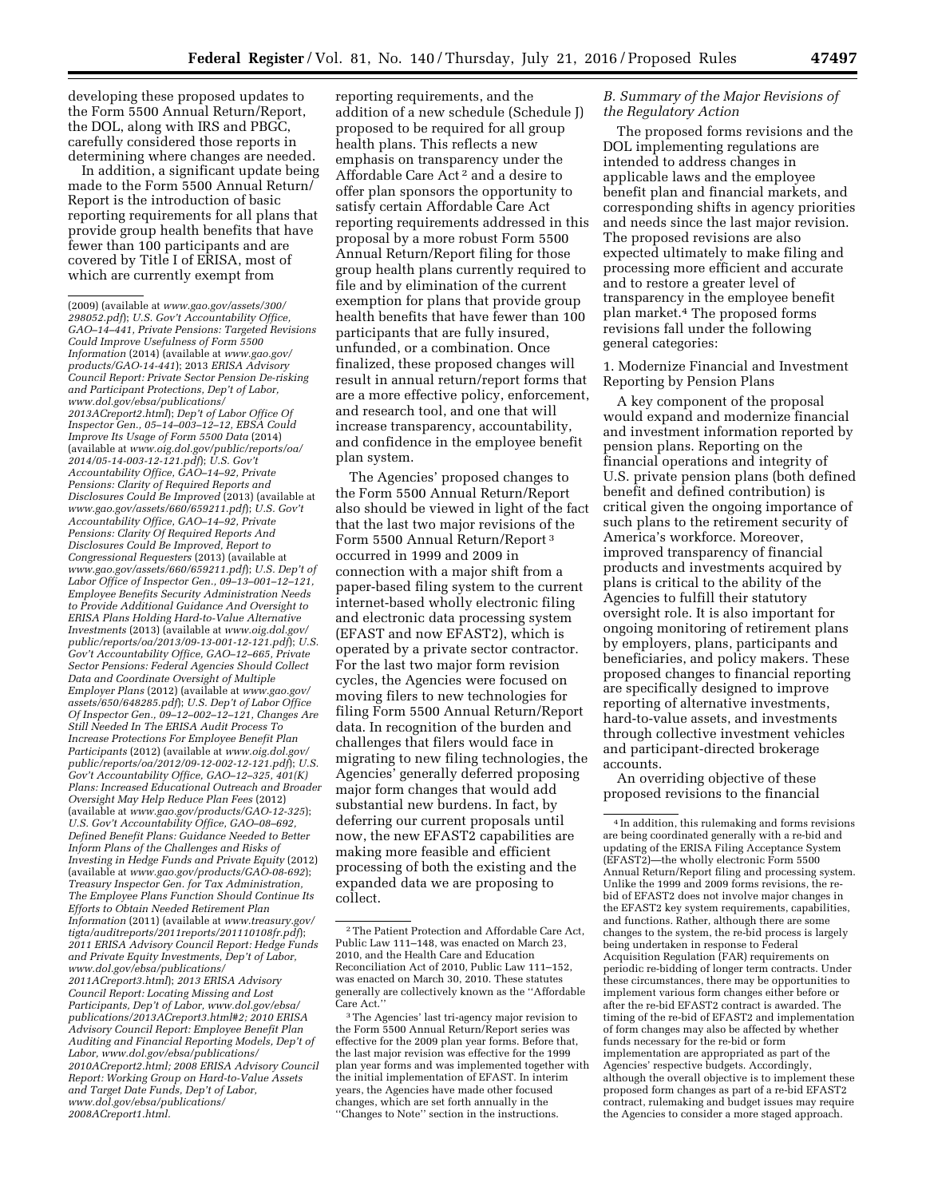developing these proposed updates to the Form 5500 Annual Return/Report, the DOL, along with IRS and PBGC, carefully considered those reports in determining where changes are needed.

In addition, a significant update being made to the Form 5500 Annual Return/Report is the introduction of basic reporting requirements for all plans that provide group health benefits that have fewer than 100 participants and are covered by Title I of ERISA, most of which are currently exempt from reporting requirements, and the addition of a new schedule (Schedule J) proposed to be required for all group health plans. This reflects a new emphasis on transparency under the Affordable Care Act [2] and a desire to offer plan sponsors the opportunity to satisfy certain Affordable Care Act reporting requirements addressed in this proposal by a more robust Form 5500 Annual Return/Report filing for those group health plans currently required to file and by elimination of the current exemption for plans that provide group health benefits that have fewer than 100 participants that are fully insured, unfunded, or a combination. Once finalized, these proposed changes will result in annual return/report forms that are a more effective policy, enforcement, and research tool, and one that will increase transparency, accountability, and confidence in the employee benefit plan system.

The Agencies' proposed changes to the Form 5500 Annual Return/Report also should be viewed in light of the fact that the last two major revisions of the Form 5500 Annual Return/Report [3] occurred in 1999 and 2009 in connection with a major shift from a paper-based filing system to the current internet-based wholly electronic filing and electronic data processing system (EFAST and now EFAST2), which is operated by a private sector contractor. For the last two major form revision cycles, the Agencies were focused on moving filers to new technologies for filing Form 5500 Annual Return/Report data. In recognition of the burden and challenges that filers would face in migrating to new filing technologies, the Agencies' generally deferred proposing major form changes that would add substantial new burdens. In fact, by deferring our current proposals until now, the new EFAST2 capabilities are making more feasible and efficient processing of both the existing and the expanded data we are proposing to collect.

### B. Summary of the Major Revisions of the Regulatory Action

The proposed forms revisions and the DOL implementing regulations are intended to address changes in applicable laws and the employee benefit plan and financial markets, and corresponding shifts in agency priorities and needs since the last major revision. The proposed revisions are also expected ultimately to make filing and processing more efficient and accurate and to restore a greater level of transparency in the employee benefit plan market.[4] The proposed forms revisions fall under the following general categories:

#### 1. Modernize Financial and Investment Reporting by Pension Plans

A key component of the proposal would expand and modernize financial and investment information reported by pension plans. Reporting on the financial operations and integrity of U.S. private pension plans (both defined benefit and defined contribution) is critical given the ongoing importance of such plans to the retirement security of America's workforce. Moreover, improved transparency of financial products and investments acquired by plans is critical to the ability of the Agencies to fulfill their statutory oversight role. It is also important for ongoing monitoring of retirement plans by employers, plans, participants and beneficiaries, and policy makers. These proposed changes to financial reporting are specifically designed to improve reporting of alternative investments, hard-to-value assets, and investments through collective investment vehicles and participant-directed brokerage accounts.

An overriding objective of these proposed revisions to the financial

---

(2009) (available at *www.gao.gov/assets/300/298052.pdf*); *U.S. Gov't Accountability Office, GAO–14–441, Private Pensions: Targeted Revisions Could Improve Usefulness of Form 5500 Information* (2014) (available at *www.gao.gov/products/GAO-14-441*); 2013 *ERISA Advisory Council Report: Private Sector Pension De-risking and Participant Protections, Dep't of Labor, www.dol.gov/ebsa/publications/2013ACreport2.html*); *Dep't of Labor Office Of Inspector Gen., 05–14–003–12–12, EBSA Could Improve Its Usage of Form 5500 Data* (2014) (available at *www.oig.dol.gov/public/reports/oa/2014/05-14-003-12-121.pdf*); *U.S. Gov't Accountability Office, GAO–14–92, Private Pensions: Clarity of Required Reports and Disclosures Could Be Improved* (2013) (available at *www.gao.gov/assets/660/659211.pdf*); *U.S. Gov't Accountability Office, GAO–14–92, Private Pensions: Clarity Of Required Reports And Disclosures Could Be Improved, Report to Congressional Requesters* (2013) (available at *www.gao.gov/assets/660/659211.pdf*); *U.S. Dep't of Labor Office of Inspector Gen., 09–13–001–12–121, Employee Benefits Security Administration Needs to Provide Additional Guidance And Oversight to ERISA Plans Holding Hard-to-Value Alternative Investments* (2013) (available at *www.oig.dol.gov/public/reports/oa/2013/09-13-001-12-121.pdf*); *U.S. Gov't Accountability Office, GAO–12–665, Private Sector Pensions: Federal Agencies Should Collect Data and Coordinate Oversight of Multiple Employer Plans* (2012) (available at *www.gao.gov/assets/650/648285.pdf*); *U.S. Dep't of Labor Office Of Inspector Gen., 09–12–002–12–121, Changes Are Still Needed In The ERISA Audit Process To Increase Protections For Employee Benefit Plan Participants* (2012) (available at *www.oig.dol.gov/public/reports/oa/2012/09-12-002-12-121.pdf*); *U.S. Gov't Accountability Office, GAO–12–325, 401(K) Plans: Increased Educational Outreach and Broader Oversight May Help Reduce Plan Fees* (2012) (available at *www.gao.gov/products/GAO-12-325*); *U.S. Gov't Accountability Office, GAO–08–692, Defined Benefit Plans: Guidance Needed to Better Inform Plans of the Challenges and Risks of Investing in Hedge Funds and Private Equity* (2012) (available at *www.gao.gov/products/GAO-08-692*); *Treasury Inspector Gen. for Tax Administration, The Employee Plans Function Should Continue Its Efforts to Obtain Needed Retirement Plan Information* (2011) (available at *www.treasury.gov/tigta/auditreports/2011reports/201110108fr.pdf*); *2011 ERISA Advisory Council Report: Hedge Funds and Private Equity Investments, Dep't of Labor, www.dol.gov/ebsa/publications/2011ACreport3.html*); *2013 ERISA Advisory Council Report: Locating Missing and Lost Participants, Dep't of Labor, www.dol.gov/ebsa/publications/2013ACreport3.html#2; 2010 ERISA Advisory Council Report: Employee Benefit Plan Auditing and Financial Reporting Models, Dep't of Labor, www.dol.gov/ebsa/publications/2010ACreport2.html; 2008 ERISA Advisory Council Report: Working Group on Hard-to-Value Assets and Target Date Funds, Dep't of Labor, www.dol.gov/ebsa/publications/2008ACreport1.html.*

[2] The Patient Protection and Affordable Care Act, Public Law 111–148, was enacted on March 23, 2010, and the Health Care and Education Reconciliation Act of 2010, Public Law 111–152, was enacted on March 30, 2010. These statutes generally are collectively known as the ''Affordable Care Act.''

[3] The Agencies' last tri-agency major revision to the Form 5500 Annual Return/Report series was effective for the 2009 plan year forms. Before that, the last major revision was effective for the 1999 plan year forms and was implemented together with the initial implementation of EFAST. In interim years, the Agencies have made other focused changes, which are set forth annually in the ''Changes to Note'' section in the instructions.

[4] In addition, this rulemaking and forms revisions are being coordinated generally with a re-bid and updating of the ERISA Filing Acceptance System (EFAST2)—the wholly electronic Form 5500 Annual Return/Report filing and processing system. Unlike the 1999 and 2009 forms revisions, the re-bid of EFAST2 does not involve major changes in the EFAST2 key system requirements, capabilities, and functions. Rather, although there are some changes to the system, the re-bid process is largely being undertaken in response to Federal Acquisition Regulation (FAR) requirements on periodic re-bidding of longer term contracts. Under these circumstances, there may be opportunities to implement various form changes either before or after the re-bid EFAST2 contract is awarded. The timing of the re-bid of EFAST2 and implementation of form changes may also be affected by whether funds necessary for the re-bid or form implementation are appropriated as part of the Agencies' respective budgets. Accordingly, although the overall objective is to implement these proposed form changes as part of a re-bid EFAST2 contract, rulemaking and budget issues may require the Agencies to consider a more staged approach.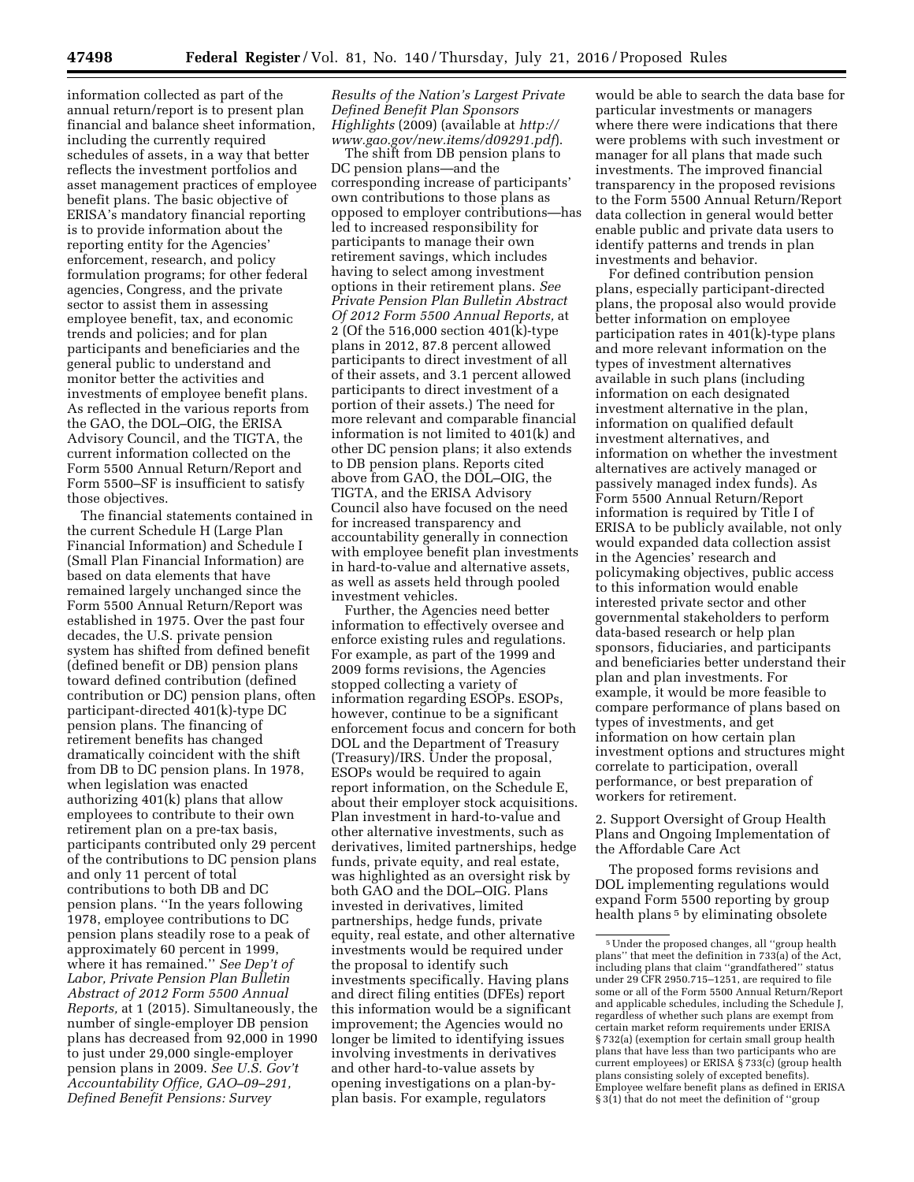information collected as part of the annual return/report is to present plan financial and balance sheet information, including the currently required schedules of assets, in a way that better reflects the investment portfolios and asset management practices of employee benefit plans. The basic objective of ERISA's mandatory financial reporting is to provide information about the reporting entity for the Agencies' enforcement, research, and policy formulation programs; for other federal agencies, Congress, and the private sector to assist them in assessing employee benefit, tax, and economic trends and policies; and for plan participants and beneficiaries and the general public to understand and monitor better the activities and investments of employee benefit plans. As reflected in the various reports from the GAO, the DOL–OIG, the ERISA Advisory Council, and the TIGTA, the current information collected on the Form 5500 Annual Return/Report and Form 5500–SF is insufficient to satisfy those objectives.

The financial statements contained in the current Schedule H (Large Plan Financial Information) and Schedule I (Small Plan Financial Information) are based on data elements that have remained largely unchanged since the Form 5500 Annual Return/Report was established in 1975. Over the past four decades, the U.S. private pension system has shifted from defined benefit (defined benefit or DB) pension plans toward defined contribution (defined contribution or DC) pension plans, often participant-directed 401(k)-type DC pension plans. The financing of retirement benefits has changed dramatically coincident with the shift from DB to DC pension plans. In 1978, when legislation was enacted authorizing 401(k) plans that allow employees to contribute to their own retirement plan on a pre-tax basis, participants contributed only 29 percent of the contributions to DC pension plans and only 11 percent of total contributions to both DB and DC pension plans. ''In the years following 1978, employee contributions to DC pension plans steadily rose to a peak of approximately 60 percent in 1999, where it has remained.'' *See Dep't of Labor, Private Pension Plan Bulletin Abstract of 2012 Form 5500 Annual Reports,* at 1 (2015). Simultaneously, the number of single-employer DB pension plans has decreased from 92,000 in 1990 to just under 29,000 single-employer pension plans in 2009. *See U.S. Gov't Accountability Office, GAO–09–291, Defined Benefit Pensions: Survey Results of the Nation's Largest Private Defined Benefit Plan Sponsors Highlights* (2009) (available at *http://www.gao.gov/new.items/d09291.pdf*).

The shift from DB pension plans to DC pension plans—and the corresponding increase of participants' own contributions to those plans as opposed to employer contributions—has led to increased responsibility for participants to manage their own retirement savings, which includes having to select among investment options in their retirement plans. *See Private Pension Plan Bulletin Abstract Of 2012 Form 5500 Annual Reports,* at 2 (Of the 516,000 section 401(k)-type plans in 2012, 87.8 percent allowed participants to direct investment of all of their assets, and 3.1 percent allowed participants to direct investment of a portion of their assets.) The need for more relevant and comparable financial information is not limited to 401(k) and other DC pension plans; it also extends to DB pension plans. Reports cited above from GAO, the DOL–OIG, the TIGTA, and the ERISA Advisory Council also have focused on the need for increased transparency and accountability generally in connection with employee benefit plan investments in hard-to-value and alternative assets, as well as assets held through pooled investment vehicles.

Further, the Agencies need better information to effectively oversee and enforce existing rules and regulations. For example, as part of the 1999 and 2009 forms revisions, the Agencies stopped collecting a variety of information regarding ESOPs. ESOPs, however, continue to be a significant enforcement focus and concern for both DOL and the Department of Treasury (Treasury)/IRS. Under the proposal, ESOPs would be required to again report information, on the Schedule E, about their employer stock acquisitions. Plan investment in hard-to-value and other alternative investments, such as derivatives, limited partnerships, hedge funds, private equity, and real estate, was highlighted as an oversight risk by both GAO and the DOL–OIG. Plans invested in derivatives, limited partnerships, hedge funds, private equity, real estate, and other alternative investments would be required under the proposal to identify such investments specifically. Having plans and direct filing entities (DFEs) report this information would be a significant improvement; the Agencies would no longer be limited to identifying issues involving investments in derivatives and other hard-to-value assets by opening investigations on a plan-by-plan basis. For example, regulators would be able to search the data base for particular investments or managers where there were indications that there were problems with such investment or manager for all plans that made such investments. The improved financial transparency in the proposed revisions to the Form 5500 Annual Return/Report data collection in general would better enable public and private data users to identify patterns and trends in plan investments and behavior.

For defined contribution pension plans, especially participant-directed plans, the proposal also would provide better information on employee participation rates in 401(k)-type plans and more relevant information on the types of investment alternatives available in such plans (including information on each designated investment alternative in the plan, information on qualified default investment alternatives, and information on whether the investment alternatives are actively managed or passively managed index funds). As Form 5500 Annual Return/Report information is required by Title I of ERISA to be publicly available, not only would expanded data collection assist in the Agencies' research and policymaking objectives, public access to this information would enable interested private sector and other governmental stakeholders to perform data-based research or help plan sponsors, fiduciaries, and participants and beneficiaries better understand their plan and plan investments. For example, it would be more feasible to compare performance of plans based on types of investments, and get information on how certain plan investment options and structures might correlate to participation, overall performance, or best preparation of workers for retirement.

2. Support Oversight of Group Health Plans and Ongoing Implementation of the Affordable Care Act

The proposed forms revisions and DOL implementing regulations would expand Form 5500 reporting by group health plans [5] by eliminating obsolete

[5] Under the proposed changes, all ''group health plans'' that meet the definition in 733(a) of the Act, including plans that claim ''grandfathered'' status under 29 CFR 2950.715–1251, are required to file some or all of the Form 5500 Annual Return/Report and applicable schedules, including the Schedule J, regardless of whether such plans are exempt from certain market reform requirements under ERISA § 732(a) (exemption for certain small group health plans that have less than two participants who are current employees) or ERISA § 733(c) (group health plans consisting solely of excepted benefits). Employee welfare benefit plans as defined in ERISA § 3(1) that do not meet the definition of ''group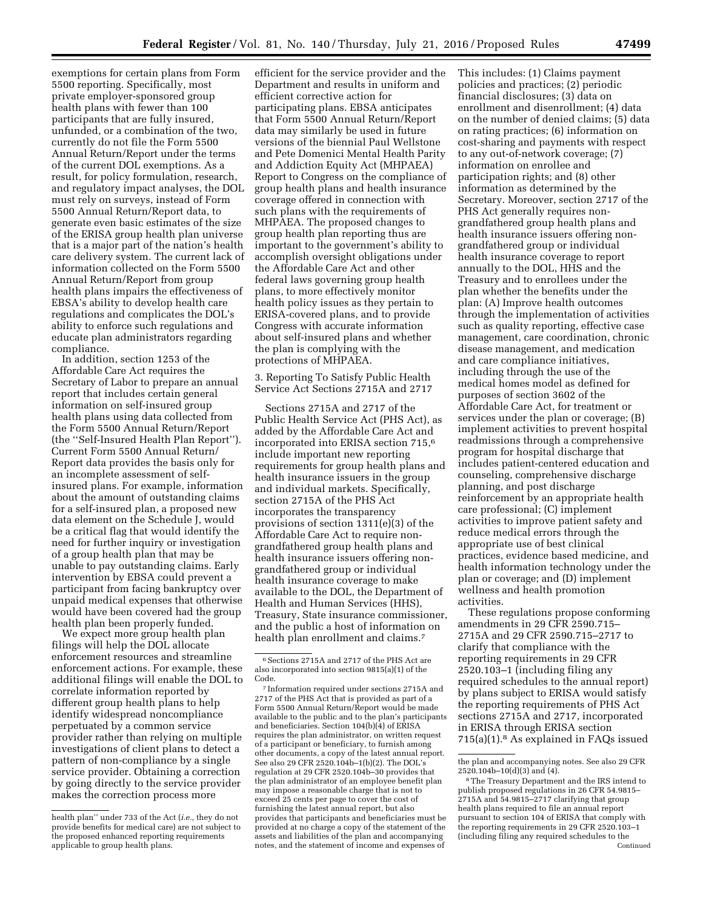exemptions for certain plans from Form 5500 reporting. Specifically, most private employer-sponsored group health plans with fewer than 100 participants that are fully insured, unfunded, or a combination of the two, currently do not file the Form 5500 Annual Return/Report under the terms of the current DOL exemptions. As a result, for policy formulation, research, and regulatory impact analyses, the DOL must rely on surveys, instead of Form 5500 Annual Return/Report data, to generate even basic estimates of the size of the ERISA group health plan universe that is a major part of the nation's health care delivery system. The current lack of information collected on the Form 5500 Annual Return/Report from group health plans impairs the effectiveness of EBSA's ability to develop health care regulations and complicates the DOL's ability to enforce such regulations and educate plan administrators regarding compliance.

In addition, section 1253 of the Affordable Care Act requires the Secretary of Labor to prepare an annual report that includes certain general information on self-insured group health plans using data collected from the Form 5500 Annual Return/Report (the ''Self-Insured Health Plan Report''). Current Form 5500 Annual Return/Report data provides the basis only for an incomplete assessment of self-insured plans. For example, information about the amount of outstanding claims for a self-insured plan, a proposed new data element on the Schedule J, would be a critical flag that would identify the need for further inquiry or investigation of a group health plan that may be unable to pay outstanding claims. Early intervention by EBSA could prevent a participant from facing bankruptcy over unpaid medical expenses that otherwise would have been covered had the group health plan been properly funded.

We expect more group health plan filings will help the DOL allocate enforcement resources and streamline enforcement actions. For example, these additional filings will enable the DOL to correlate information reported by different group health plans to help identify widespread noncompliance perpetuated by a common service provider rather than relying on multiple investigations of client plans to detect a pattern of non-compliance by a single service provider. Obtaining a correction by going directly to the service provider makes the correction process more efficient for the service provider and the Department and results in uniform and efficient corrective action for participating plans. EBSA anticipates that Form 5500 Annual Return/Report data may similarly be used in future versions of the biennial Paul Wellstone and Pete Domenici Mental Health Parity and Addiction Equity Act (MHPAEA) Report to Congress on the compliance of group health plans and health insurance coverage offered in connection with such plans with the requirements of MHPAEA. The proposed changes to group health plan reporting thus are important to the government's ability to accomplish oversight obligations under the Affordable Care Act and other federal laws governing group health plans, to more effectively monitor health policy issues as they pertain to ERISA-covered plans, and to provide Congress with accurate information about self-insured plans and whether the plan is complying with the protections of MHPAEA.

3. Reporting To Satisfy Public Health Service Act Sections 2715A and 2717

Sections 2715A and 2717 of the Public Health Service Act (PHS Act), as added by the Affordable Care Act and incorporated into ERISA section 715,[6] include important new reporting requirements for group health plans and health insurance issuers in the group and individual markets. Specifically, section 2715A of the PHS Act incorporates the transparency provisions of section 1311(e)(3) of the Affordable Care Act to require non-grandfathered group health plans and health insurance issuers offering non-grandfathered group or individual health insurance coverage to make available to the DOL, the Department of Health and Human Services (HHS), Treasury, State insurance commissioner, and the public a host of information on health plan enrollment and claims.[7] This includes: (1) Claims payment policies and practices; (2) periodic financial disclosures; (3) data on enrollment and disenrollment; (4) data on the number of denied claims; (5) data on rating practices; (6) information on cost-sharing and payments with respect to any out-of-network coverage; (7) information on enrollee and participation rights; and (8) other information as determined by the Secretary. Moreover, section 2717 of the PHS Act generally requires non-grandfathered group health plans and health insurance issuers offering non-grandfathered group or individual health insurance coverage to report annually to the DOL, HHS and the Treasury and to enrollees under the plan whether the benefits under the plan: (A) Improve health outcomes through the implementation of activities such as quality reporting, effective case management, care coordination, chronic disease management, and medication and care compliance initiatives, including through the use of the medical homes model as defined for purposes of section 3602 of the Affordable Care Act, for treatment or services under the plan or coverage; (B) implement activities to prevent hospital readmissions through a comprehensive program for hospital discharge that includes patient-centered education and counseling, comprehensive discharge planning, and post discharge reinforcement by an appropriate health care professional; (C) implement activities to improve patient safety and reduce medical errors through the appropriate use of best clinical practices, evidence based medicine, and health information technology under the plan or coverage; and (D) implement wellness and health promotion activities.

These regulations propose conforming amendments in 29 CFR 2590.715–2715A and 29 CFR 2590.715–2717 to clarify that compliance with the reporting requirements in 29 CFR 2520.103–1 (including filing any required schedules to the annual report) by plans subject to ERISA would satisfy the reporting requirements of PHS Act sections 2715A and 2717, incorporated in ERISA through ERISA section 715(a)(1).[8] As explained in FAQs issued

---

health plan'' under 733 of the Act (*i.e.,* they do not provide benefits for medical care) are not subject to the proposed enhanced reporting requirements applicable to group health plans.

[6] Sections 2715A and 2717 of the PHS Act are also incorporated into section 9815(a)(1) of the Code.

[7] Information required under sections 2715A and 2717 of the PHS Act that is provided as part of a Form 5500 Annual Return/Report would be made available to the public and to the plan's participants and beneficiaries. Section 104(b)(4) of ERISA requires the plan administrator, on written request of a participant or beneficiary, to furnish among other documents, a copy of the latest annual report. See also 29 CFR 2520.104b–1(b)(2). The DOL's regulation at 29 CFR 2520.104b–30 provides that the plan administrator of an employee benefit plan may impose a reasonable charge that is not to exceed 25 cents per page to cover the cost of furnishing the latest annual report, but also provides that participants and beneficiaries must be provided at no charge a copy of the statement of the assets and liabilities of the plan and accompanying notes, and the statement of income and expenses of the plan and accompanying notes. See also 29 CFR 2520.104b–10(d)(3) and (4).

[8] The Treasury Department and the IRS intend to publish proposed regulations in 26 CFR 54.9815–2715A and 54.9815–2717 clarifying that group health plans required to file an annual report pursuant to section 104 of ERISA that comply with the reporting requirements in 29 CFR 2520.103–1 (including filing any required schedules to the
Continued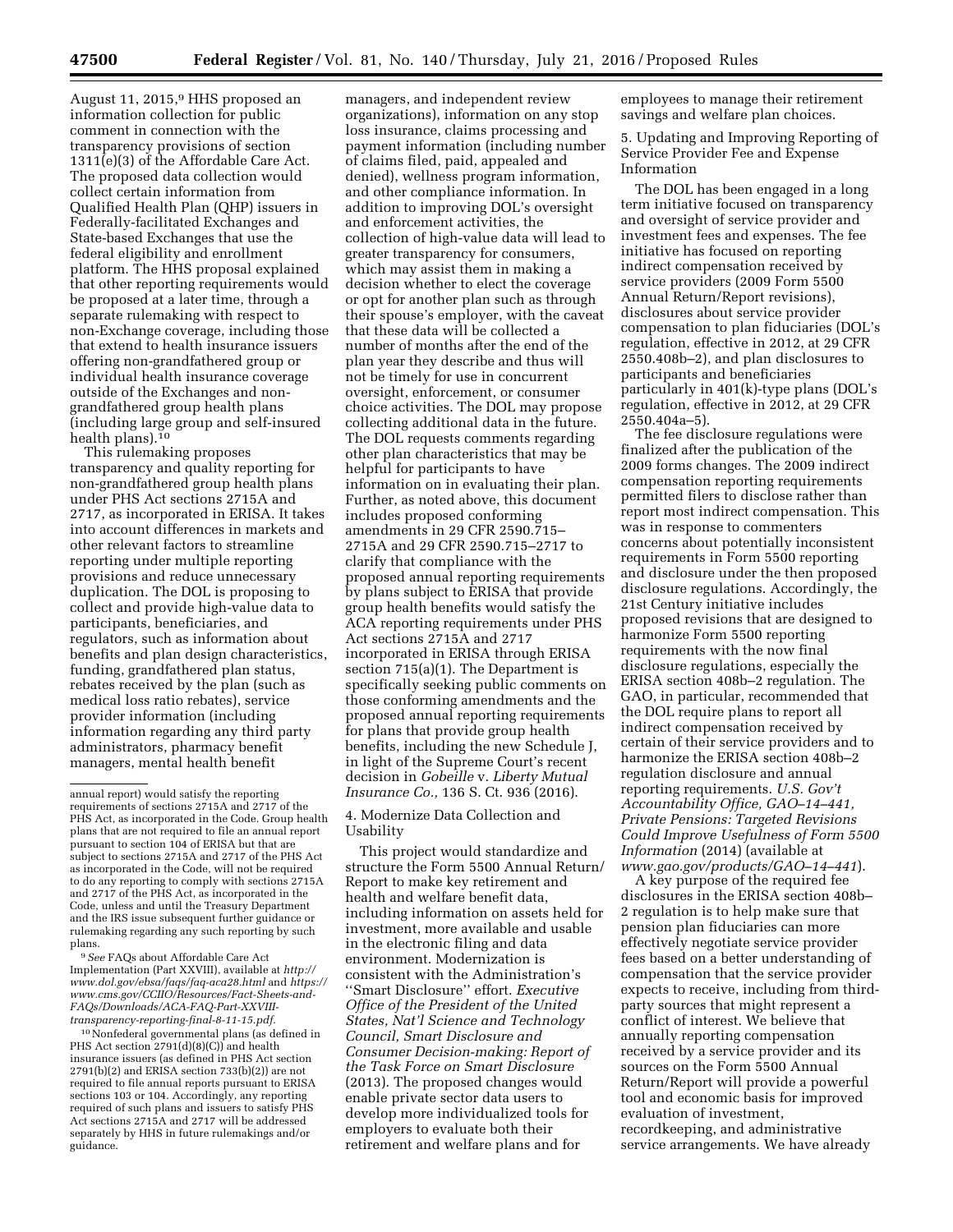August 11, 2015,[9] HHS proposed an information collection for public comment in connection with the transparency provisions of section 1311(e)(3) of the Affordable Care Act. The proposed data collection would collect certain information from Qualified Health Plan (QHP) issuers in Federally-facilitated Exchanges and State-based Exchanges that use the federal eligibility and enrollment platform. The HHS proposal explained that other reporting requirements would be proposed at a later time, through a separate rulemaking with respect to non-Exchange coverage, including those that extend to health insurance issuers offering non-grandfathered group or individual health insurance coverage outside of the Exchanges and non-grandfathered group health plans (including large group and self-insured health plans).[10]

This rulemaking proposes transparency and quality reporting for non-grandfathered group health plans under PHS Act sections 2715A and 2717, as incorporated in ERISA. It takes into account differences in markets and other relevant factors to streamline reporting under multiple reporting provisions and reduce unnecessary duplication. The DOL is proposing to collect and provide high-value data to participants, beneficiaries, and regulators, such as information about benefits and plan design characteristics, funding, grandfathered plan status, rebates received by the plan (such as medical loss ratio rebates), service provider information (including information regarding any third party administrators, pharmacy benefit managers, mental health benefit managers, and independent review organizations), information on any stop loss insurance, claims processing and payment information (including number of claims filed, paid, appealed and denied), wellness program information, and other compliance information. In addition to improving DOL's oversight and enforcement activities, the collection of high-value data will lead to greater transparency for consumers, which may assist them in making a decision whether to elect the coverage or opt for another plan such as through their spouse's employer, with the caveat that these data will be collected a number of months after the end of the plan year they describe and thus will not be timely for use in concurrent oversight, enforcement, or consumer choice activities. The DOL may propose collecting additional data in the future. The DOL requests comments regarding other plan characteristics that may be helpful for participants to have information on in evaluating their plan. Further, as noted above, this document includes proposed conforming amendments in 29 CFR 2590.715–2715A and 29 CFR 2590.715–2717 to clarify that compliance with the proposed annual reporting requirements by plans subject to ERISA that provide group health benefits would satisfy the ACA reporting requirements under PHS Act sections 2715A and 2717 incorporated in ERISA through ERISA section 715(a)(1). The Department is specifically seeking public comments on those conforming amendments and the proposed annual reporting requirements for plans that provide group health benefits, including the new Schedule J, in light of the Supreme Court's recent decision in *Gobeille* v. *Liberty Mutual Insurance Co.,* 136 S. Ct. 936 (2016).

4. Modernize Data Collection and Usability

This project would standardize and structure the Form 5500 Annual Return/Report to make key retirement and health and welfare benefit data, including information on assets held for investment, more available and usable in the electronic filing and data environment. Modernization is consistent with the Administration's "Smart Disclosure" effort. *Executive Office of the President of the United States, Nat'l Science and Technology Council, Smart Disclosure and Consumer Decision-making: Report of the Task Force on Smart Disclosure* (2013). The proposed changes would enable private sector data users to develop more individualized tools for employers to evaluate both their retirement and welfare plans and for employees to manage their retirement savings and welfare plan choices.

5. Updating and Improving Reporting of Service Provider Fee and Expense Information

The DOL has been engaged in a long term initiative focused on transparency and oversight of service provider and investment fees and expenses. The fee initiative has focused on reporting indirect compensation received by service providers (2009 Form 5500 Annual Return/Report revisions), disclosures about service provider compensation to plan fiduciaries (DOL's regulation, effective in 2012, at 29 CFR 2550.408b–2), and plan disclosures to participants and beneficiaries particularly in 401(k)-type plans (DOL's regulation, effective in 2012, at 29 CFR 2550.404a–5).

The fee disclosure regulations were finalized after the publication of the 2009 forms changes. The 2009 indirect compensation reporting requirements permitted filers to disclose rather than report most indirect compensation. This was in response to commenters concerns about potentially inconsistent requirements in Form 5500 reporting and disclosure under the then proposed disclosure regulations. Accordingly, the 21st Century initiative includes proposed revisions that are designed to harmonize Form 5500 reporting requirements with the now final disclosure regulations, especially the ERISA section 408b–2 regulation. The GAO, in particular, recommended that the DOL require plans to report all indirect compensation received by certain of their service providers and to harmonize the ERISA section 408b–2 regulation disclosure and annual reporting requirements. *U.S. Gov't Accountability Office, GAO–14–441, Private Pensions: Targeted Revisions Could Improve Usefulness of Form 5500 Information* (2014) (available at *www.gao.gov/products/GAO–14–441*).

A key purpose of the required fee disclosures in the ERISA section 408b–2 regulation is to help make sure that pension plan fiduciaries can more effectively negotiate service provider fees based on a better understanding of compensation that the service provider expects to receive, including from third-party sources that might represent a conflict of interest. We believe that annually reporting compensation received by a service provider and its sources on the Form 5500 Annual Return/Report will provide a powerful tool and economic basis for improved evaluation of investment, recordkeeping, and administrative service arrangements. We have already

---

annual report) would satisfy the reporting requirements of sections 2715A and 2717 of the PHS Act, as incorporated in the Code. Group health plans that are not required to file an annual report pursuant to section 104 of ERISA but that are subject to sections 2715A and 2717 of the PHS Act as incorporated in the Code, will not be required to do any reporting to comply with sections 2715A and 2717 of the PHS Act, as incorporated in the Code, unless and until the Treasury Department and the IRS issue subsequent further guidance or rulemaking regarding any such reporting by such plans.

[9] *See* FAQs about Affordable Care Act Implementation (Part XXVIII), available at *http://www.dol.gov/ebsa/faqs/faq-aca28.html* and *https://www.cms.gov/CCIIO/Resources/Fact-Sheets-and-FAQs/Downloads/ACA-FAQ-Part-XXVIII-transparency-reporting-final-8-11-15.pdf*.

[10] Nonfederal governmental plans (as defined in PHS Act section 2791(d)(8)(C)) and health insurance issuers (as defined in PHS Act section 2791(b)(2) and ERISA section 733(b)(2)) are not required to file annual reports pursuant to ERISA sections 103 or 104. Accordingly, any reporting required of such plans and issuers to satisfy PHS Act sections 2715A and 2717 will be addressed separately by HHS in future rulemakings and/or guidance.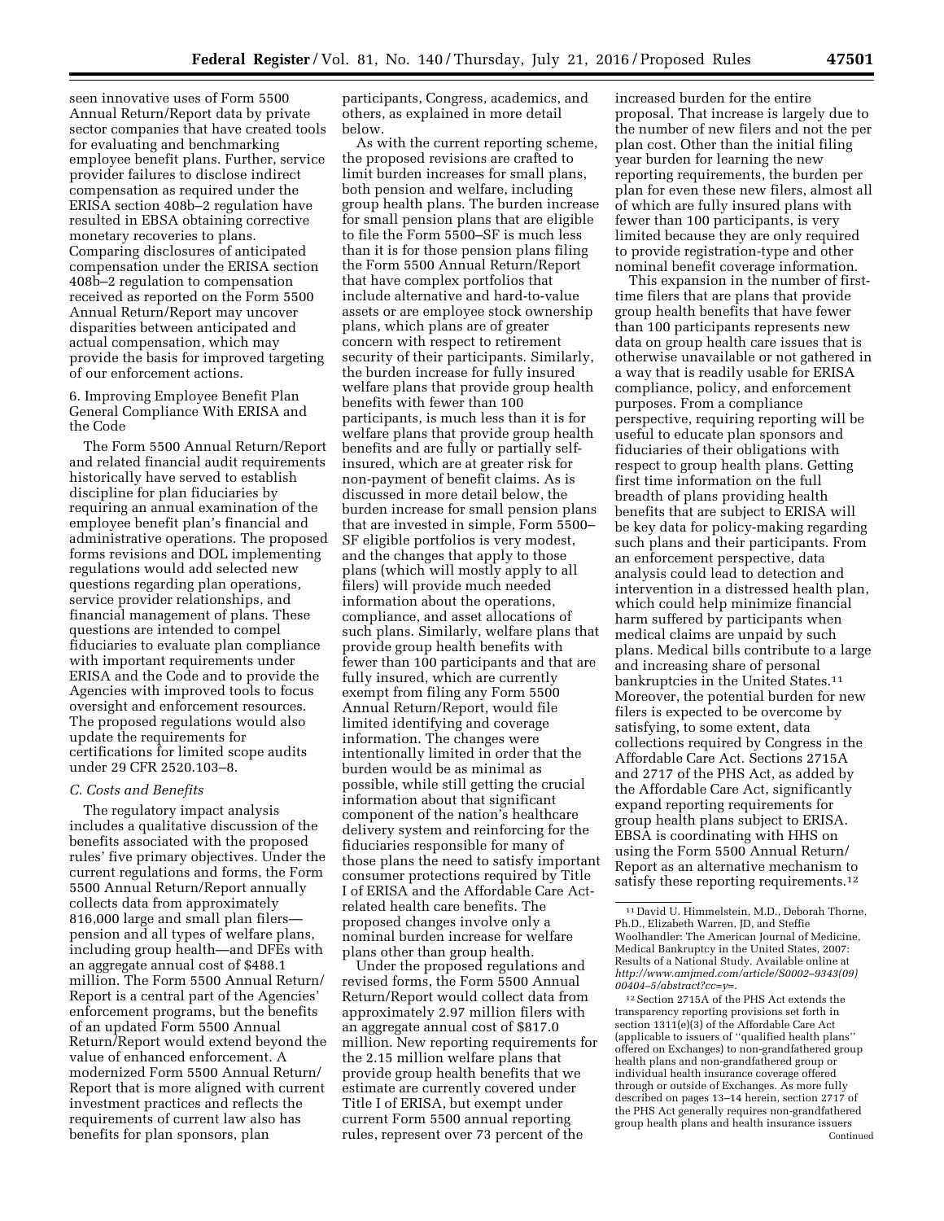seen innovative uses of Form 5500 Annual Return/Report data by private sector companies that have created tools for evaluating and benchmarking employee benefit plans. Further, service provider failures to disclose indirect compensation as required under the ERISA section 408b–2 regulation have resulted in EBSA obtaining corrective monetary recoveries to plans. Comparing disclosures of anticipated compensation under the ERISA section 408b–2 regulation to compensation received as reported on the Form 5500 Annual Return/Report may uncover disparities between anticipated and actual compensation, which may provide the basis for improved targeting of our enforcement actions.

6. Improving Employee Benefit Plan General Compliance With ERISA and the Code

The Form 5500 Annual Return/Report and related financial audit requirements historically have served to establish discipline for plan fiduciaries by requiring an annual examination of the employee benefit plan's financial and administrative operations. The proposed forms revisions and DOL implementing regulations would add selected new questions regarding plan operations, service provider relationships, and financial management of plans. These questions are intended to compel fiduciaries to evaluate plan compliance with important requirements under ERISA and the Code and to provide the Agencies with improved tools to focus oversight and enforcement resources. The proposed regulations would also update the requirements for certifications for limited scope audits under 29 CFR 2520.103–8.

### *C. Costs and Benefits*

The regulatory impact analysis includes a qualitative discussion of the benefits associated with the proposed rules' five primary objectives. Under the current regulations and forms, the Form 5500 Annual Return/Report annually collects data from approximately 816,000 large and small plan filers—pension and all types of welfare plans, including group health—and DFEs with an aggregate annual cost of $488.1 million. The Form 5500 Annual Return/Report is a central part of the Agencies' enforcement programs, but the benefits of an updated Form 5500 Annual Return/Report would extend beyond the value of enhanced enforcement. A modernized Form 5500 Annual Return/Report that is more aligned with current investment practices and reflects the requirements of current law also has benefits for plan sponsors, plan participants, Congress, academics, and others, as explained in more detail below.

As with the current reporting scheme, the proposed revisions are crafted to limit burden increases for small plans, both pension and welfare, including group health plans. The burden increase for small pension plans that are eligible to file the Form 5500–SF is much less than it is for those pension plans filing the Form 5500 Annual Return/Report that have complex portfolios that include alternative and hard-to-value assets or are employee stock ownership plans, which plans are of greater concern with respect to retirement security of their participants. Similarly, the burden increase for fully insured welfare plans that provide group health benefits with fewer than 100 participants, is much less than it is for welfare plans that provide group health benefits and are fully or partially self-insured, which are at greater risk for non-payment of benefit claims. As is discussed in more detail below, the burden increase for small pension plans that are invested in simple, Form 5500–SF eligible portfolios is very modest, and the changes that apply to those plans (which will mostly apply to all filers) will provide much needed information about the operations, compliance, and asset allocations of such plans. Similarly, welfare plans that provide group health benefits with fewer than 100 participants and that are fully insured, which are currently exempt from filing any Form 5500 Annual Return/Report, would file limited identifying and coverage information. The changes were intentionally limited in order that the burden would be as minimal as possible, while still getting the crucial information about that significant component of the nation's healthcare delivery system and reinforcing for the fiduciaries responsible for many of those plans the need to satisfy important consumer protections required by Title I of ERISA and the Affordable Care Act-related health care benefits. The proposed changes involve only a nominal burden increase for welfare plans other than group health.

Under the proposed regulations and revised forms, the Form 5500 Annual Return/Report would collect data from approximately 2.97 million filers with an aggregate annual cost of $817.0 million. New reporting requirements for the 2.15 million welfare plans that provide group health benefits that we estimate are currently covered under Title I of ERISA, but exempt under current Form 5500 annual reporting rules, represent over 73 percent of the increased burden for the entire proposal. That increase is largely due to the number of new filers and not the per plan cost. Other than the initial filing year burden for learning the new reporting requirements, the burden per plan for even these new filers, almost all of which are fully insured plans with fewer than 100 participants, is very limited because they are only required to provide registration-type and other nominal benefit coverage information.

This expansion in the number of first-time filers that are plans that provide group health benefits that have fewer than 100 participants represents new data on group health care issues that is otherwise unavailable or not gathered in a way that is readily usable for ERISA compliance, policy, and enforcement purposes. From a compliance perspective, requiring reporting will be useful to educate plan sponsors and fiduciaries of their obligations with respect to group health plans. Getting first time information on the full breadth of plans providing health benefits that are subject to ERISA will be key data for policy-making regarding such plans and their participants. From an enforcement perspective, data analysis could lead to detection and intervention in a distressed health plan, which could help minimize financial harm suffered by participants when medical claims are unpaid by such plans. Medical bills contribute to a large and increasing share of personal bankruptcies in the United States.[11] Moreover, the potential burden for new filers is expected to be overcome by satisfying, to some extent, data collections required by Congress in the Affordable Care Act. Sections 2715A and 2717 of the PHS Act, as added by the Affordable Care Act, significantly expand reporting requirements for group health plans subject to ERISA. EBSA is coordinating with HHS on using the Form 5500 Annual Return/Report as an alternative mechanism to satisfy these reporting requirements.[12]

---

[11] David U. Himmelstein, M.D., Deborah Thorne, Ph.D., Elizabeth Warren, JD, and Steffie Woolhandler: The American Journal of Medicine, Medical Bankruptcy in the United States, 2007: Results of a National Study. Available online at *http://www.amjmed.com/article/S0002–9343(09)00404–5/abstract?cc=y=*.

[12] Section 2715A of the PHS Act extends the transparency reporting provisions set forth in section 1311(e)(3) of the Affordable Care Act (applicable to issuers of "qualified health plans" offered on Exchanges) to non-grandfathered group health plans and non-grandfathered group or individual health insurance coverage offered through or outside of Exchanges. As more fully described on pages 13–14 herein, section 2717 of the PHS Act generally requires non-grandfathered group health plans and health insurance issuers Continued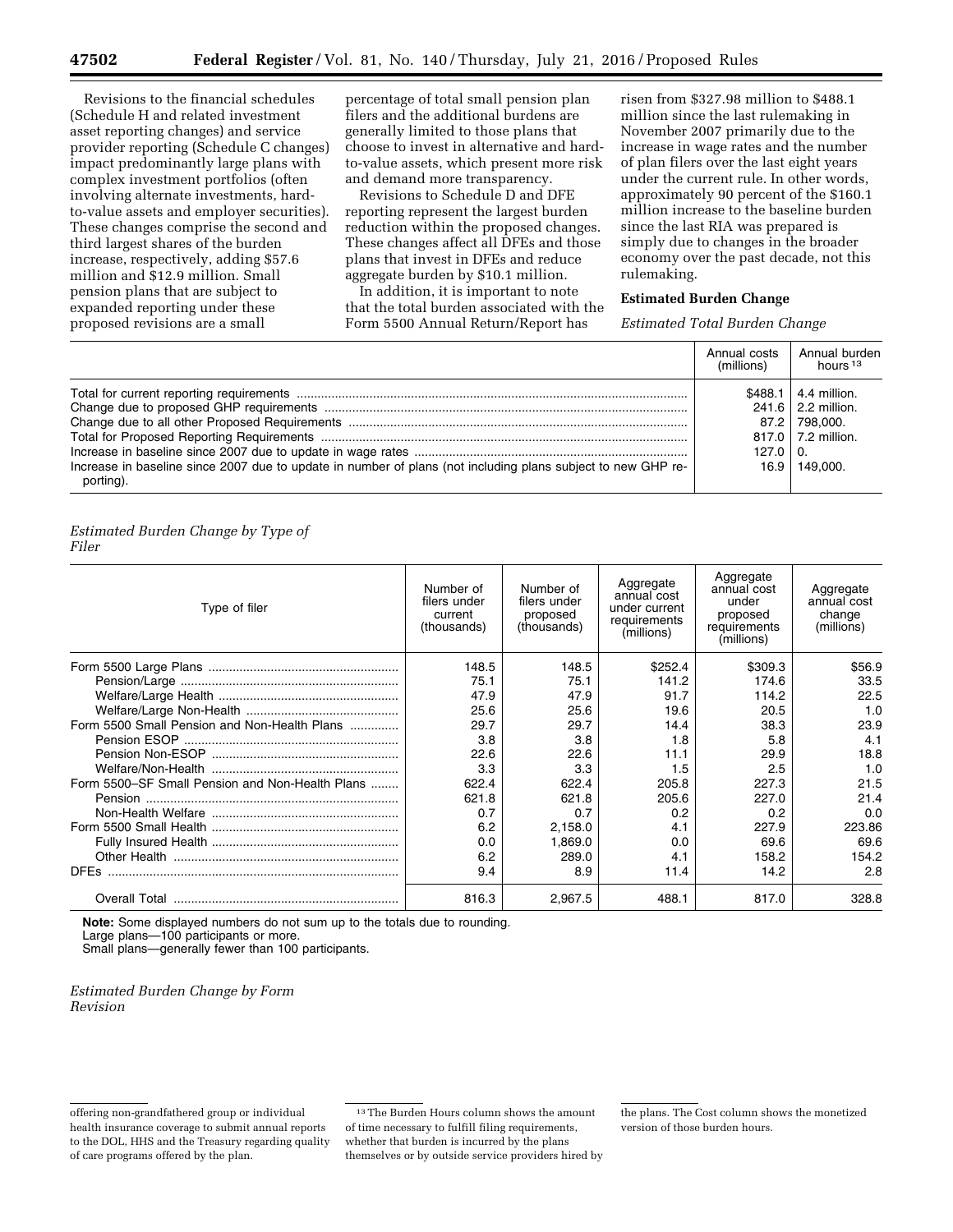Revisions to the financial schedules (Schedule H and related investment asset reporting changes) and service provider reporting (Schedule C changes) impact predominantly large plans with complex investment portfolios (often involving alternate investments, hard-to-value assets and employer securities). These changes comprise the second and third largest shares of the burden increase, respectively, adding $57.6 million and $12.9 million. Small pension plans that are subject to expanded reporting under these proposed revisions are a small percentage of total small pension plan filers and the additional burdens are generally limited to those plans that choose to invest in alternative and hard-to-value assets, which present more risk and demand more transparency.

Revisions to Schedule D and DFE reporting represent the largest burden reduction within the proposed changes. These changes affect all DFEs and those plans that invest in DFEs and reduce aggregate burden by $10.1 million.

In addition, it is important to note that the total burden associated with the Form 5500 Annual Return/Report has risen from $327.98 million to $488.1 million since the last rulemaking in November 2007 primarily due to the increase in wage rates and the number of plan filers over the last eight years under the current rule. In other words, approximately 90 percent of the $160.1 million increase to the baseline burden since the last RIA was prepared is simply due to changes in the broader economy over the past decade, not this rulemaking.

**Estimated Burden Change**

*Estimated Total Burden Change*

| | Annual costs (millions) | Annual burden hours [13] |
|---|---|---|
| Total for current reporting requirements | $488.1 | 4.4 million. |
| Change due to proposed GHP requirements | 241.6 | 2.2 million. |
| Change due to all other Proposed Requirements | 87.2 | 798,000. |
| Total for Proposed Reporting Requirements | 817.0 | 7.2 million. |
| Increase in baseline since 2007 due to update in wage rates | 127.0 | 0. |
| Increase in baseline since 2007 due to update in number of plans (not including plans subject to new GHP reporting). | 16.9 | 149,000. |

*Estimated Burden Change by Type of Filer*

| Type of filer | Number of filers under current (thousands) | Number of filers under proposed (thousands) | Aggregate annual cost under current requirements (millions) | Aggregate annual cost under proposed requirements (millions) | Aggregate annual cost change (millions) |
|---|---|---|---|---|---|
| Form 5500 Large Plans | 148.5 | 148.5 | $252.4 | $309.3 | $56.9 |
| Pension/Large | 75.1 | 75.1 | 141.2 | 174.6 | 33.5 |
| Welfare/Large Health | 47.9 | 47.9 | 91.7 | 114.2 | 22.5 |
| Welfare/Large Non-Health | 25.6 | 25.6 | 19.6 | 20.5 | 1.0 |
| Form 5500 Small Pension and Non-Health Plans | 29.7 | 29.7 | 14.4 | 38.3 | 23.9 |
| Pension ESOP | 3.8 | 3.8 | 1.8 | 5.8 | 4.1 |
| Pension Non-ESOP | 22.6 | 22.6 | 11.1 | 29.9 | 18.8 |
| Welfare/Non-Health | 3.3 | 3.3 | 1.5 | 2.5 | 1.0 |
| Form 5500–SF Small Pension and Non-Health Plans | 622.4 | 622.4 | 205.8 | 227.3 | 21.5 |
| Pension | 621.8 | 621.8 | 205.6 | 227.0 | 21.4 |
| Non-Health Welfare | 0.7 | 0.7 | 0.2 | 0.2 | 0.0 |
| Form 5500 Small Health | 6.2 | 2,158.0 | 4.1 | 227.9 | 223.86 |
| Fully Insured Health | 0.0 | 1,869.0 | 0.0 | 69.6 | 69.6 |
| Other Health | 6.2 | 289.0 | 4.1 | 158.2 | 154.2 |
| DFEs | 9.4 | 8.9 | 11.4 | 14.2 | 2.8 |
| Overall Total | 816.3 | 2,967.5 | 488.1 | 817.0 | 328.8 |

**Note:** Some displayed numbers do not sum up to the totals due to rounding.
Large plans—100 participants or more.
Small plans—generally fewer than 100 participants.

*Estimated Burden Change by Form Revision*

---

offering non-grandfathered group or individual health insurance coverage to submit annual reports to the DOL, HHS and the Treasury regarding quality of care programs offered by the plan.

[13] The Burden Hours column shows the amount of time necessary to fulfill filing requirements, whether that burden is incurred by the plans themselves or by outside service providers hired by the plans. The Cost column shows the monetized version of those burden hours.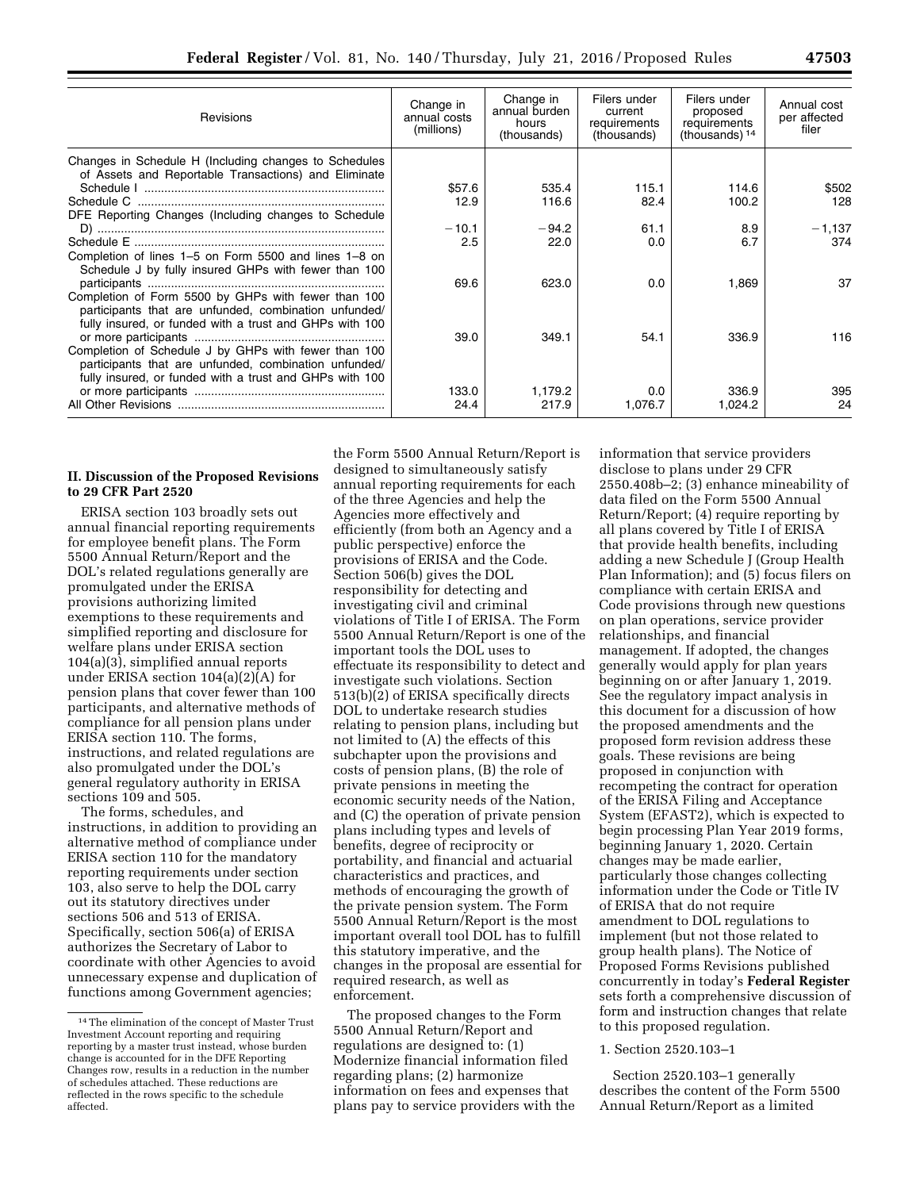| Revisions | Change in annual costs (millions) | Change in annual burden hours (thousands) | Filers under current requirements (thousands) | Filers under proposed requirements (thousands) [14] | Annual cost per affected filer |
|---|---|---|---|---|---|
| Changes in Schedule H (Including changes to Schedules of Assets and Reportable Transactions) and Eliminate Schedule I | $57.6 | 535.4 | 115.1 | 114.6 | $502 |
| Schedule C | 12.9 | 116.6 | 82.4 | 100.2 | 128 |
| DFE Reporting Changes (Including changes to Schedule D) | −10.1 | −94.2 | 61.1 | 8.9 | −1,137 |
| Schedule E | 2.5 | 22.0 | 0.0 | 6.7 | 374 |
| Completion of lines 1–5 on Form 5500 and lines 1–8 on Schedule J by fully insured GHPs with fewer than 100 participants | 69.6 | 623.0 | 0.0 | 1,869 | 37 |
| Completion of Form 5500 by GHPs with fewer than 100 participants that are unfunded, combination unfunded/fully insured, or funded with a trust and GHPs with 100 or more participants | 39.0 | 349.1 | 54.1 | 336.9 | 116 |
| Completion of Schedule J by GHPs with fewer than 100 participants that are unfunded, combination unfunded/fully insured, or funded with a trust and GHPs with 100 or more participants | 133.0 | 1,179.2 | 0.0 | 336.9 | 395 |
| All Other Revisions | 24.4 | 217.9 | 1,076.7 | 1,024.2 | 24 |

## II. Discussion of the Proposed Revisions to 29 CFR Part 2520

ERISA section 103 broadly sets out annual financial reporting requirements for employee benefit plans. The Form 5500 Annual Return/Report and the DOL's related regulations generally are promulgated under the ERISA provisions authorizing limited exemptions to these requirements and simplified reporting and disclosure for welfare plans under ERISA section 104(a)(3), simplified annual reports under ERISA section 104(a)(2)(A) for pension plans that cover fewer than 100 participants, and alternative methods of compliance for all pension plans under ERISA section 110. The forms, instructions, and related regulations are also promulgated under the DOL's general regulatory authority in ERISA sections 109 and 505.

The forms, schedules, and instructions, in addition to providing an alternative method of compliance under ERISA section 110 for the mandatory reporting requirements under section 103, also serve to help the DOL carry out its statutory directives under sections 506 and 513 of ERISA. Specifically, section 506(a) of ERISA authorizes the Secretary of Labor to coordinate with other Agencies to avoid unnecessary expense and duplication of functions among Government agencies; the Form 5500 Annual Return/Report is designed to simultaneously satisfy annual reporting requirements for each of the three Agencies and help the Agencies more effectively and efficiently (from both an Agency and a public perspective) enforce the provisions of ERISA and the Code. Section 506(b) gives the DOL responsibility for detecting and investigating civil and criminal violations of Title I of ERISA. The Form 5500 Annual Return/Report is one of the important tools the DOL uses to effectuate its responsibility to detect and investigate such violations. Section 513(b)(2) of ERISA specifically directs DOL to undertake research studies relating to pension plans, including but not limited to (A) the effects of this subchapter upon the provisions and costs of pension plans, (B) the role of private pensions in meeting the economic security needs of the Nation, and (C) the operation of private pension plans including types and levels of benefits, degree of reciprocity or portability, and financial and actuarial characteristics and practices, and methods of encouraging the growth of the private pension system. The Form 5500 Annual Return/Report is the most important overall tool DOL has to fulfill this statutory imperative, and the changes in the proposal are essential for required research, as well as enforcement.

The proposed changes to the Form 5500 Annual Return/Report and regulations are designed to: (1) Modernize financial information filed regarding plans; (2) harmonize information on fees and expenses that plans pay to service providers with the information that service providers disclose to plans under 29 CFR 2550.408b–2; (3) enhance mineability of data filed on the Form 5500 Annual Return/Report; (4) require reporting by all plans covered by Title I of ERISA that provide health benefits, including adding a new Schedule J (Group Health Plan Information); and (5) focus filers on compliance with certain ERISA and Code provisions through new questions on plan operations, service provider relationships, and financial management. If adopted, the changes generally would apply for plan years beginning on or after January 1, 2019. See the regulatory impact analysis in this document for a discussion of how the proposed amendments and the proposed form revision address these goals. These revisions are being proposed in conjunction with recompeting the contract for operation of the ERISA Filing and Acceptance System (EFAST2), which is expected to begin processing Plan Year 2019 forms, beginning January 1, 2020. Certain changes may be made earlier, particularly those changes collecting information under the Code or Title IV of ERISA that do not require amendment to DOL regulations to implement (but not those related to group health plans). The Notice of Proposed Forms Revisions published concurrently in today's **Federal Register** sets forth a comprehensive discussion of form and instruction changes that relate to this proposed regulation.

1. Section 2520.103–1

Section 2520.103–1 generally describes the content of the Form 5500 Annual Return/Report as a limited

[14] The elimination of the concept of Master Trust Investment Account reporting and requiring reporting by a master trust instead, whose burden change is accounted for in the DFE Reporting Changes row, results in a reduction in the number of schedules attached. These reductions are reflected in the rows specific to the schedule affected.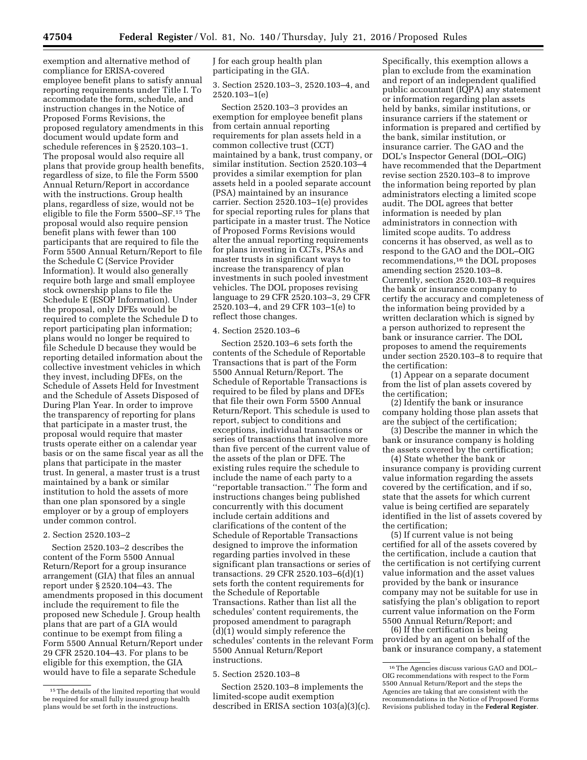exemption and alternative method of compliance for ERISA-covered employee benefit plans to satisfy annual reporting requirements under Title I. To accommodate the form, schedule, and instruction changes in the Notice of Proposed Forms Revisions, the proposed regulatory amendments in this document would update form and schedule references in § 2520.103–1. The proposal would also require all plans that provide group health benefits, regardless of size, to file the Form 5500 Annual Return/Report in accordance with the instructions. Group health plans, regardless of size, would not be eligible to file the Form 5500–SF.[15] The proposal would also require pension benefit plans with fewer than 100 participants that are required to file the Form 5500 Annual Return/Report to file the Schedule C (Service Provider Information). It would also generally require both large and small employee stock ownership plans to file the Schedule E (ESOP Information). Under the proposal, only DFEs would be required to complete the Schedule D to report participating plan information; plans would no longer be required to file Schedule D because they would be reporting detailed information about the collective investment vehicles in which they invest, including DFEs, on the Schedule of Assets Held for Investment and the Schedule of Assets Disposed of During Plan Year. In order to improve the transparency of reporting for plans that participate in a master trust, the proposal would require that master trusts operate either on a calendar year basis or on the same fiscal year as all the plans that participate in the master trust. In general, a master trust is a trust maintained by a bank or similar institution to hold the assets of more than one plan sponsored by a single employer or by a group of employers under common control.

2. Section 2520.103–2

Section 2520.103–2 describes the content of the Form 5500 Annual Return/Report for a group insurance arrangement (GIA) that files an annual report under § 2520.104–43. The amendments proposed in this document include the requirement to file the proposed new Schedule J. Group health plans that are part of a GIA would continue to be exempt from filing a Form 5500 Annual Return/Report under 29 CFR 2520.104–43. For plans to be eligible for this exemption, the GIA would have to file a separate Schedule J for each group health plan participating in the GIA.

3. Section 2520.103–3, 2520.103–4, and 2520.103–1(e)

Section 2520.103–3 provides an exemption for employee benefit plans from certain annual reporting requirements for plan assets held in a common collective trust (CCT) maintained by a bank, trust company, or similar institution. Section 2520.103–4 provides a similar exemption for plan assets held in a pooled separate account (PSA) maintained by an insurance carrier. Section 2520.103–1(e) provides for special reporting rules for plans that participate in a master trust. The Notice of Proposed Forms Revisions would alter the annual reporting requirements for plans investing in CCTs, PSAs and master trusts in significant ways to increase the transparency of plan investments in such pooled investment vehicles. The DOL proposes revising language to 29 CFR 2520.103–3, 29 CFR 2520.103–4, and 29 CFR 103–1(e) to reflect those changes.

4. Section 2520.103–6

Section 2520.103–6 sets forth the contents of the Schedule of Reportable Transactions that is part of the Form 5500 Annual Return/Report. The Schedule of Reportable Transactions is required to be filed by plans and DFEs that file their own Form 5500 Annual Return/Report. This schedule is used to report, subject to conditions and exceptions, individual transactions or series of transactions that involve more than five percent of the current value of the assets of the plan or DFE. The existing rules require the schedule to include the name of each party to a ''reportable transaction.'' The form and instructions changes being published concurrently with this document include certain additions and clarifications of the content of the Schedule of Reportable Transactions designed to improve the information regarding parties involved in these significant plan transactions or series of transactions. 29 CFR 2520.103–6(d)(1) sets forth the content requirements for the Schedule of Reportable Transactions. Rather than list all the schedules' content requirements, the proposed amendment to paragraph (d)(1) would simply reference the schedules' contents in the relevant Form 5500 Annual Return/Report instructions.

5. Section 2520.103–8

Section 2520.103–8 implements the limited-scope audit exemption described in ERISA section 103(a)(3)(c). Specifically, this exemption allows a plan to exclude from the examination and report of an independent qualified public accountant (IQPA) any statement or information regarding plan assets held by banks, similar institutions, or insurance carriers if the statement or information is prepared and certified by the bank, similar institution, or insurance carrier. The GAO and the DOL's Inspector General (DOL–OIG) have recommended that the Department revise section 2520.103–8 to improve the information being reported by plan administrators electing a limited scope audit. The DOL agrees that better information is needed by plan administrators in connection with limited scope audits. To address concerns it has observed, as well as to respond to the GAO and the DOL–OIG recommendations,[16] the DOL proposes amending section 2520.103–8. Currently, section 2520.103–8 requires the bank or insurance company to certify the accuracy and completeness of the information being provided by a written declaration which is signed by a person authorized to represent the bank or insurance carrier. The DOL proposes to amend the requirements under section 2520.103–8 to require that the certification:

(1) Appear on a separate document from the list of plan assets covered by the certification;

(2) Identify the bank or insurance company holding those plan assets that are the subject of the certification;

(3) Describe the manner in which the bank or insurance company is holding the assets covered by the certification;

(4) State whether the bank or insurance company is providing current value information regarding the assets covered by the certification, and if so, state that the assets for which current value is being certified are separately identified in the list of assets covered by the certification;

(5) If current value is not being certified for all of the assets covered by the certification, include a caution that the certification is not certifying current value information and the asset values provided by the bank or insurance company may not be suitable for use in satisfying the plan's obligation to report current value information on the Form 5500 Annual Return/Report; and

(6) If the certification is being provided by an agent on behalf of the bank or insurance company, a statement

[15] The details of the limited reporting that would be required for small fully insured group health plans would be set forth in the instructions.

[16] The Agencies discuss various GAO and DOL–OIG recommendations with respect to the Form 5500 Annual Return/Report and the steps the Agencies are taking that are consistent with the recommendations in the Notice of Proposed Forms Revisions published today in the **Federal Register**.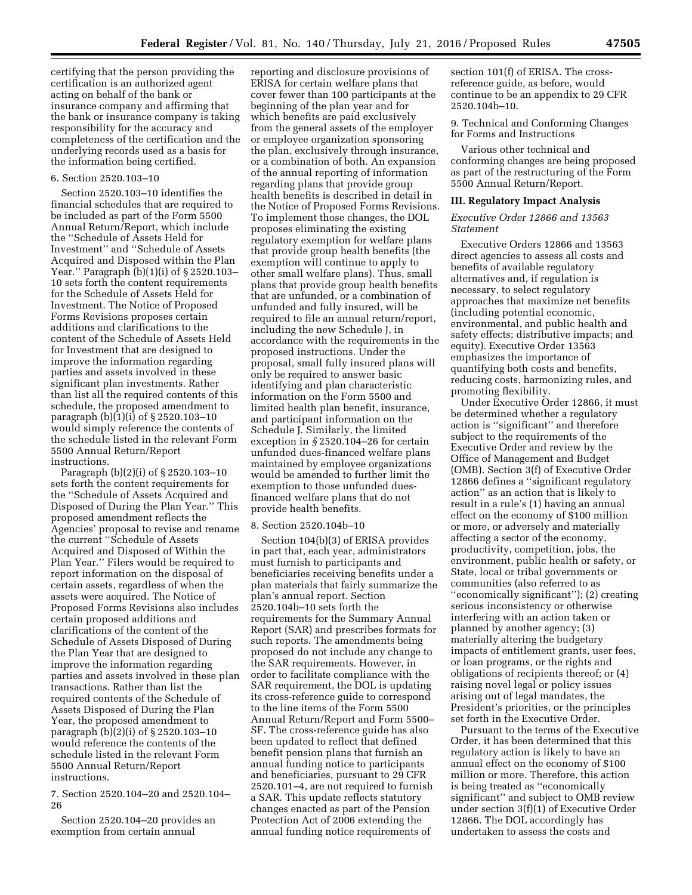certifying that the person providing the certification is an authorized agent acting on behalf of the bank or insurance company and affirming that the bank or insurance company is taking responsibility for the accuracy and completeness of the certification and the underlying records used as a basis for the information being certified.

6. Section 2520.103–10

Section 2520.103–10 identifies the financial schedules that are required to be included as part of the Form 5500 Annual Return/Report, which include the ''Schedule of Assets Held for Investment'' and ''Schedule of Assets Acquired and Disposed within the Plan Year.'' Paragraph (b)(1)(i) of § 2520.103–10 sets forth the content requirements for the Schedule of Assets Held for Investment. The Notice of Proposed Forms Revisions proposes certain additions and clarifications to the content of the Schedule of Assets Held for Investment that are designed to improve the information regarding parties and assets involved in these significant plan investments. Rather than list all the required contents of this schedule, the proposed amendment to paragraph (b)(1)(i) of § 2520.103–10 would simply reference the contents of the schedule listed in the relevant Form 5500 Annual Return/Report instructions.

Paragraph (b)(2)(i) of § 2520.103–10 sets forth the content requirements for the ''Schedule of Assets Acquired and Disposed of During the Plan Year.'' This proposed amendment reflects the Agencies' proposal to revise and rename the current ''Schedule of Assets Acquired and Disposed of Within the Plan Year.'' Filers would be required to report information on the disposal of certain assets, regardless of when the assets were acquired. The Notice of Proposed Forms Revisions also includes certain proposed additions and clarifications of the content of the Schedule of Assets Disposed of During the Plan Year that are designed to improve the information regarding parties and assets involved in these plan transactions. Rather than list the required contents of the Schedule of Assets Disposed of During the Plan Year, the proposed amendment to paragraph (b)(2)(i) of § 2520.103–10 would reference the contents of the schedule listed in the relevant Form 5500 Annual Return/Report instructions.

7. Section 2520.104–20 and 2520.104–26

Section 2520.104–20 provides an exemption from certain annual reporting and disclosure provisions of ERISA for certain welfare plans that cover fewer than 100 participants at the beginning of the plan year and for which benefits are paid exclusively from the general assets of the employer or employee organization sponsoring the plan, exclusively through insurance, or a combination of both. An expansion of the annual reporting of information regarding plans that provide group health benefits is described in detail in the Notice of Proposed Forms Revisions. To implement those changes, the DOL proposes eliminating the existing regulatory exemption for welfare plans that provide group health benefits (the exemption will continue to apply to other small welfare plans). Thus, small plans that provide group health benefits that are unfunded, or a combination of unfunded and fully insured, will be required to file an annual return/report, including the new Schedule J, in accordance with the requirements in the proposed instructions. Under the proposal, small fully insured plans will only be required to answer basic identifying and plan characteristic information on the Form 5500 and limited health plan benefit, insurance, and participant information on the Schedule J. Similarly, the limited exception in § 2520.104–26 for certain unfunded dues-financed welfare plans maintained by employee organizations would be amended to further limit the exemption to those unfunded dues-financed welfare plans that do not provide health benefits.

8. Section 2520.104b–10

Section 104(b)(3) of ERISA provides in part that, each year, administrators must furnish to participants and beneficiaries receiving benefits under a plan materials that fairly summarize the plan's annual report. Section 2520.104b–10 sets forth the requirements for the Summary Annual Report (SAR) and prescribes formats for such reports. The amendments being proposed do not include any change to the SAR requirements. However, in order to facilitate compliance with the SAR requirement, the DOL is updating its cross-reference guide to correspond to the line items of the Form 5500 Annual Return/Report and Form 5500–SF. The cross-reference guide has also been updated to reflect that defined benefit pension plans that furnish an annual funding notice to participants and beneficiaries, pursuant to 29 CFR 2520.101–4, are not required to furnish a SAR. This update reflects statutory changes enacted as part of the Pension Protection Act of 2006 extending the annual funding notice requirements of section 101(f) of ERISA. The cross-reference guide, as before, would continue to be an appendix to 29 CFR 2520.104b–10.

9. Technical and Conforming Changes for Forms and Instructions

Various other technical and conforming changes are being proposed as part of the restructuring of the Form 5500 Annual Return/Report.

## III. Regulatory Impact Analysis

*Executive Order 12866 and 13563 Statement*

Executive Orders 12866 and 13563 direct agencies to assess all costs and benefits of available regulatory alternatives and, if regulation is necessary, to select regulatory approaches that maximize net benefits (including potential economic, environmental, and public health and safety effects; distributive impacts; and equity). Executive Order 13563 emphasizes the importance of quantifying both costs and benefits, reducing costs, harmonizing rules, and promoting flexibility.

Under Executive Order 12866, it must be determined whether a regulatory action is ''significant'' and therefore subject to the requirements of the Executive Order and review by the Office of Management and Budget (OMB). Section 3(f) of Executive Order 12866 defines a ''significant regulatory action'' as an action that is likely to result in a rule's (1) having an annual effect on the economy of $100 million or more, or adversely and materially affecting a sector of the economy, productivity, competition, jobs, the environment, public health or safety, or State, local or tribal governments or communities (also referred to as ''economically significant''); (2) creating serious inconsistency or otherwise interfering with an action taken or planned by another agency; (3) materially altering the budgetary impacts of entitlement grants, user fees, or loan programs, or the rights and obligations of recipients thereof; or (4) raising novel legal or policy issues arising out of legal mandates, the President's priorities, or the principles set forth in the Executive Order.

Pursuant to the terms of the Executive Order, it has been determined that this regulatory action is likely to have an annual effect on the economy of $100 million or more. Therefore, this action is being treated as ''economically significant'' and subject to OMB review under section 3(f)(1) of Executive Order 12866. The DOL accordingly has undertaken to assess the costs and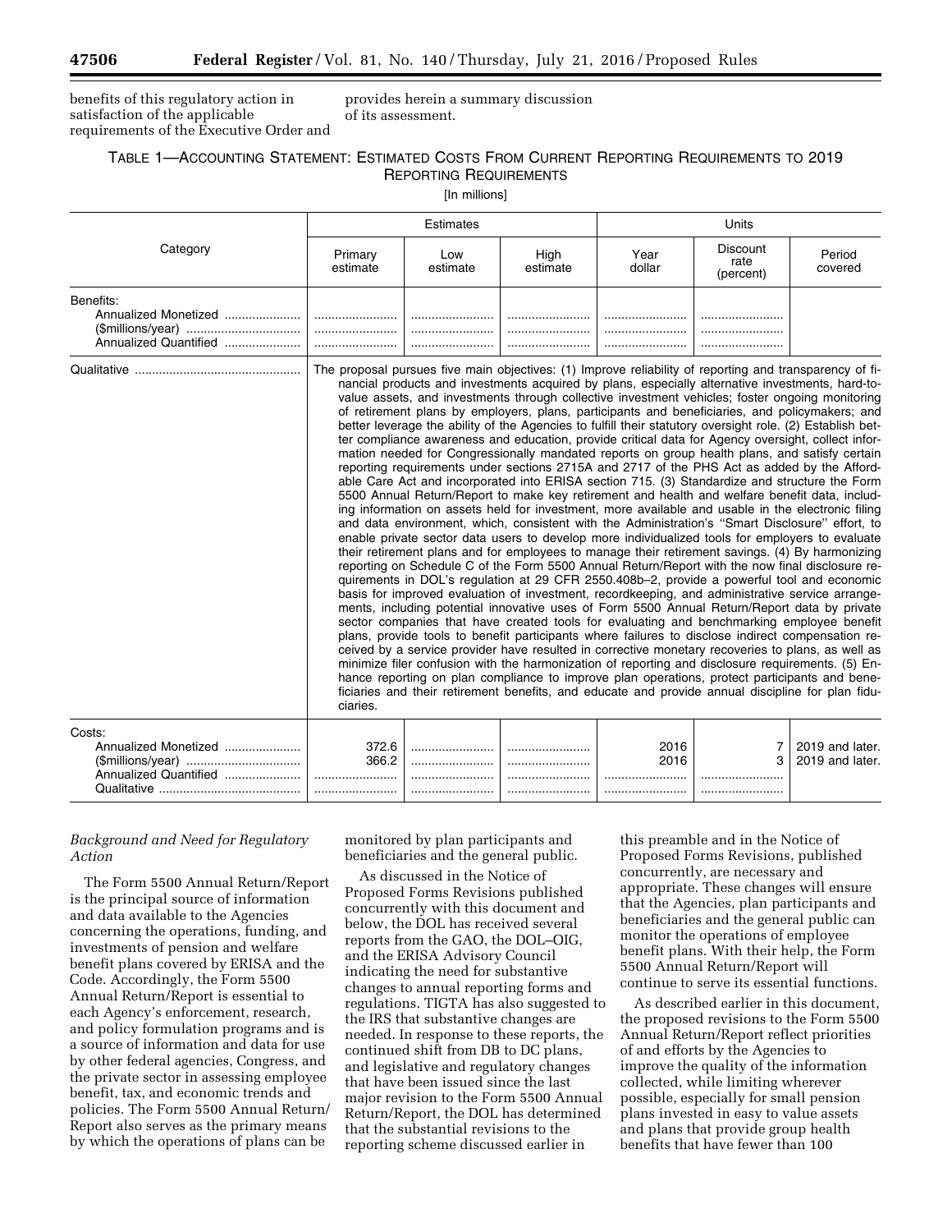benefits of this regulatory action in satisfaction of the applicable requirements of the Executive Order and provides herein a summary discussion of its assessment.

TABLE 1—ACCOUNTING STATEMENT: ESTIMATED COSTS FROM CURRENT REPORTING REQUIREMENTS TO 2019 REPORTING REQUIREMENTS

[In millions]

| Category | Estimates | | | Units | | |
|---|---|---|---|---|---|---|
| | Primary estimate | Low estimate | High estimate | Year dollar | Discount rate (percent) | Period covered |
| Benefits: | | | | | | |
| Annualized Monetized ($millions/year) | | | | | | |
| Annualized Quantified | | | | | | |
| Qualitative | The proposal pursues five main objectives: (1) Improve reliability of reporting and transparency of financial products and investments acquired by plans, especially alternative investments, hard-to-value assets, and investments through collective investment vehicles; foster ongoing monitoring of retirement plans by employers, plans, participants and beneficiaries, and policymakers; and better leverage the ability of the Agencies to fulfill their statutory oversight role. (2) Establish better compliance awareness and education, provide critical data for Agency oversight, collect information needed for Congressionally mandated reports on group health plans, and satisfy certain reporting requirements under sections 2715A and 2717 of the PHS Act as added by the Affordable Care Act and incorporated into ERISA section 715. (3) Standardize and structure the Form 5500 Annual Return/Report to make key retirement and health and welfare benefit data, including information on assets held for investment, more available and usable in the electronic filing and data environment, which, consistent with the Administration's "Smart Disclosure" effort, to enable private sector data users to develop more individualized tools for employers to evaluate their retirement plans and for employees to manage their retirement savings. (4) By harmonizing reporting on Schedule C of the Form 5500 Annual Return/Report with the now final disclosure requirements in DOL's regulation at 29 CFR 2550.408b–2, provide a powerful tool and economic basis for improved evaluation of investment, recordkeeping, and administrative service arrangements, including potential innovative uses of Form 5500 Annual Return/Report data by private sector companies that have created tools for evaluating and benchmarking employee benefit plans, provide tools to benefit participants where failures to disclose indirect compensation received by a service provider have resulted in corrective monetary recoveries to plans, as well as minimize filer confusion with the harmonization of reporting and disclosure requirements. (5) Enhance reporting on plan compliance to improve plan operations, protect participants and beneficiaries and their retirement benefits, and educate and provide annual discipline for plan fiduciaries. | | | | | |
| Costs: | | | | | | |
| Annualized Monetized ($millions/year) | 372.6 | | | 2016 | 7 | 2019 and later. |
| | 366.2 | | | 2016 | 3 | 2019 and later. |
| Annualized Quantified | | | | | | |
| Qualitative | | | | | | |

*Background and Need for Regulatory Action*

The Form 5500 Annual Return/Report is the principal source of information and data available to the Agencies concerning the operations, funding, and investments of pension and welfare benefit plans covered by ERISA and the Code. Accordingly, the Form 5500 Annual Return/Report is essential to each Agency's enforcement, research, and policy formulation programs and is a source of information and data for use by other federal agencies, Congress, and the private sector in assessing employee benefit, tax, and economic trends and policies. The Form 5500 Annual Return/Report also serves as the primary means by which the operations of plans can be monitored by plan participants and beneficiaries and the general public.

As discussed in the Notice of Proposed Forms Revisions published concurrently with this document and below, the DOL has received several reports from the GAO, the DOL–OIG, and the ERISA Advisory Council indicating the need for substantive changes to annual reporting forms and regulations. TIGTA has also suggested to the IRS that substantive changes are needed. In response to these reports, the continued shift from DB to DC plans, and legislative and regulatory changes that have been issued since the last major revision to the Form 5500 Annual Return/Report, the DOL has determined that the substantial revisions to the reporting scheme discussed earlier in this preamble and in the Notice of Proposed Forms Revisions, published concurrently, are necessary and appropriate. These changes will ensure that the Agencies, plan participants and beneficiaries and the general public can monitor the operations of employee benefit plans. With their help, the Form 5500 Annual Return/Report will continue to serve its essential functions.

As described earlier in this document, the proposed revisions to the Form 5500 Annual Return/Report reflect priorities of and efforts by the Agencies to improve the quality of the information collected, while limiting wherever possible, especially for small pension plans invested in easy to value assets and plans that provide group health benefits that have fewer than 100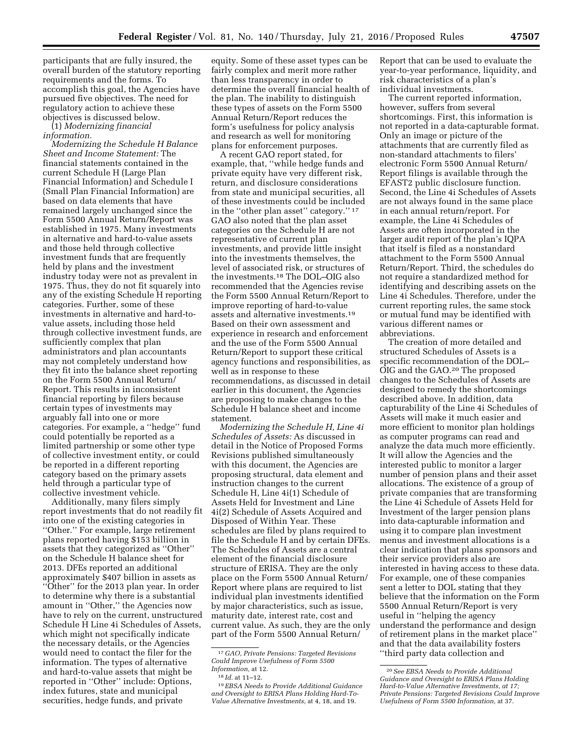participants that are fully insured, the overall burden of the statutory reporting requirements and the forms. To accomplish this goal, the Agencies have pursued five objectives. The need for regulatory action to achieve these objectives is discussed below.

(1) *Modernizing financial information.*

*Modernizing the Schedule H Balance Sheet and Income Statement:* The financial statements contained in the current Schedule H (Large Plan Financial Information) and Schedule I (Small Plan Financial Information) are based on data elements that have remained largely unchanged since the Form 5500 Annual Return/Report was established in 1975. Many investments in alternative and hard-to-value assets and those held through collective investment funds that are frequently held by plans and the investment industry today were not as prevalent in 1975. Thus, they do not fit squarely into any of the existing Schedule H reporting categories. Further, some of these investments in alternative and hard-to-value assets, including those held through collective investment funds, are sufficiently complex that plan administrators and plan accountants may not completely understand how they fit into the balance sheet reporting on the Form 5500 Annual Return/Report. This results in inconsistent financial reporting by filers because certain types of investments may arguably fall into one or more categories. For example, a ''hedge'' fund could potentially be reported as a limited partnership or some other type of collective investment entity, or could be reported in a different reporting category based on the primary assets held through a particular type of collective investment vehicle.

Additionally, many filers simply report investments that do not readily fit into one of the existing categories in ''Other.'' For example, large retirement plans reported having $153 billion in assets that they categorized as ''Other'' on the Schedule H balance sheet for 2013. DFEs reported an additional approximately $407 billion in assets as ''Other'' for the 2013 plan year. In order to determine why there is a substantial amount in ''Other,'' the Agencies now have to rely on the current, unstructured Schedule H Line 4i Schedules of Assets, which might not specifically indicate the necessary details, or the Agencies would need to contact the filer for the information. The types of alternative and hard-to-value assets that might be reported in ''Other'' include: Options, index futures, state and municipal securities, hedge funds, and private equity. Some of these asset types can be fairly complex and merit more rather than less transparency in order to determine the overall financial health of the plan. The inability to distinguish these types of assets on the Form 5500 Annual Return/Report reduces the form's usefulness for policy analysis and research as well for monitoring plans for enforcement purposes.

A recent GAO report stated, for example, that, ''while hedge funds and private equity have very different risk, return, and disclosure considerations from state and municipal securities, all of these investments could be included in the ''other plan asset'' category.''[17] GAO also noted that the plan asset categories on the Schedule H are not representative of current plan investments, and provide little insight into the investments themselves, the level of associated risk, or structures of the investments.[18] The DOL–OIG also recommended that the Agencies revise the Form 5500 Annual Return/Report to improve reporting of hard-to-value assets and alternative investments.[19] Based on their own assessment and experience in research and enforcement and the use of the Form 5500 Annual Return/Report to support these critical agency functions and responsibilities, as well as in response to these recommendations, as discussed in detail earlier in this document, the Agencies are proposing to make changes to the Schedule H balance sheet and income statement.

*Modernizing the Schedule H, Line 4i Schedules of Assets:* As discussed in detail in the Notice of Proposed Forms Revisions published simultaneously with this document, the Agencies are proposing structural, data element and instruction changes to the current Schedule H, Line 4i(1) Schedule of Assets Held for Investment and Line 4i(2) Schedule of Assets Acquired and Disposed of Within Year. These schedules are filed by plans required to file the Schedule H and by certain DFEs. The Schedules of Assets are a central element of the financial disclosure structure of ERISA. They are the only place on the Form 5500 Annual Return/Report where plans are required to list individual plan investments identified by major characteristics, such as issue, maturity date, interest rate, cost and current value. As such, they are the only part of the Form 5500 Annual Return/Report that can be used to evaluate the year-to-year performance, liquidity, and risk characteristics of a plan's individual investments.

The current reported information, however, suffers from several shortcomings. First, this information is not reported in a data-capturable format. Only an image or picture of the attachments that are currently filed as non-standard attachments to filers' electronic Form 5500 Annual Return/Report filings is available through the EFAST2 public disclosure function. Second, the Line 4i Schedules of Assets are not always found in the same place in each annual return/report. For example, the Line 4i Schedules of Assets are often incorporated in the larger audit report of the plan's IQPA that itself is filed as a nonstandard attachment to the Form 5500 Annual Return/Report. Third, the schedules do not require a standardized method for identifying and describing assets on the Line 4i Schedules. Therefore, under the current reporting rules, the same stock or mutual fund may be identified with various different names or abbreviations.

The creation of more detailed and structured Schedules of Assets is a specific recommendation of the DOL–OIG and the GAO.[20] The proposed changes to the Schedules of Assets are designed to remedy the shortcomings described above. In addition, data capturability of the Line 4i Schedules of Assets will make it much easier and more efficient to monitor plan holdings as computer programs can read and analyze the data much more efficiently. It will allow the Agencies and the interested public to monitor a larger number of pension plans and their asset allocations. The existence of a group of private companies that are transforming the Line 4i Schedule of Assets Held for Investment of the larger pension plans into data-capturable information and using it to compare plan investment menus and investment allocations is a clear indication that plans sponsors and their service providers also are interested in having access to these data. For example, one of these companies sent a letter to DOL stating that they believe that the information on the Form 5500 Annual Return/Report is very useful in ''helping the agency understand the performance and design of retirement plans in the market place'' and that the data availability fosters ''third party data collection and

---

[17] *GAO, Private Pensions: Targeted Revisions Could Improve Usefulness of Form 5500 Information,* at 12.

[18] *Id.* at 11–12.

[19] *EBSA Needs to Provide Additional Guidance and Oversight to ERISA Plans Holding Hard-To-Value Alternative Investments,* at 4, 18, and 19.

[20] *See EBSA Needs to Provide Additional Guidance and Oversight to ERISA Plans Holding Hard-to-Value Alternative Investments, at 17; Private Pensions: Targeted Revisions Could Improve Usefulness of Form 5500 Information,* at 37.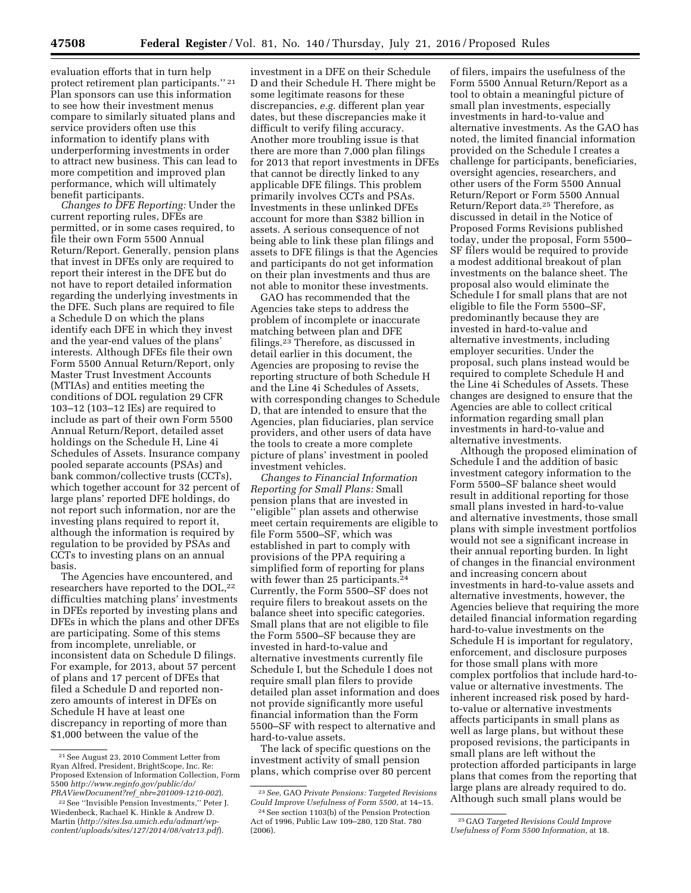evaluation efforts that in turn help protect retirement plan participants."[21] Plan sponsors can use this information to see how their investment menus compare to similarly situated plans and service providers often use this information to identify plans with underperforming investments in order to attract new business. This can lead to more competition and improved plan performance, which will ultimately benefit participants.

*Changes to DFE Reporting:* Under the current reporting rules, DFEs are permitted, or in some cases required, to file their own Form 5500 Annual Return/Report. Generally, pension plans that invest in DFEs only are required to report their interest in the DFE but do not have to report detailed information regarding the underlying investments in the DFE. Such plans are required to file a Schedule D on which the plans identify each DFE in which they invest and the year-end values of the plans' interests. Although DFEs file their own Form 5500 Annual Return/Report, only Master Trust Investment Accounts (MTIAs) and entities meeting the conditions of DOL regulation 29 CFR 103–12 (103–12 IEs) are required to include as part of their own Form 5500 Annual Return/Report, detailed asset holdings on the Schedule H, Line 4i Schedules of Assets. Insurance company pooled separate accounts (PSAs) and bank common/collective trusts (CCTs), which together account for 32 percent of large plans' reported DFE holdings, do not report such information, nor are the investing plans required to report it, although the information is required by regulation to be provided by PSAs and CCTs to investing plans on an annual basis.

The Agencies have encountered, and researchers have reported to the DOL,[22] difficulties matching plans' investments in DFEs reported by investing plans and DFEs in which the plans and other DFEs are participating. Some of this stems from incomplete, unreliable, or inconsistent data on Schedule D filings. For example, for 2013, about 57 percent of plans and 17 percent of DFEs that filed a Schedule D and reported non-zero amounts of interest in DFEs on Schedule H have at least one discrepancy in reporting of more than $1,000 between the value of the investment in a DFE on their Schedule D and their Schedule H. There might be some legitimate reasons for these discrepancies, *e.g.* different plan year dates, but these discrepancies make it difficult to verify filing accuracy. Another more troubling issue is that there are more than 7,000 plan filings for 2013 that report investments in DFEs that cannot be directly linked to any applicable DFE filings. This problem primarily involves CCTs and PSAs. Investments in these unlinked DFEs account for more than $382 billion in assets. A serious consequence of not being able to link these plan filings and assets to DFE filings is that the Agencies and participants do not get information on their plan investments and thus are not able to monitor these investments.

GAO has recommended that the Agencies take steps to address the problem of incomplete or inaccurate matching between plan and DFE filings.[23] Therefore, as discussed in detail earlier in this document, the Agencies are proposing to revise the reporting structure of both Schedule H and the Line 4i Schedules of Assets, with corresponding changes to Schedule D, that are intended to ensure that the Agencies, plan fiduciaries, plan service providers, and other users of data have the tools to create a more complete picture of plans' investment in pooled investment vehicles.

*Changes to Financial Information Reporting for Small Plans:* Small pension plans that are invested in "eligible" plan assets and otherwise meet certain requirements are eligible to file Form 5500–SF, which was established in part to comply with provisions of the PPA requiring a simplified form of reporting for plans with fewer than 25 participants.[24] Currently, the Form 5500–SF does not require filers to breakout assets on the balance sheet into specific categories. Small plans that are not eligible to file the Form 5500–SF because they are invested in hard-to-value and alternative investments currently file Schedule I, but the Schedule I does not require small plan filers to provide detailed plan asset information and does not provide significantly more useful financial information than the Form 5500–SF with respect to alternative and hard-to-value assets.

The lack of specific questions on the investment activity of small pension plans, which comprise over 80 percent of filers, impairs the usefulness of the Form 5500 Annual Return/Report as a tool to obtain a meaningful picture of small plan investments, especially investments in hard-to-value and alternative investments. As the GAO has noted, the limited financial information provided on the Schedule I creates a challenge for participants, beneficiaries, oversight agencies, researchers, and other users of the Form 5500 Annual Return/Report or Form 5500 Annual Return/Report data.[25] Therefore, as discussed in detail in the Notice of Proposed Forms Revisions published today, under the proposal, Form 5500–SF filers would be required to provide a modest additional breakout of plan investments on the balance sheet. The proposal also would eliminate the Schedule I for small plans that are not eligible to file the Form 5500–SF, predominantly because they are invested in hard-to-value and alternative investments, including employer securities. Under the proposal, such plans instead would be required to complete Schedule H and the Line 4i Schedules of Assets. These changes are designed to ensure that the Agencies are able to collect critical information regarding small plan investments in hard-to-value and alternative investments.

Although the proposed elimination of Schedule I and the addition of basic investment category information to the Form 5500–SF balance sheet would result in additional reporting for those small plans invested in hard-to-value and alternative investments, those small plans with simple investment portfolios would not see a significant increase in their annual reporting burden. In light of changes in the financial environment and increasing concern about investments in hard-to-value assets and alternative investments, however, the Agencies believe that requiring the more detailed financial information regarding hard-to-value investments on the Schedule H is important for regulatory, enforcement, and disclosure purposes for those small plans with more complex portfolios that include hard-to-value or alternative investments. The inherent increased risk posed by hard-to-value or alternative investments affects participants in small plans as well as large plans, but without these proposed revisions, the participants in small plans are left without the protection afforded participants in large plans that comes from the reporting that large plans are already required to do. Although such small plans would be

---

[21] See August 23, 2010 Comment Letter from Ryan Alfred, President, BrightScope, Inc. Re: Proposed Extension of Information Collection, Form 5500 *http://www.reginfo.gov/public/do/PRAViewDocument?ref_nbr=201009-1210-002*).

[22] See "Invisible Pension Investments," Peter J. Wiedenbeck, Rachael K. Hinkle & Andrew D. Martin (*http://sites.lsa.umich.edu/admart/wp-content/uploads/sites/127/2014/08/vatr13.pdf*).

[23] *See,* GAO *Private Pensions: Targeted Revisions Could Improve Usefulness of Form 5500,* at 14–15.

[24] See section 1103(b) of the Pension Protection Act of 1996, Public Law 109–280, 120 Stat. 780 (2006).

[25] GAO *Targeted Revisions Could Improve Usefulness of Form 5500 Information,* at 18.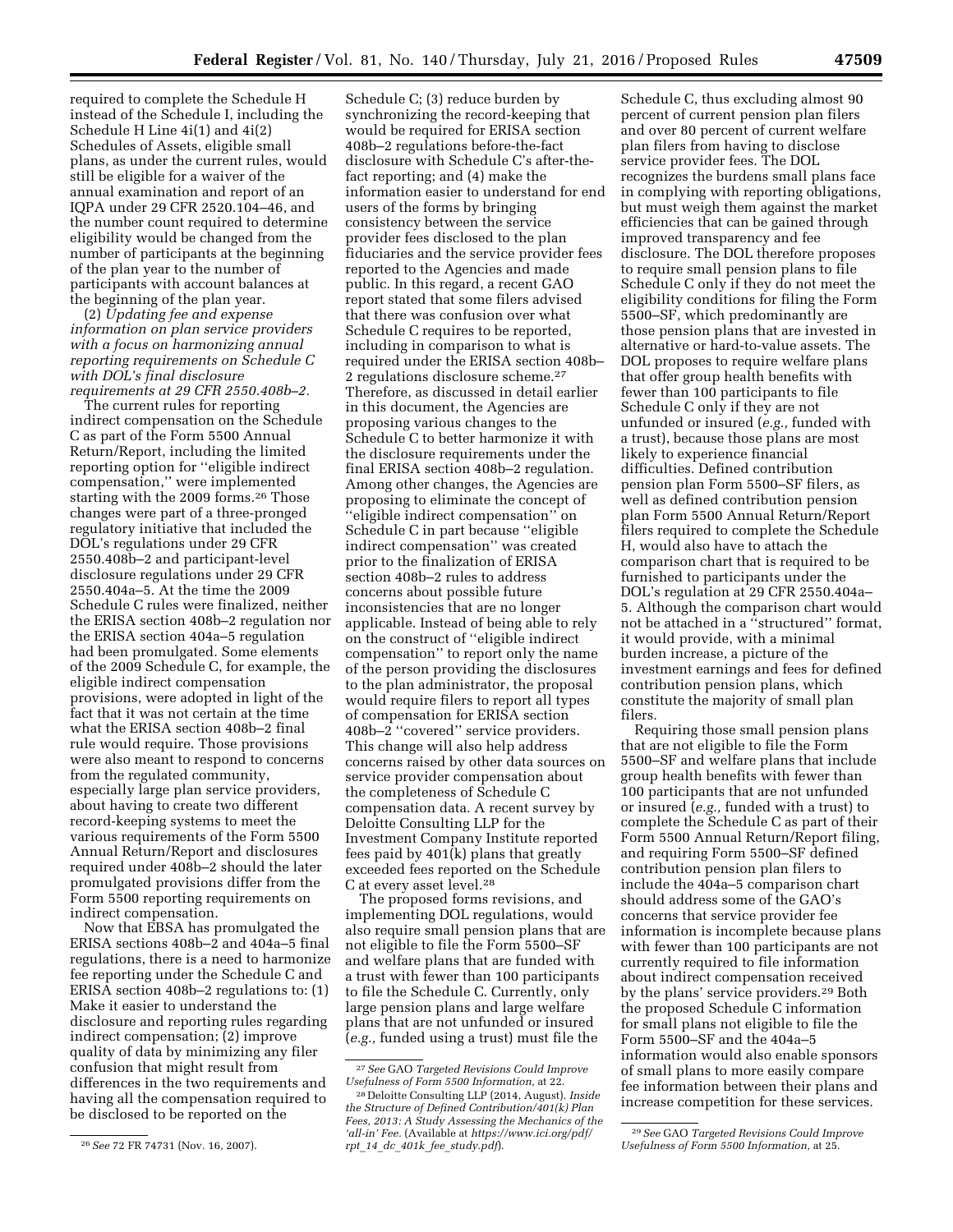required to complete the Schedule H instead of the Schedule I, including the Schedule H Line 4i(1) and 4i(2) Schedules of Assets, eligible small plans, as under the current rules, would still be eligible for a waiver of the annual examination and report of an IQPA under 29 CFR 2520.104–46, and the number count required to determine eligibility would be changed from the number of participants at the beginning of the plan year to the number of participants with account balances at the beginning of the plan year.

(2) *Updating fee and expense information on plan service providers with a focus on harmonizing annual reporting requirements on Schedule C with DOL's final disclosure requirements at 29 CFR 2550.408b–2.*

The current rules for reporting indirect compensation on the Schedule C as part of the Form 5500 Annual Return/Report, including the limited reporting option for ''eligible indirect compensation,'' were implemented starting with the 2009 forms.[26] Those changes were part of a three-pronged regulatory initiative that included the DOL's regulations under 29 CFR 2550.408b–2 and participant-level disclosure regulations under 29 CFR 2550.404a–5. At the time the 2009 Schedule C rules were finalized, neither the ERISA section 408b–2 regulation nor the ERISA section 404a–5 regulation had been promulgated. Some elements of the 2009 Schedule C, for example, the eligible indirect compensation provisions, were adopted in light of the fact that it was not certain at the time what the ERISA section 408b–2 final rule would require. Those provisions were also meant to respond to concerns from the regulated community, especially large plan service providers, about having to create two different record-keeping systems to meet the various requirements of the Form 5500 Annual Return/Report and disclosures required under 408b–2 should the later promulgated provisions differ from the Form 5500 reporting requirements on indirect compensation.

Now that EBSA has promulgated the ERISA sections 408b–2 and 404a–5 final regulations, there is a need to harmonize fee reporting under the Schedule C and ERISA section 408b–2 regulations to: (1) Make it easier to understand the disclosure and reporting rules regarding indirect compensation; (2) improve quality of data by minimizing any filer confusion that might result from differences in the two requirements and having all the compensation required to be disclosed to be reported on the Schedule C; (3) reduce burden by synchronizing the record-keeping that would be required for ERISA section 408b–2 regulations before-the-fact disclosure with Schedule C's after-the-fact reporting; and (4) make the information easier to understand for end users of the forms by bringing consistency between the service provider fees disclosed to the plan fiduciaries and the service provider fees reported to the Agencies and made public. In this regard, a recent GAO report stated that some filers advised that there was confusion over what Schedule C requires to be reported, including in comparison to what is required under the ERISA section 408b–2 regulations disclosure scheme.[27] Therefore, as discussed in detail earlier in this document, the Agencies are proposing various changes to the Schedule C to better harmonize it with the disclosure requirements under the final ERISA section 408b–2 regulation. Among other changes, the Agencies are proposing to eliminate the concept of ''eligible indirect compensation'' on Schedule C in part because ''eligible indirect compensation'' was created prior to the finalization of ERISA section 408b–2 rules to address concerns about possible future inconsistencies that are no longer applicable. Instead of being able to rely on the construct of ''eligible indirect compensation'' to report only the name of the person providing the disclosures to the plan administrator, the proposal would require filers to report all types of compensation for ERISA section 408b–2 ''covered'' service providers. This change will also help address concerns raised by other data sources on service provider compensation about the completeness of Schedule C compensation data. A recent survey by Deloitte Consulting LLP for the Investment Company Institute reported fees paid by 401(k) plans that greatly exceeded fees reported on the Schedule C at every asset level.[28]

The proposed forms revisions, and implementing DOL regulations, would also require small pension plans that are not eligible to file the Form 5500–SF and welfare plans that are funded with a trust with fewer than 100 participants to file the Schedule C. Currently, only large pension plans and large welfare plans that are not unfunded or insured (*e.g.,* funded using a trust) must file the Schedule C, thus excluding almost 90 percent of current pension plan filers and over 80 percent of current welfare plan filers from having to disclose service provider fees. The DOL recognizes the burdens small plans face in complying with reporting obligations, but must weigh them against the market efficiencies that can be gained through improved transparency and fee disclosure. The DOL therefore proposes to require small pension plans to file Schedule C only if they do not meet the eligibility conditions for filing the Form 5500–SF, which predominantly are those pension plans that are invested in alternative or hard-to-value assets. The DOL proposes to require welfare plans that offer group health benefits with fewer than 100 participants to file Schedule C only if they are not unfunded or insured (*e.g.,* funded with a trust), because those plans are most likely to experience financial difficulties. Defined contribution pension plan Form 5500–SF filers, as well as defined contribution pension plan Form 5500 Annual Return/Report filers required to complete the Schedule H, would also have to attach the comparison chart that is required to be furnished to participants under the DOL's regulation at 29 CFR 2550.404a–5. Although the comparison chart would not be attached in a ''structured'' format, it would provide, with a minimal burden increase, a picture of the investment earnings and fees for defined contribution pension plans, which constitute the majority of small plan filers.

Requiring those small pension plans that are not eligible to file the Form 5500–SF and welfare plans that include group health benefits with fewer than 100 participants that are not unfunded or insured (*e.g.,* funded with a trust) to complete the Schedule C as part of their Form 5500 Annual Return/Report filing, and requiring Form 5500–SF defined contribution pension plan filers to include the 404a–5 comparison chart should address some of the GAO's concerns that service provider fee information is incomplete because plans with fewer than 100 participants are not currently required to file information about indirect compensation received by the plans' service providers.[29] Both the proposed Schedule C information for small plans not eligible to file the Form 5500–SF and the 404a–5 information would also enable sponsors of small plans to more easily compare fee information between their plans and increase competition for these services.

---

[26] *See* 72 FR 74731 (Nov. 16, 2007).

[27] *See* GAO *Targeted Revisions Could Improve Usefulness of Form 5500 Information,* at 22.

[28] Deloitte Consulting LLP (2014, August). *Inside the Structure of Defined Contribution/401(k) Plan Fees, 2013: A Study Assessing the Mechanics of the 'all-in' Fee.* (Available at *https://www.ici.org/pdf/rpt_14_dc_401k_fee_study.pdf*).

[29] *See* GAO *Targeted Revisions Could Improve Usefulness of Form 5500 Information,* at 25.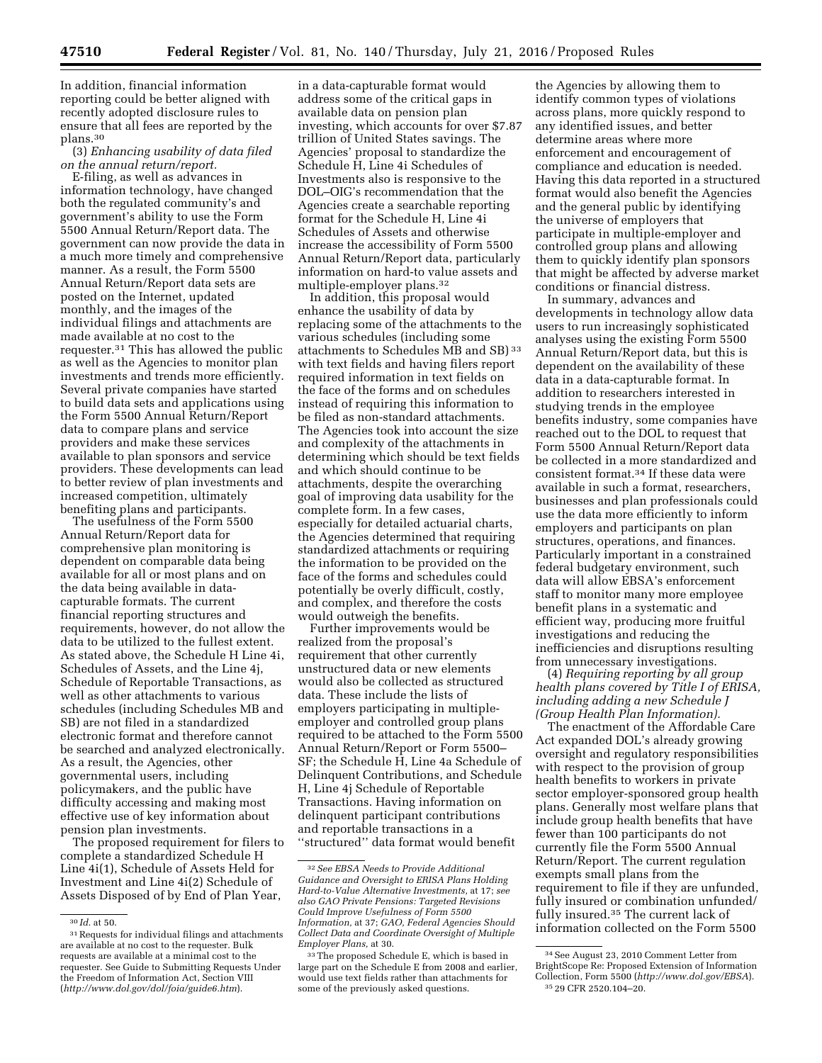In addition, financial information reporting could be better aligned with recently adopted disclosure rules to ensure that all fees are reported by the plans.[30]

(3) *Enhancing usability of data filed on the annual return/report.*

E-filing, as well as advances in information technology, have changed both the regulated community's and government's ability to use the Form 5500 Annual Return/Report data. The government can now provide the data in a much more timely and comprehensive manner. As a result, the Form 5500 Annual Return/Report data sets are posted on the Internet, updated monthly, and the images of the individual filings and attachments are made available at no cost to the requester.[31] This has allowed the public as well as the Agencies to monitor plan investments and trends more efficiently. Several private companies have started to build data sets and applications using the Form 5500 Annual Return/Report data to compare plans and service providers and make these services available to plan sponsors and service providers. These developments can lead to better review of plan investments and increased competition, ultimately benefiting plans and participants.

The usefulness of the Form 5500 Annual Return/Report data for comprehensive plan monitoring is dependent on comparable data being available for all or most plans and on the data being available in data-capturable formats. The current financial reporting structures and requirements, however, do not allow the data to be utilized to the fullest extent. As stated above, the Schedule H Line 4i, Schedules of Assets, and the Line 4j, Schedule of Reportable Transactions, as well as other attachments to various schedules (including Schedules MB and SB) are not filed in a standardized electronic format and therefore cannot be searched and analyzed electronically. As a result, the Agencies, other governmental users, including policymakers, and the public have difficulty accessing and making most effective use of key information about pension plan investments.

The proposed requirement for filers to complete a standardized Schedule H Line 4i(1), Schedule of Assets Held for Investment and Line 4i(2) Schedule of Assets Disposed of by End of Plan Year, in a data-capturable format would address some of the critical gaps in available data on pension plan investing, which accounts for over $7.87 trillion of United States savings. The Agencies' proposal to standardize the Schedule H, Line 4i Schedules of Investments also is responsive to the DOL–OIG's recommendation that the Agencies create a searchable reporting format for the Schedule H, Line 4i Schedules of Assets and otherwise increase the accessibility of Form 5500 Annual Return/Report data, particularly information on hard-to value assets and multiple-employer plans.[32]

In addition, this proposal would enhance the usability of data by replacing some of the attachments to the various schedules (including some attachments to Schedules MB and SB)[33] with text fields and having filers report required information in text fields on the face of the forms and on schedules instead of requiring this information to be filed as non-standard attachments. The Agencies took into account the size and complexity of the attachments in determining which should be text fields and which should continue to be attachments, despite the overarching goal of improving data usability for the complete form. In a few cases, especially for detailed actuarial charts, the Agencies determined that requiring standardized attachments or requiring the information to be provided on the face of the forms and schedules could potentially be overly difficult, costly, and complex, and therefore the costs would outweigh the benefits.

Further improvements would be realized from the proposal's requirement that other currently unstructured data or new elements would also be collected as structured data. These include the lists of employers participating in multiple-employer and controlled group plans required to be attached to the Form 5500 Annual Return/Report or Form 5500–SF; the Schedule H, Line 4a Schedule of Delinquent Contributions, and Schedule H, Line 4j Schedule of Reportable Transactions. Having information on delinquent participant contributions and reportable transactions in a "structured" data format would benefit the Agencies by allowing them to identify common types of violations across plans, more quickly respond to any identified issues, and better determine areas where more enforcement and encouragement of compliance and education is needed. Having this data reported in a structured format would also benefit the Agencies and the general public by identifying the universe of employers that participate in multiple-employer and controlled group plans and allowing them to quickly identify plan sponsors that might be affected by adverse market conditions or financial distress.

In summary, advances and developments in technology allow data users to run increasingly sophisticated analyses using the existing Form 5500 Annual Return/Report data, but this is dependent on the availability of these data in a data-capturable format. In addition to researchers interested in studying trends in the employee benefits industry, some companies have reached out to the DOL to request that Form 5500 Annual Return/Report data be collected in a more standardized and consistent format.[34] If these data were available in such a format, researchers, businesses and plan professionals could use the data more efficiently to inform employers and participants on plan structures, operations, and finances. Particularly important in a constrained federal budgetary environment, such data will allow EBSA's enforcement staff to monitor many more employee benefit plans in a systematic and efficient way, producing more fruitful investigations and reducing the inefficiencies and disruptions resulting from unnecessary investigations.

(4) *Requiring reporting by all group health plans covered by Title I of ERISA, including adding a new Schedule J (Group Health Plan Information).*

The enactment of the Affordable Care Act expanded DOL's already growing oversight and regulatory responsibilities with respect to the provision of group health benefits to workers in private sector employer-sponsored group health plans. Generally most welfare plans that include group health benefits that have fewer than 100 participants do not currently file the Form 5500 Annual Return/Report. The current regulation exempts small plans from the requirement to file if they are unfunded, fully insured or combination unfunded/fully insured.[35] The current lack of information collected on the Form 5500

---

[30] *Id.* at 50.

[31] Requests for individual filings and attachments are available at no cost to the requester. Bulk requests are available at a minimal cost to the requester. See Guide to Submitting Requests Under the Freedom of Information Act, Section VIII (*http://www.dol.gov/dol/foia/guide6.htm*).

[32] *See EBSA Needs to Provide Additional Guidance and Oversight to ERISA Plans Holding Hard-to-Value Alternative Investments,* at 17; *see also GAO Private Pensions: Targeted Revisions Could Improve Usefulness of Form 5500 Information,* at 37; *GAO, Federal Agencies Should Collect Data and Coordinate Oversight of Multiple Employer Plans,* at 30.

[33] The proposed Schedule E, which is based in large part on the Schedule E from 2008 and earlier, would use text fields rather than attachments for some of the previously asked questions.

[34] See August 23, 2010 Comment Letter from BrightScope Re: Proposed Extension of Information Collection, Form 5500 (*http://www.dol.gov/EBSA*).

[35] 29 CFR 2520.104–20.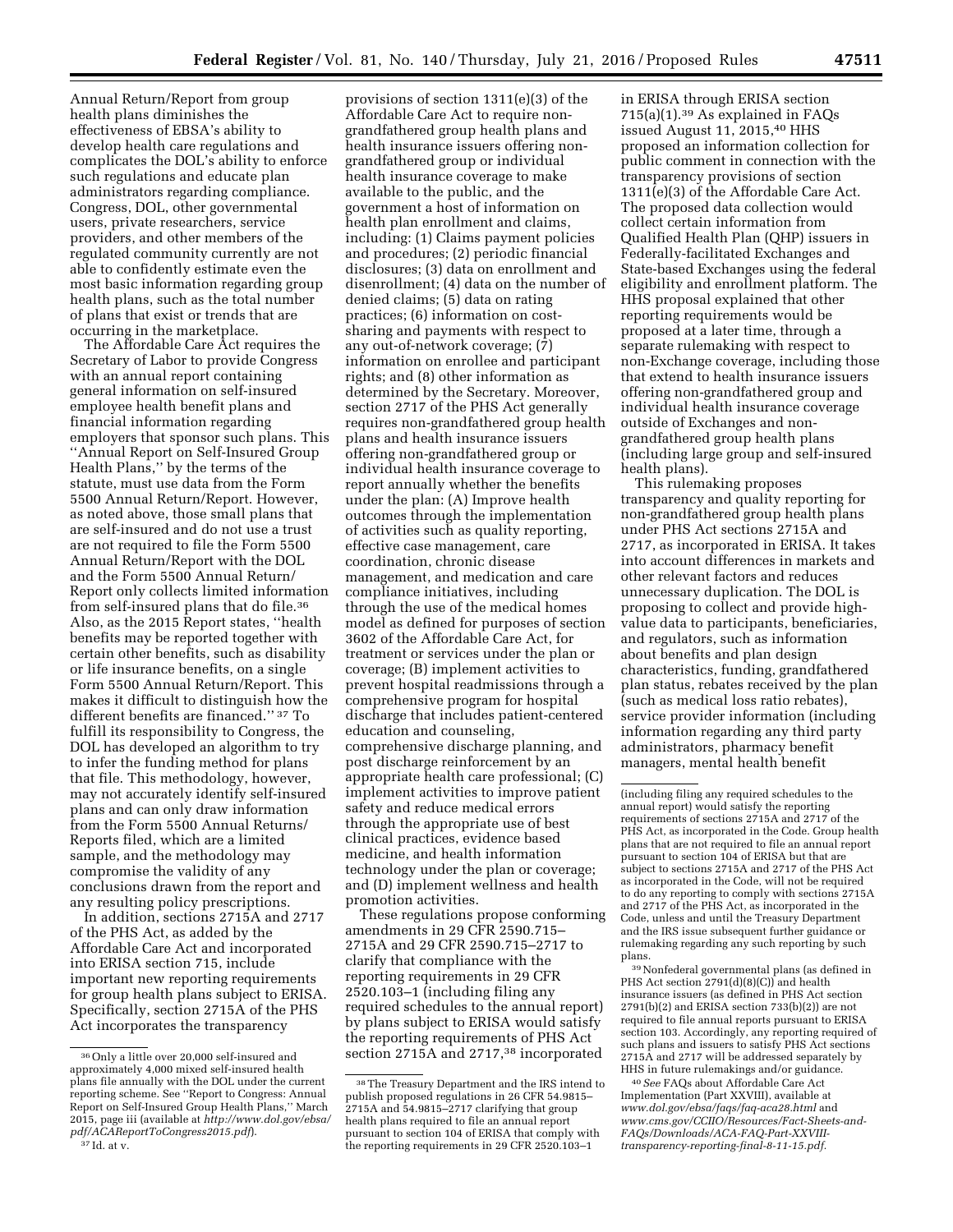Annual Return/Report from group health plans diminishes the effectiveness of EBSA's ability to develop health care regulations and complicates the DOL's ability to enforce such regulations and educate plan administrators regarding compliance. Congress, DOL, other governmental users, private researchers, service providers, and other members of the regulated community currently are not able to confidently estimate even the most basic information regarding group health plans, such as the total number of plans that exist or trends that are occurring in the marketplace.

The Affordable Care Act requires the Secretary of Labor to provide Congress with an annual report containing general information on self-insured employee health benefit plans and financial information regarding employers that sponsor such plans. This ''Annual Report on Self-Insured Group Health Plans,'' by the terms of the statute, must use data from the Form 5500 Annual Return/Report. However, as noted above, those small plans that are self-insured and do not use a trust are not required to file the Form 5500 Annual Return/Report with the DOL and the Form 5500 Annual Return/Report only collects limited information from self-insured plans that do file.[36] Also, as the 2015 Report states, ''health benefits may be reported together with certain other benefits, such as disability or life insurance benefits, on a single Form 5500 Annual Return/Report. This makes it difficult to distinguish how the different benefits are financed.'' [37] To fulfill its responsibility to Congress, the DOL has developed an algorithm to try to infer the funding method for plans that file. This methodology, however, may not accurately identify self-insured plans and can only draw information from the Form 5500 Annual Returns/Reports filed, which are a limited sample, and the methodology may compromise the validity of any conclusions drawn from the report and any resulting policy prescriptions.

In addition, sections 2715A and 2717 of the PHS Act, as added by the Affordable Care Act and incorporated into ERISA section 715, include important new reporting requirements for group health plans subject to ERISA. Specifically, section 2715A of the PHS Act incorporates the transparency provisions of section 1311(e)(3) of the Affordable Care Act to require non-grandfathered group health plans and health insurance issuers offering non-grandfathered group or individual health insurance coverage to make available to the public, and the government a host of information on health plan enrollment and claims, including: (1) Claims payment policies and procedures; (2) periodic financial disclosures; (3) data on enrollment and disenrollment; (4) data on the number of denied claims; (5) data on rating practices; (6) information on cost-sharing and payments with respect to any out-of-network coverage; (7) information on enrollee and participant rights; and (8) other information as determined by the Secretary. Moreover, section 2717 of the PHS Act generally requires non-grandfathered group health plans and health insurance issuers offering non-grandfathered group or individual health insurance coverage to report annually whether the benefits under the plan: (A) Improve health outcomes through the implementation of activities such as quality reporting, effective case management, care coordination, chronic disease management, and medication and care compliance initiatives, including through the use of the medical homes model as defined for purposes of section 3602 of the Affordable Care Act, for treatment or services under the plan or coverage; (B) implement activities to prevent hospital readmissions through a comprehensive program for hospital discharge that includes patient-centered education and counseling, comprehensive discharge planning, and post discharge reinforcement by an appropriate health care professional; (C) implement activities to improve patient safety and reduce medical errors through the appropriate use of best clinical practices, evidence based medicine, and health information technology under the plan or coverage; and (D) implement wellness and health promotion activities.

These regulations propose conforming amendments in 29 CFR 2590.715–2715A and 29 CFR 2590.715–2717 to clarify that compliance with the reporting requirements in 29 CFR 2520.103–1 (including filing any required schedules to the annual report) by plans subject to ERISA would satisfy the reporting requirements of PHS Act section 2715A and 2717,[38] incorporated in ERISA through ERISA section 715(a)(1).[39] As explained in FAQs issued August 11, 2015,[40] HHS proposed an information collection for public comment in connection with the transparency provisions of section 1311(e)(3) of the Affordable Care Act. The proposed data collection would collect certain information from Qualified Health Plan (QHP) issuers in Federally-facilitated Exchanges and State-based Exchanges using the federal eligibility and enrollment platform. The HHS proposal explained that other reporting requirements would be proposed at a later time, through a separate rulemaking with respect to non-Exchange coverage, including those that extend to health insurance issuers offering non-grandfathered group and individual health insurance coverage outside of Exchanges and non-grandfathered group health plans (including large group and self-insured health plans).

This rulemaking proposes transparency and quality reporting for non-grandfathered group health plans under PHS Act sections 2715A and 2717, as incorporated in ERISA. It takes into account differences in markets and other relevant factors and reduces unnecessary duplication. The DOL is proposing to collect and provide high-value data to participants, beneficiaries, and regulators, such as information about benefits and plan design characteristics, funding, grandfathered plan status, rebates received by the plan (such as medical loss ratio rebates), service provider information (including information regarding any third party administrators, pharmacy benefit managers, mental health benefit

---

[36] Only a little over 20,000 self-insured and approximately 4,000 mixed self-insured health plans file annually with the DOL under the current reporting scheme. See ''Report to Congress: Annual Report on Self-Insured Group Health Plans,'' March 2015, page iii (available at *http://www.dol.gov/ebsa/pdf/ACAReportToCongress2015.pdf*).

[37] Id. at v.

[38] The Treasury Department and the IRS intend to publish proposed regulations in 26 CFR 54.9815–2715A and 54.9815–2717 clarifying that group health plans required to file an annual report pursuant to section 104 of ERISA that comply with the reporting requirements in 29 CFR 2520.103–1 (including filing any required schedules to the annual report) would satisfy the reporting requirements of sections 2715A and 2717 of the PHS Act, as incorporated in the Code. Group health plans that are not required to file an annual report pursuant to section 104 of ERISA but that are subject to sections 2715A and 2717 of the PHS Act as incorporated in the Code, will not be required to do any reporting to comply with sections 2715A and 2717 of the PHS Act, as incorporated in the Code, unless and until the Treasury Department and the IRS issue subsequent further guidance or rulemaking regarding any such reporting by such plans.

[39] Nonfederal governmental plans (as defined in PHS Act section 2791(d)(8)(C)) and health insurance issuers (as defined in PHS Act section 2791(b)(2) and ERISA section 733(b)(2)) are not required to file annual reports pursuant to ERISA section 103. Accordingly, any reporting required of such plans and issuers to satisfy PHS Act sections 2715A and 2717 will be addressed separately by HHS in future rulemakings and/or guidance.

[40] *See* FAQs about Affordable Care Act Implementation (Part XXVIII), available at *www.dol.gov/ebsa/faqs/faq-aca28.html* and *www.cms.gov/CCIIO/Resources/Fact-Sheets-and-FAQs/Downloads/ACA-FAQ-Part-XXVIII-transparency-reporting-final-8-11-15.pdf.*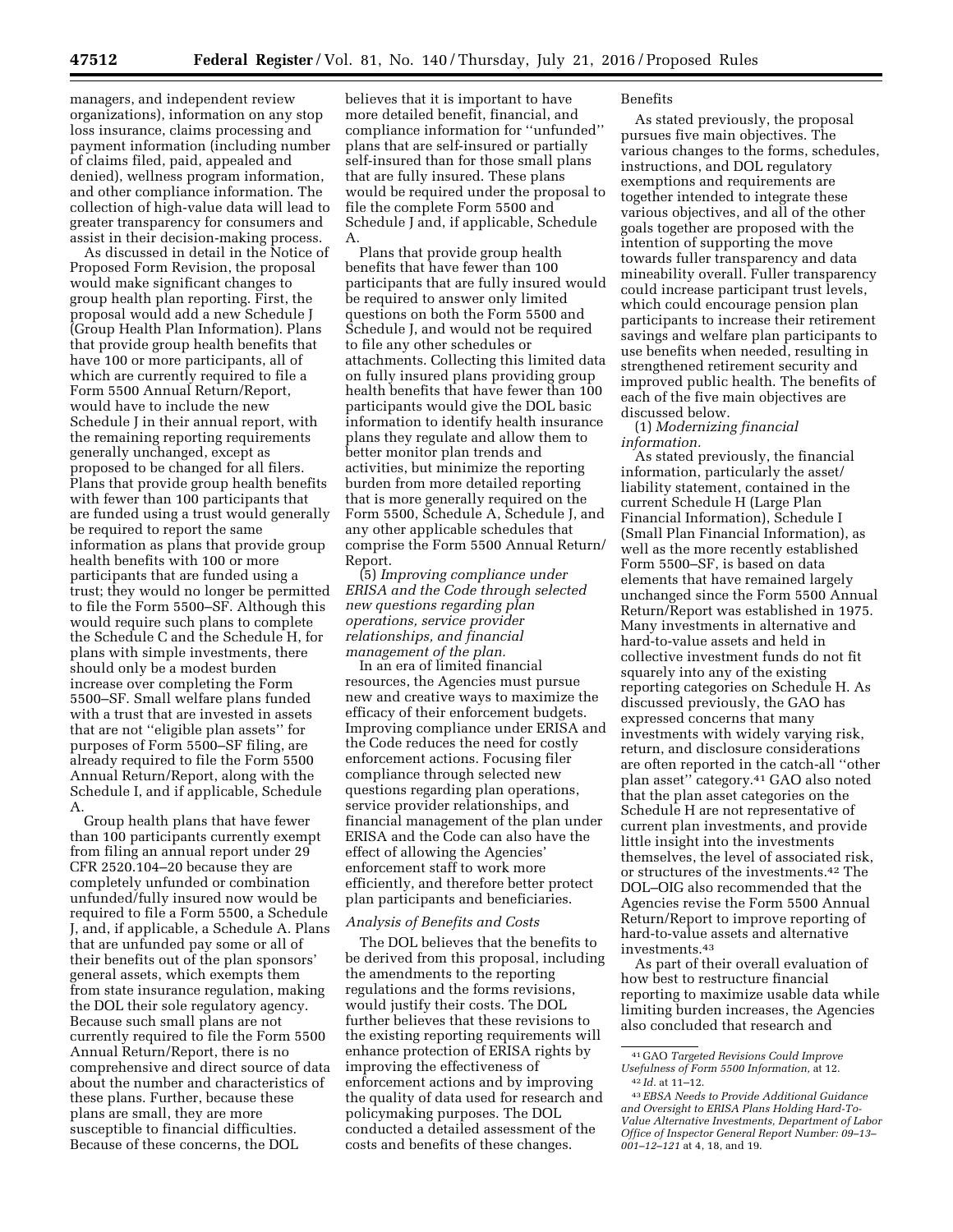managers, and independent review organizations), information on any stop loss insurance, claims processing and payment information (including number of claims filed, paid, appealed and denied), wellness program information, and other compliance information. The collection of high-value data will lead to greater transparency for consumers and assist in their decision-making process.

As discussed in detail in the Notice of Proposed Form Revision, the proposal would make significant changes to group health plan reporting. First, the proposal would add a new Schedule J (Group Health Plan Information). Plans that provide group health benefits that have 100 or more participants, all of which are currently required to file a Form 5500 Annual Return/Report, would have to include the new Schedule J in their annual report, with the remaining reporting requirements generally unchanged, except as proposed to be changed for all filers. Plans that provide group health benefits with fewer than 100 participants that are funded using a trust would generally be required to report the same information as plans that provide group health benefits with 100 or more participants that are funded using a trust; they would no longer be permitted to file the Form 5500–SF. Although this would require such plans to complete the Schedule C and the Schedule H, for plans with simple investments, there should only be a modest burden increase over completing the Form 5500–SF. Small welfare plans funded with a trust that are invested in assets that are not ''eligible plan assets'' for purposes of Form 5500–SF filing, are already required to file the Form 5500 Annual Return/Report, along with the Schedule I, and if applicable, Schedule A.

Group health plans that have fewer than 100 participants currently exempt from filing an annual report under 29 CFR 2520.104–20 because they are completely unfunded or combination unfunded/fully insured now would be required to file a Form 5500, a Schedule J, and, if applicable, a Schedule A. Plans that are unfunded pay some or all of their benefits out of the plan sponsors' general assets, which exempts them from state insurance regulation, making the DOL their sole regulatory agency. Because such small plans are not currently required to file the Form 5500 Annual Return/Report, there is no comprehensive and direct source of data about the number and characteristics of these plans. Further, because these plans are small, they are more susceptible to financial difficulties. Because of these concerns, the DOL believes that it is important to have more detailed benefit, financial, and compliance information for ''unfunded'' plans that are self-insured or partially self-insured than for those small plans that are fully insured. These plans would be required under the proposal to file the complete Form 5500 and Schedule J and, if applicable, Schedule A.

Plans that provide group health benefits that have fewer than 100 participants that are fully insured would be required to answer only limited questions on both the Form 5500 and Schedule J, and would not be required to file any other schedules or attachments. Collecting this limited data on fully insured plans providing group health benefits that have fewer than 100 participants would give the DOL basic information to identify health insurance plans they regulate and allow them to better monitor plan trends and activities, but minimize the reporting burden from more detailed reporting that is more generally required on the Form 5500, Schedule A, Schedule J, and any other applicable schedules that comprise the Form 5500 Annual Return/Report.

(5) *Improving compliance under ERISA and the Code through selected new questions regarding plan operations, service provider relationships, and financial management of the plan.*

In an era of limited financial resources, the Agencies must pursue new and creative ways to maximize the efficacy of their enforcement budgets. Improving compliance under ERISA and the Code reduces the need for costly enforcement actions. Focusing filer compliance through selected new questions regarding plan operations, service provider relationships, and financial management of the plan under ERISA and the Code can also have the effect of allowing the Agencies' enforcement staff to work more efficiently, and therefore better protect plan participants and beneficiaries.

### *Analysis of Benefits and Costs*

The DOL believes that the benefits to be derived from this proposal, including the amendments to the reporting regulations and the forms revisions, would justify their costs. The DOL further believes that these revisions to the existing reporting requirements will enhance protection of ERISA rights by improving the effectiveness of enforcement actions and by improving the quality of data used for research and policymaking purposes. The DOL conducted a detailed assessment of the costs and benefits of these changes.

#### Benefits

As stated previously, the proposal pursues five main objectives. The various changes to the forms, schedules, instructions, and DOL regulatory exemptions and requirements are together intended to integrate these various objectives, and all of the other goals together are proposed with the intention of supporting the move towards fuller transparency and data mineability overall. Fuller transparency could increase participant trust levels, which could encourage pension plan participants to increase their retirement savings and welfare plan participants to use benefits when needed, resulting in strengthened retirement security and improved public health. The benefits of each of the five main objectives are discussed below.

(1) *Modernizing financial information.*

As stated previously, the financial information, particularly the asset/liability statement, contained in the current Schedule H (Large Plan Financial Information), Schedule I (Small Plan Financial Information), as well as the more recently established Form 5500–SF, is based on data elements that have remained largely unchanged since the Form 5500 Annual Return/Report was established in 1975. Many investments in alternative and hard-to-value assets and held in collective investment funds do not fit squarely into any of the existing reporting categories on Schedule H. As discussed previously, the GAO has expressed concerns that many investments with widely varying risk, return, and disclosure considerations are often reported in the catch-all ''other plan asset'' category.[41] GAO also noted that the plan asset categories on the Schedule H are not representative of current plan investments, and provide little insight into the investments themselves, the level of associated risk, or structures of the investments.[42] The DOL–OIG also recommended that the Agencies revise the Form 5500 Annual Return/Report to improve reporting of hard-to-value assets and alternative investments.[43]

As part of their overall evaluation of how best to restructure financial reporting to maximize usable data while limiting burden increases, the Agencies also concluded that research and

---

[41] GAO *Targeted Revisions Could Improve Usefulness of Form 5500 Information,* at 12.

[42] *Id.* at 11–12.

[43] *EBSA Needs to Provide Additional Guidance and Oversight to ERISA Plans Holding Hard-To-Value Alternative Investments, Department of Labor Office of Inspector General Report Number: 09–13–001–12–121* at 4, 18, and 19.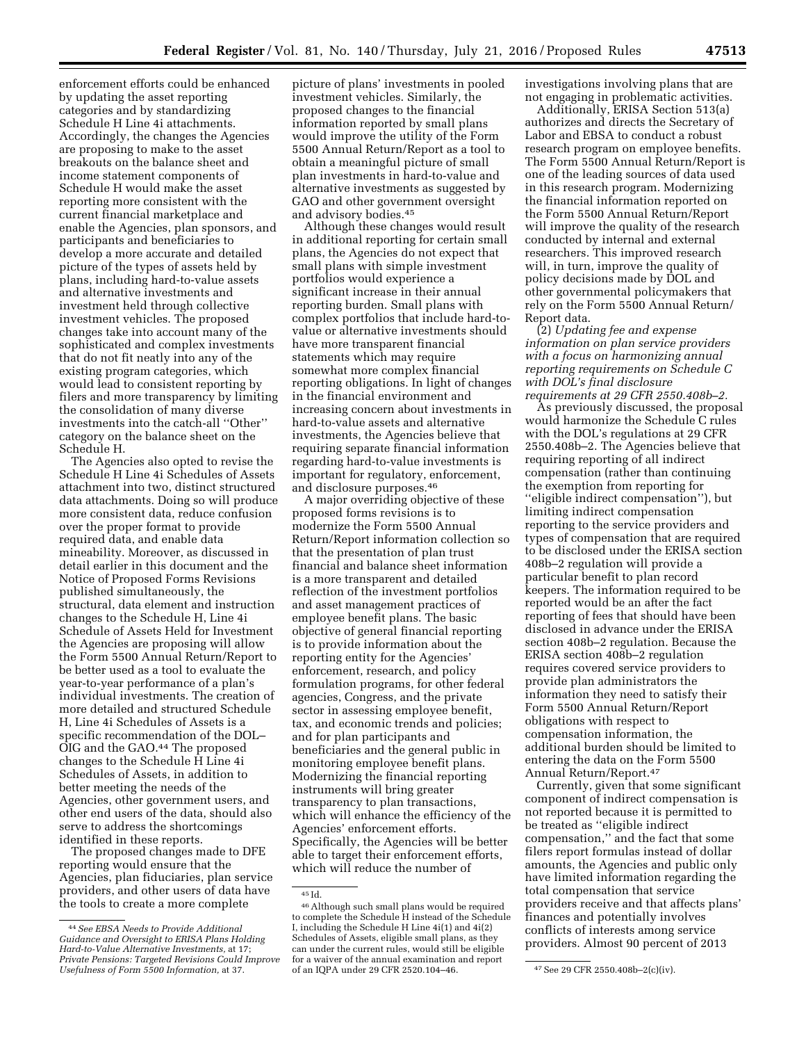enforcement efforts could be enhanced by updating the asset reporting categories and by standardizing Schedule H Line 4i attachments. Accordingly, the changes the Agencies are proposing to make to the asset breakouts on the balance sheet and income statement components of Schedule H would make the asset reporting more consistent with the current financial marketplace and enable the Agencies, plan sponsors, and participants and beneficiaries to develop a more accurate and detailed picture of the types of assets held by plans, including hard-to-value assets and alternative investments and investment held through collective investment vehicles. The proposed changes take into account many of the sophisticated and complex investments that do not fit neatly into any of the existing program categories, which would lead to consistent reporting by filers and more transparency by limiting the consolidation of many diverse investments into the catch-all ''Other'' category on the balance sheet on the Schedule H.

The Agencies also opted to revise the Schedule H Line 4i Schedules of Assets attachment into two, distinct structured data attachments. Doing so will produce more consistent data, reduce confusion over the proper format to provide required data, and enable data mineability. Moreover, as discussed in detail earlier in this document and the Notice of Proposed Forms Revisions published simultaneously, the structural, data element and instruction changes to the Schedule H, Line 4i Schedule of Assets Held for Investment the Agencies are proposing will allow the Form 5500 Annual Return/Report to be better used as a tool to evaluate the year-to-year performance of a plan's individual investments. The creation of more detailed and structured Schedule H, Line 4i Schedules of Assets is a specific recommendation of the DOL–OIG and the GAO.[44] The proposed changes to the Schedule H Line 4i Schedules of Assets, in addition to better meeting the needs of the Agencies, other government users, and other end users of the data, should also serve to address the shortcomings identified in these reports.

The proposed changes made to DFE reporting would ensure that the Agencies, plan fiduciaries, plan service providers, and other users of data have the tools to create a more complete picture of plans' investments in pooled investment vehicles. Similarly, the proposed changes to the financial information reported by small plans would improve the utility of the Form 5500 Annual Return/Report as a tool to obtain a meaningful picture of small plan investments in hard-to-value and alternative investments as suggested by GAO and other government oversight and advisory bodies.[45]

Although these changes would result in additional reporting for certain small plans, the Agencies do not expect that small plans with simple investment portfolios would experience a significant increase in their annual reporting burden. Small plans with complex portfolios that include hard-to-value or alternative investments should have more transparent financial statements which may require somewhat more complex financial reporting obligations. In light of changes in the financial environment and increasing concern about investments in hard-to-value assets and alternative investments, the Agencies believe that requiring separate financial information regarding hard-to-value investments is important for regulatory, enforcement, and disclosure purposes.[46]

A major overriding objective of these proposed forms revisions is to modernize the Form 5500 Annual Return/Report information collection so that the presentation of plan trust financial and balance sheet information is a more transparent and detailed reflection of the investment portfolios and asset management practices of employee benefit plans. The basic objective of general financial reporting is to provide information about the reporting entity for the Agencies' enforcement, research, and policy formulation programs, for other federal agencies, Congress, and the private sector in assessing employee benefit, tax, and economic trends and policies; and for plan participants and beneficiaries and the general public in monitoring employee benefit plans. Modernizing the financial reporting instruments will bring greater transparency to plan transactions, which will enhance the efficiency of the Agencies' enforcement efforts. Specifically, the Agencies will be better able to target their enforcement efforts, which will reduce the number of investigations involving plans that are not engaging in problematic activities.

Additionally, ERISA Section 513(a) authorizes and directs the Secretary of Labor and EBSA to conduct a robust research program on employee benefits. The Form 5500 Annual Return/Report is one of the leading sources of data used in this research program. Modernizing the financial information reported on the Form 5500 Annual Return/Report will improve the quality of the research conducted by internal and external researchers. This improved research will, in turn, improve the quality of policy decisions made by DOL and other governmental policymakers that rely on the Form 5500 Annual Return/Report data.

(2) *Updating fee and expense information on plan service providers with a focus on harmonizing annual reporting requirements on Schedule C with DOL's final disclosure requirements at 29 CFR 2550.408b–2.*

As previously discussed, the proposal would harmonize the Schedule C rules with the DOL's regulations at 29 CFR 2550.408b–2. The Agencies believe that requiring reporting of all indirect compensation (rather than continuing the exemption from reporting for ''eligible indirect compensation''), but limiting indirect compensation reporting to the service providers and types of compensation that are required to be disclosed under the ERISA section 408b–2 regulation will provide a particular benefit to plan record keepers. The information required to be reported would be an after the fact reporting of fees that should have been disclosed in advance under the ERISA section 408b–2 regulation. Because the ERISA section 408b–2 regulation requires covered service providers to provide plan administrators the information they need to satisfy their Form 5500 Annual Return/Report obligations with respect to compensation information, the additional burden should be limited to entering the data on the Form 5500 Annual Return/Report.[47]

Currently, given that some significant component of indirect compensation is not reported because it is permitted to be treated as ''eligible indirect compensation,'' and the fact that some filers report formulas instead of dollar amounts, the Agencies and public only have limited information regarding the total compensation that service providers receive and that affects plans' finances and potentially involves conflicts of interests among service providers. Almost 90 percent of 2013

---

[44] *See EBSA Needs to Provide Additional Guidance and Oversight to ERISA Plans Holding Hard-to-Value Alternative Investments,* at 17; *Private Pensions: Targeted Revisions Could Improve Usefulness of Form 5500 Information,* at 37.

[45] Id.

[46] Although such small plans would be required to complete the Schedule H instead of the Schedule I, including the Schedule H Line 4i(1) and 4i(2) Schedules of Assets, eligible small plans, as they can under the current rules, would still be eligible for a waiver of the annual examination and report of an IQPA under 29 CFR 2520.104–46.

[47] See 29 CFR 2550.408b–2(c)(iv).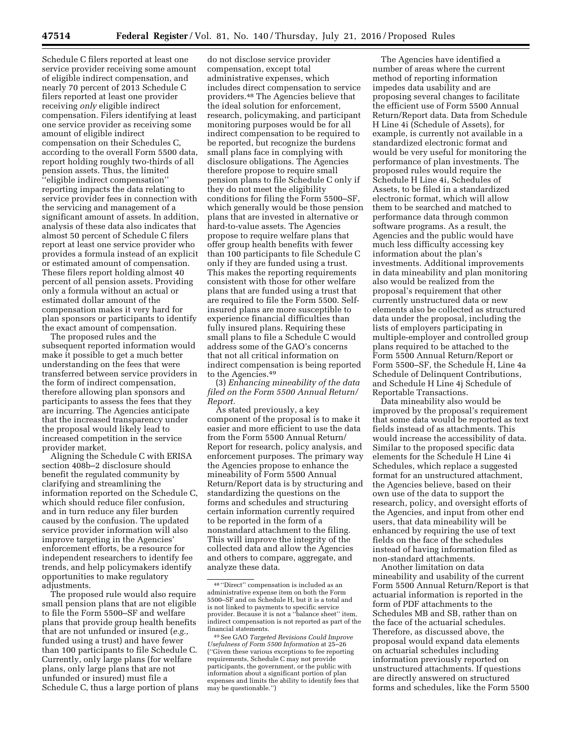Schedule C filers reported at least one service provider receiving some amount of eligible indirect compensation, and nearly 70 percent of 2013 Schedule C filers reported at least one provider receiving *only* eligible indirect compensation. Filers identifying at least one service provider as receiving some amount of eligible indirect compensation on their Schedules C, according to the overall Form 5500 data, report holding roughly two-thirds of all pension assets. Thus, the limited ''eligible indirect compensation'' reporting impacts the data relating to service provider fees in connection with the servicing and management of a significant amount of assets. In addition, analysis of these data also indicates that almost 50 percent of Schedule C filers report at least one service provider who provides a formula instead of an explicit or estimated amount of compensation. These filers report holding almost 40 percent of all pension assets. Providing only a formula without an actual or estimated dollar amount of the compensation makes it very hard for plan sponsors or participants to identify the exact amount of compensation.

The proposed rules and the subsequent reported information would make it possible to get a much better understanding on the fees that were transferred between service providers in the form of indirect compensation, therefore allowing plan sponsors and participants to assess the fees that they are incurring. The Agencies anticipate that the increased transparency under the proposal would likely lead to increased competition in the service provider market.

Aligning the Schedule C with ERISA section 408b–2 disclosure should benefit the regulated community by clarifying and streamlining the information reported on the Schedule C, which should reduce filer confusion, and in turn reduce any filer burden caused by the confusion. The updated service provider information will also improve targeting in the Agencies' enforcement efforts, be a resource for independent researchers to identify fee trends, and help policymakers identify opportunities to make regulatory adjustments.

The proposed rule would also require small pension plans that are not eligible to file the Form 5500–SF and welfare plans that provide group health benefits that are not unfunded or insured (*e.g.,* funded using a trust) and have fewer than 100 participants to file Schedule C. Currently, only large plans (for welfare plans, only large plans that are not unfunded or insured) must file a Schedule C, thus a large portion of plans do not disclose service provider compensation, except total administrative expenses, which includes direct compensation to service providers.[48] The Agencies believe that the ideal solution for enforcement, research, policymaking, and participant monitoring purposes would be for all indirect compensation to be required to be reported, but recognize the burdens small plans face in complying with disclosure obligations. The Agencies therefore propose to require small pension plans to file Schedule C only if they do not meet the eligibility conditions for filing the Form 5500–SF, which generally would be those pension plans that are invested in alternative or hard-to-value assets. The Agencies propose to require welfare plans that offer group health benefits with fewer than 100 participants to file Schedule C only if they are funded using a trust. This makes the reporting requirements consistent with those for other welfare plans that are funded using a trust that are required to file the Form 5500. Self-insured plans are more susceptible to experience financial difficulties than fully insured plans. Requiring these small plans to file a Schedule C would address some of the GAO's concerns that not all critical information on indirect compensation is being reported to the Agencies.[49]

(3) *Enhancing mineability of the data filed on the Form 5500 Annual Return/Report.*

As stated previously, a key component of the proposal is to make it easier and more efficient to use the data from the Form 5500 Annual Return/Report for research, policy analysis, and enforcement purposes. The primary way the Agencies propose to enhance the mineability of Form 5500 Annual Return/Report data is by structuring and standardizing the questions on the forms and schedules and structuring certain information currently required to be reported in the form of a nonstandard attachment to the filing. This will improve the integrity of the collected data and allow the Agencies and others to compare, aggregate, and analyze these data.

The Agencies have identified a number of areas where the current method of reporting information impedes data usability and are proposing several changes to facilitate the efficient use of Form 5500 Annual Return/Report data. Data from Schedule H Line 4i (Schedule of Assets), for example, is currently not available in a standardized electronic format and would be very useful for monitoring the performance of plan investments. The proposed rules would require the Schedule H Line 4i, Schedules of Assets, to be filed in a standardized electronic format, which will allow them to be searched and matched to performance data through common software programs. As a result, the Agencies and the public would have much less difficulty accessing key information about the plan's investments. Additional improvements in data mineability and plan monitoring also would be realized from the proposal's requirement that other currently unstructured data or new elements also be collected as structured data under the proposal, including the lists of employers participating in multiple-employer and controlled group plans required to be attached to the Form 5500 Annual Return/Report or Form 5500–SF, the Schedule H, Line 4a Schedule of Delinquent Contributions, and Schedule H Line 4j Schedule of Reportable Transactions.

Data mineability also would be improved by the proposal's requirement that some data would be reported as text fields instead of as attachments. This would increase the accessibility of data. Similar to the proposed specific data elements for the Schedule H Line 4i Schedules, which replace a suggested format for an unstructured attachment, the Agencies believe, based on their own use of the data to support the research, policy, and oversight efforts of the Agencies, and input from other end users, that data mineability will be enhanced by requiring the use of text fields on the face of the schedules instead of having information filed as non-standard attachments.

Another limitation on data mineability and usability of the current Form 5500 Annual Return/Report is that actuarial information is reported in the form of PDF attachments to the Schedules MB and SB, rather than on the face of the actuarial schedules. Therefore, as discussed above, the proposal would expand data elements on actuarial schedules including information previously reported on unstructured attachments. If questions are directly answered on structured forms and schedules, like the Form 5500

---

[48] ''Direct'' compensation is included as an administrative expense item on both the Form 5500–SF and on Schedule H, but it is a total and is not linked to payments to specific service provider. Because it is not a ''balance sheet'' item, indirect compensation is not reported as part of the financial statements.

[49] See GAO *Targeted Revisions Could Improve Usefulness of Form 5500 Information* at 25–26 (''Given these various exceptions to fee reporting requirements, Schedule C may not provide participants, the government, or the public with information about a significant portion of plan expenses and limits the ability to identify fees that may be questionable.'')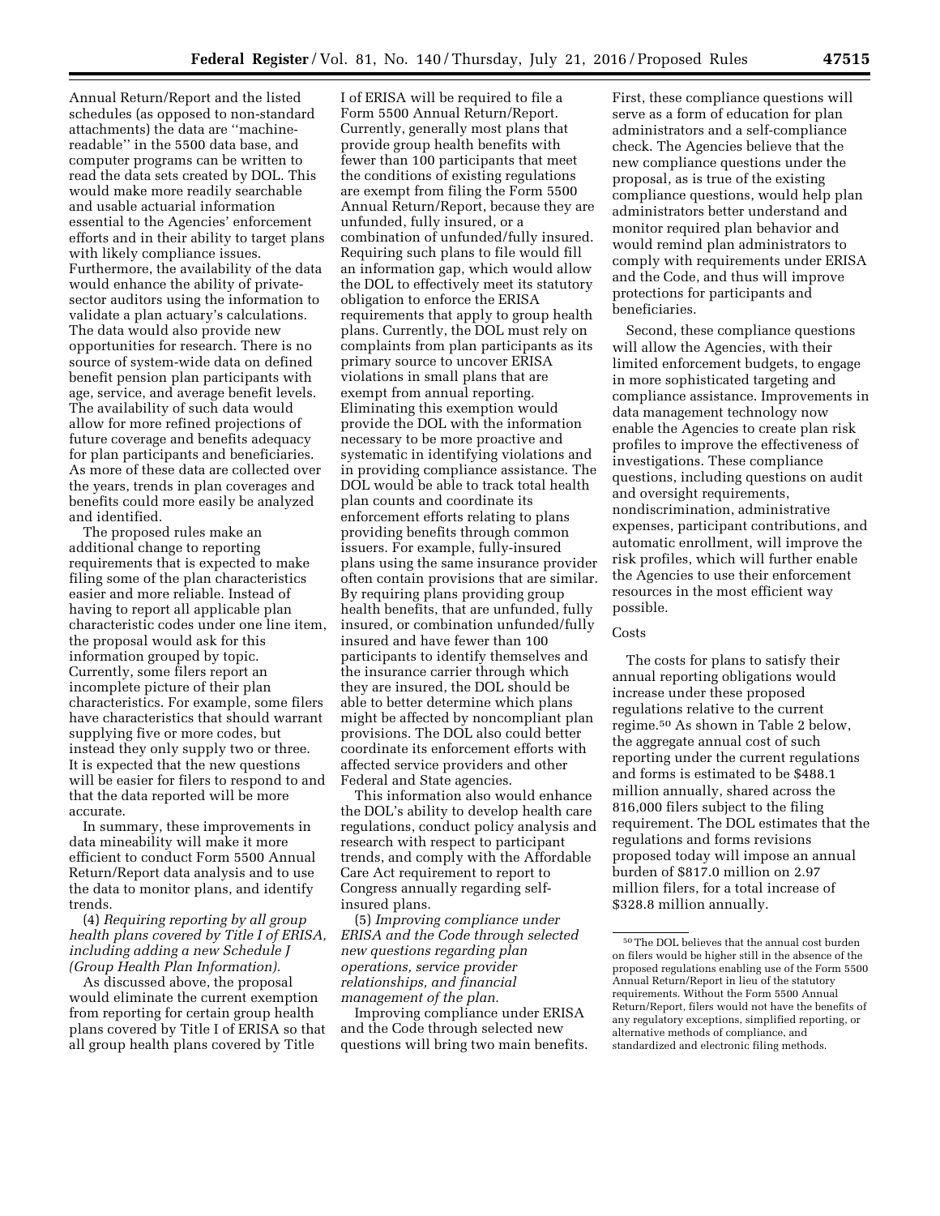Annual Return/Report and the listed schedules (as opposed to non-standard attachments) the data are ''machine-readable'' in the 5500 data base, and computer programs can be written to read the data sets created by DOL. This would make more readily searchable and usable actuarial information essential to the Agencies' enforcement efforts and in their ability to target plans with likely compliance issues. Furthermore, the availability of the data would enhance the ability of private-sector auditors using the information to validate a plan actuary's calculations. The data would also provide new opportunities for research. There is no source of system-wide data on defined benefit pension plan participants with age, service, and average benefit levels. The availability of such data would allow for more refined projections of future coverage and benefits adequacy for plan participants and beneficiaries. As more of these data are collected over the years, trends in plan coverages and benefits could more easily be analyzed and identified.

The proposed rules make an additional change to reporting requirements that is expected to make filing some of the plan characteristics easier and more reliable. Instead of having to report all applicable plan characteristic codes under one line item, the proposal would ask for this information grouped by topic. Currently, some filers report an incomplete picture of their plan characteristics. For example, some filers have characteristics that should warrant supplying five or more codes, but instead they only supply two or three. It is expected that the new questions will be easier for filers to respond to and that the data reported will be more accurate.

In summary, these improvements in data mineability will make it more efficient to conduct Form 5500 Annual Return/Report data analysis and to use the data to monitor plans, and identify trends.

(4) *Requiring reporting by all group health plans covered by Title I of ERISA, including adding a new Schedule J (Group Health Plan Information).*

As discussed above, the proposal would eliminate the current exemption from reporting for certain group health plans covered by Title I of ERISA so that all group health plans covered by Title I of ERISA will be required to file a Form 5500 Annual Return/Report. Currently, generally most plans that provide group health benefits with fewer than 100 participants that meet the conditions of existing regulations are exempt from filing the Form 5500 Annual Return/Report, because they are unfunded, fully insured, or a combination of unfunded/fully insured. Requiring such plans to file would fill an information gap, which would allow the DOL to effectively meet its statutory obligation to enforce the ERISA requirements that apply to group health plans. Currently, the DOL must rely on complaints from plan participants as its primary source to uncover ERISA violations in small plans that are exempt from annual reporting. Eliminating this exemption would provide the DOL with the information necessary to be more proactive and systematic in identifying violations and in providing compliance assistance. The DOL would be able to track total health plan counts and coordinate its enforcement efforts relating to plans providing benefits through common issuers. For example, fully-insured plans using the same insurance provider often contain provisions that are similar. By requiring plans providing group health benefits, that are unfunded, fully insured, or combination unfunded/fully insured and have fewer than 100 participants to identify themselves and the insurance carrier through which they are insured, the DOL should be able to better determine which plans might be affected by noncompliant plan provisions. The DOL also could better coordinate its enforcement efforts with affected service providers and other Federal and State agencies.

This information also would enhance the DOL's ability to develop health care regulations, conduct policy analysis and research with respect to participant trends, and comply with the Affordable Care Act requirement to report to Congress annually regarding self-insured plans.

(5) *Improving compliance under ERISA and the Code through selected new questions regarding plan operations, service provider relationships, and financial management of the plan.*

Improving compliance under ERISA and the Code through selected new questions will bring two main benefits. First, these compliance questions will serve as a form of education for plan administrators and a self-compliance check. The Agencies believe that the new compliance questions under the proposal, as is true of the existing compliance questions, would help plan administrators better understand and monitor required plan behavior and would remind plan administrators to comply with requirements under ERISA and the Code, and thus will improve protections for participants and beneficiaries.

Second, these compliance questions will allow the Agencies, with their limited enforcement budgets, to engage in more sophisticated targeting and compliance assistance. Improvements in data management technology now enable the Agencies to create plan risk profiles to improve the effectiveness of investigations. These compliance questions, including questions on audit and oversight requirements, nondiscrimination, administrative expenses, participant contributions, and automatic enrollment, will improve the risk profiles, which will further enable the Agencies to use their enforcement resources in the most efficient way possible.

Costs

The costs for plans to satisfy their annual reporting obligations would increase under these proposed regulations relative to the current regime.[50] As shown in Table 2 below, the aggregate annual cost of such reporting under the current regulations and forms is estimated to be $488.1 million annually, shared across the 816,000 filers subject to the filing requirement. The DOL estimates that the regulations and forms revisions proposed today will impose an annual burden of $817.0 million on 2.97 million filers, for a total increase of $328.8 million annually.

[50] The DOL believes that the annual cost burden on filers would be higher still in the absence of the proposed regulations enabling use of the Form 5500 Annual Return/Report in lieu of the statutory requirements. Without the Form 5500 Annual Return/Report, filers would not have the benefits of any regulatory exceptions, simplified reporting, or alternative methods of compliance, and standardized and electronic filing methods.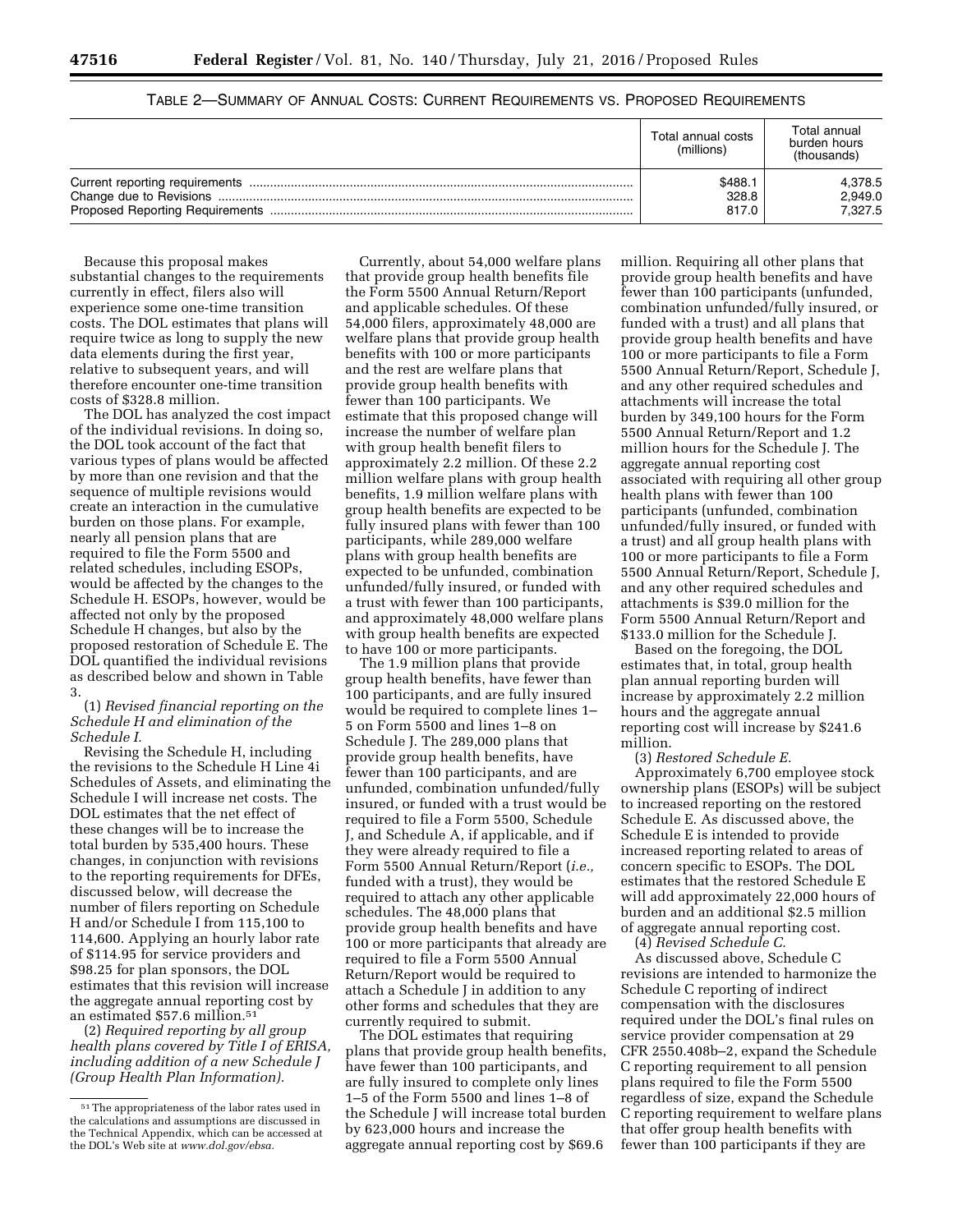TABLE 2—SUMMARY OF ANNUAL COSTS: CURRENT REQUIREMENTS VS. PROPOSED REQUIREMENTS

| | Total annual costs (millions) | Total annual burden hours (thousands) |
|---|---|---|
| Current reporting requirements | $488.1 | 4,378.5 |
| Change due to Revisions | 328.8 | 2,949.0 |
| Proposed Reporting Requirements | 817.0 | 7,327.5 |

Because this proposal makes substantial changes to the requirements currently in effect, filers also will experience some one-time transition costs. The DOL estimates that plans will require twice as long to supply the new data elements during the first year, relative to subsequent years, and will therefore encounter one-time transition costs of $328.8 million.

The DOL has analyzed the cost impact of the individual revisions. In doing so, the DOL took account of the fact that various types of plans would be affected by more than one revision and that the sequence of multiple revisions would create an interaction in the cumulative burden on those plans. For example, nearly all pension plans that are required to file the Form 5500 and related schedules, including ESOPs, would be affected by the changes to the Schedule H. ESOPs, however, would be affected not only by the proposed Schedule H changes, but also by the proposed restoration of Schedule E. The DOL quantified the individual revisions as described below and shown in Table 3.

(1) *Revised financial reporting on the Schedule H and elimination of the Schedule I.*

Revising the Schedule H, including the revisions to the Schedule H Line 4i Schedules of Assets, and eliminating the Schedule I will increase net costs. The DOL estimates that the net effect of these changes will be to increase the total burden by 535,400 hours. These changes, in conjunction with revisions to the reporting requirements for DFEs, discussed below, will decrease the number of filers reporting on Schedule H and/or Schedule I from 115,100 to 114,600. Applying an hourly labor rate of $114.95 for service providers and $98.25 for plan sponsors, the DOL estimates that this revision will increase the aggregate annual reporting cost by an estimated $57.6 million.[51]

(2) *Required reporting by all group health plans covered by Title I of ERISA, including addition of a new Schedule J (Group Health Plan Information).*

Currently, about 54,000 welfare plans that provide group health benefits file the Form 5500 Annual Return/Report and applicable schedules. Of these 54,000 filers, approximately 48,000 are welfare plans that provide group health benefits with 100 or more participants and the rest are welfare plans that provide group health benefits with fewer than 100 participants. We estimate that this proposed change will increase the number of welfare plan with group health benefit filers to approximately 2.2 million. Of these 2.2 million welfare plans with group health benefits, 1.9 million welfare plans with group health benefits are expected to be fully insured plans with fewer than 100 participants, while 289,000 welfare plans with group health benefits are expected to be unfunded, combination unfunded/fully insured, or funded with a trust with fewer than 100 participants, and approximately 48,000 welfare plans with group health benefits are expected to have 100 or more participants.

The 1.9 million plans that provide group health benefits, have fewer than 100 participants, and are fully insured would be required to complete lines 1–5 on Form 5500 and lines 1–8 on Schedule J. The 289,000 plans that provide group health benefits, have fewer than 100 participants, and are unfunded, combination unfunded/fully insured, or funded with a trust would be required to file a Form 5500, Schedule J, and Schedule A, if applicable, and if they were already required to file a Form 5500 Annual Return/Report (*i.e.,* funded with a trust), they would be required to attach any other applicable schedules. The 48,000 plans that provide group health benefits and have 100 or more participants that already are required to file a Form 5500 Annual Return/Report would be required to attach a Schedule J in addition to any other forms and schedules that they are currently required to submit.

The DOL estimates that requiring plans that provide group health benefits, have fewer than 100 participants, and are fully insured to complete only lines 1–5 of the Form 5500 and lines 1–8 of the Schedule J will increase total burden by 623,000 hours and increase the aggregate annual reporting cost by $69.6 million. Requiring all other plans that provide group health benefits and have fewer than 100 participants (unfunded, combination unfunded/fully insured, or funded with a trust) and all plans that provide group health benefits and have 100 or more participants to file a Form 5500 Annual Return/Report, Schedule J, and any other required schedules and attachments will increase the total burden by 349,100 hours for the Form 5500 Annual Return/Report and 1.2 million hours for the Schedule J. The aggregate annual reporting cost associated with requiring all other group health plans with fewer than 100 participants (unfunded, combination unfunded/fully insured, or funded with a trust) and all group health plans with 100 or more participants to file a Form 5500 Annual Return/Report, Schedule J, and any other required schedules and attachments is $39.0 million for the Form 5500 Annual Return/Report and $133.0 million for the Schedule J.

Based on the foregoing, the DOL estimates that, in total, group health plan annual reporting burden will increase by approximately 2.2 million hours and the aggregate annual reporting cost will increase by $241.6 million.

(3) *Restored Schedule E.*

Approximately 6,700 employee stock ownership plans (ESOPs) will be subject to increased reporting on the restored Schedule E. As discussed above, the Schedule E is intended to provide increased reporting related to areas of concern specific to ESOPs. The DOL estimates that the restored Schedule E will add approximately 22,000 hours of burden and an additional $2.5 million of aggregate annual reporting cost.

(4) *Revised Schedule C.*

As discussed above, Schedule C revisions are intended to harmonize the Schedule C reporting of indirect compensation with the disclosures required under the DOL's final rules on service provider compensation at 29 CFR 2550.408b–2, expand the Schedule C reporting requirement to all pension plans required to file the Form 5500 regardless of size, expand the Schedule C reporting requirement to welfare plans that offer group health benefits with fewer than 100 participants if they are

[51] The appropriateness of the labor rates used in the calculations and assumptions are discussed in the Technical Appendix, which can be accessed at the DOL's Web site at *www.dol.gov/ebsa.*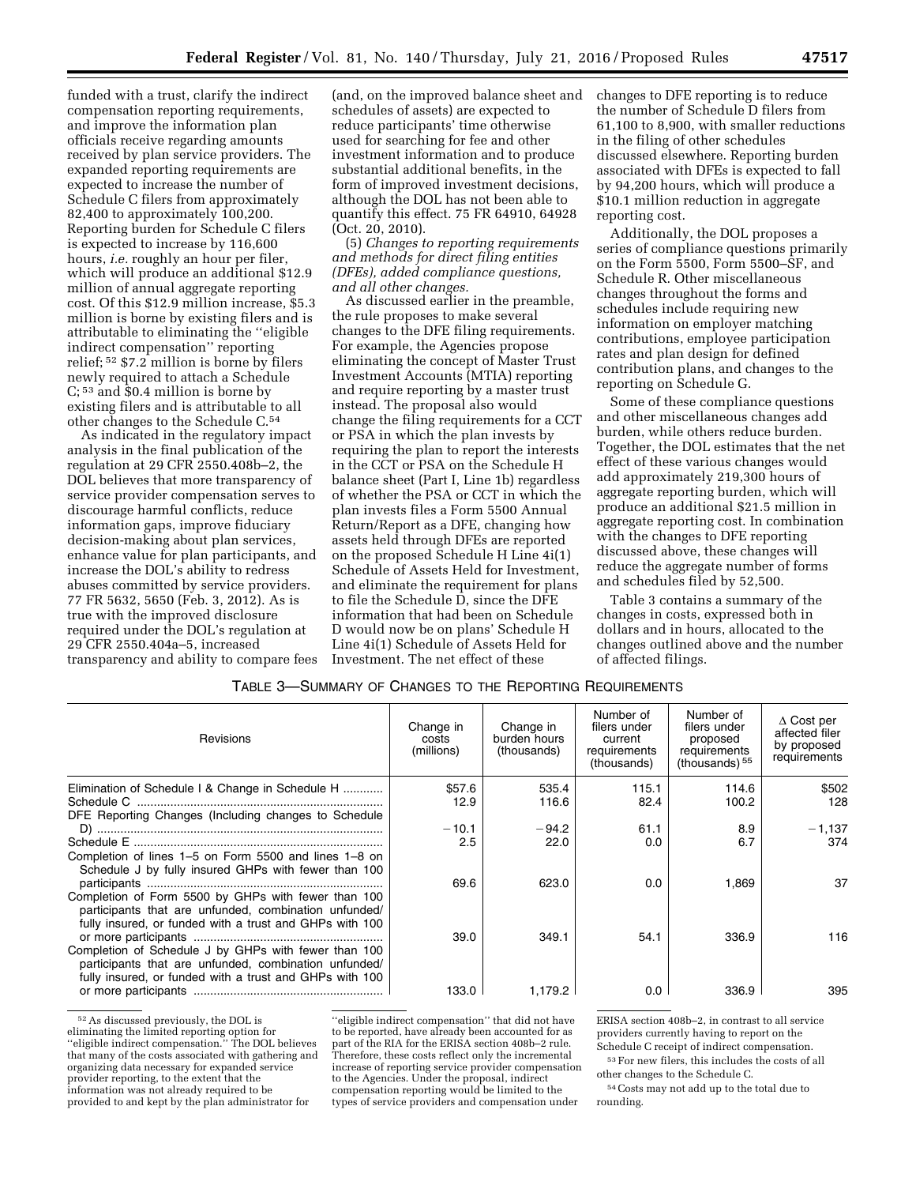funded with a trust, clarify the indirect compensation reporting requirements, and improve the information plan officials receive regarding amounts received by plan service providers. The expanded reporting requirements are expected to increase the number of Schedule C filers from approximately 82,400 to approximately 100,200. Reporting burden for Schedule C filers is expected to increase by 116,600 hours, *i.e.* roughly an hour per filer, which will produce an additional $12.9 million of annual aggregate reporting cost. Of this $12.9 million increase, $5.3 million is borne by existing filers and is attributable to eliminating the ''eligible indirect compensation'' reporting relief;[52] $7.2 million is borne by filers newly required to attach a Schedule C;[53] and $0.4 million is borne by existing filers and is attributable to all other changes to the Schedule C.[54]

As indicated in the regulatory impact analysis in the final publication of the regulation at 29 CFR 2550.408b–2, the DOL believes that more transparency of service provider compensation serves to discourage harmful conflicts, reduce information gaps, improve fiduciary decision-making about plan services, enhance value for plan participants, and increase the DOL's ability to redress abuses committed by service providers. 77 FR 5632, 5650 (Feb. 3, 2012). As is true with the improved disclosure required under the DOL's regulation at 29 CFR 2550.404a–5, increased transparency and ability to compare fees (and, on the improved balance sheet and schedules of assets) are expected to reduce participants' time otherwise used for searching for fee and other investment information and to produce substantial additional benefits, in the form of improved investment decisions, although the DOL has not been able to quantify this effect. 75 FR 64910, 64928 (Oct. 20, 2010).

(5) *Changes to reporting requirements and methods for direct filing entities (DFEs), added compliance questions, and all other changes.*

As discussed earlier in the preamble, the rule proposes to make several changes to the DFE filing requirements. For example, the Agencies propose eliminating the concept of Master Trust Investment Accounts (MTIA) reporting and require reporting by a master trust instead. The proposal also would change the filing requirements for a CCT or PSA in which the plan invests by requiring the plan to report the interests in the CCT or PSA on the Schedule H balance sheet (Part I, Line 1b) regardless of whether the PSA or CCT in which the plan invests files a Form 5500 Annual Return/Report as a DFE, changing how assets held through DFEs are reported on the proposed Schedule H Line 4i(1) Schedule of Assets Held for Investment, and eliminate the requirement for plans to file the Schedule D, since the DFE information that had been on Schedule D would now be on plans' Schedule H Line 4i(1) Schedule of Assets Held for Investment. The net effect of these changes to DFE reporting is to reduce the number of Schedule D filers from 61,100 to 8,900, with smaller reductions in the filing of other schedules discussed elsewhere. Reporting burden associated with DFEs is expected to fall by 94,200 hours, which will produce a $10.1 million reduction in aggregate reporting cost.

Additionally, the DOL proposes a series of compliance questions primarily on the Form 5500, Form 5500–SF, and Schedule R. Other miscellaneous changes throughout the forms and schedules include requiring new information on employer matching contributions, employee participation rates and plan design for defined contribution plans, and changes to the reporting on Schedule G.

Some of these compliance questions and other miscellaneous changes add burden, while others reduce burden. Together, the DOL estimates that the net effect of these various changes would add approximately 219,300 hours of aggregate reporting burden, which will produce an additional $21.5 million in aggregate reporting cost. In combination with the changes to DFE reporting discussed above, these changes will reduce the aggregate number of forms and schedules filed by 52,500.

Table 3 contains a summary of the changes in costs, expressed both in dollars and in hours, allocated to the changes outlined above and the number of affected filings.

TABLE 3—SUMMARY OF CHANGES TO THE REPORTING REQUIREMENTS

| Revisions | Change in costs (millions) | Change in burden hours (thousands) | Number of filers under current requirements (thousands) | Number of filers under proposed requirements (thousands)[55] | Δ Cost per affected filer by proposed requirements |
|---|---|---|---|---|---|
| Elimination of Schedule I & Change in Schedule H | $57.6 | 535.4 | 115.1 | 114.6 | $502 |
| Schedule C | 12.9 | 116.6 | 82.4 | 100.2 | 128 |
| DFE Reporting Changes (Including changes to Schedule D) | −10.1 | −94.2 | 61.1 | 8.9 | −1,137 |
| Schedule E | 2.5 | 22.0 | 0.0 | 6.7 | 374 |
| Completion of lines 1–5 on Form 5500 and lines 1–8 on Schedule J by fully insured GHPs with fewer than 100 participants | 69.6 | 623.0 | 0.0 | 1,869 | 37 |
| Completion of Form 5500 by GHPs with fewer than 100 participants that are unfunded, combination unfunded/ fully insured, or funded with a trust and GHPs with 100 or more participants | 39.0 | 349.1 | 54.1 | 336.9 | 116 |
| Completion of Schedule J by GHPs with fewer than 100 participants that are unfunded, combination unfunded/ fully insured, or funded with a trust and GHPs with 100 or more participants | 133.0 | 1,179.2 | 0.0 | 336.9 | 395 |

[52] As discussed previously, the DOL is eliminating the limited reporting option for ''eligible indirect compensation.'' The DOL believes that many of the costs associated with gathering and organizing data necessary for expanded service provider reporting, to the extent that the information was not already required to be provided to and kept by the plan administrator for ''eligible indirect compensation'' that did not have to be reported, have already been accounted for as part of the RIA for the ERISA section 408b–2 rule. Therefore, these costs reflect only the incremental increase of reporting service provider compensation to the Agencies. Under the proposal, indirect compensation reporting would be limited to the types of service providers and compensation under ERISA section 408b–2, in contrast to all service providers currently having to report on the Schedule C receipt of indirect compensation.

[53] For new filers, this includes the costs of all other changes to the Schedule C.

[54] Costs may not add up to the total due to rounding.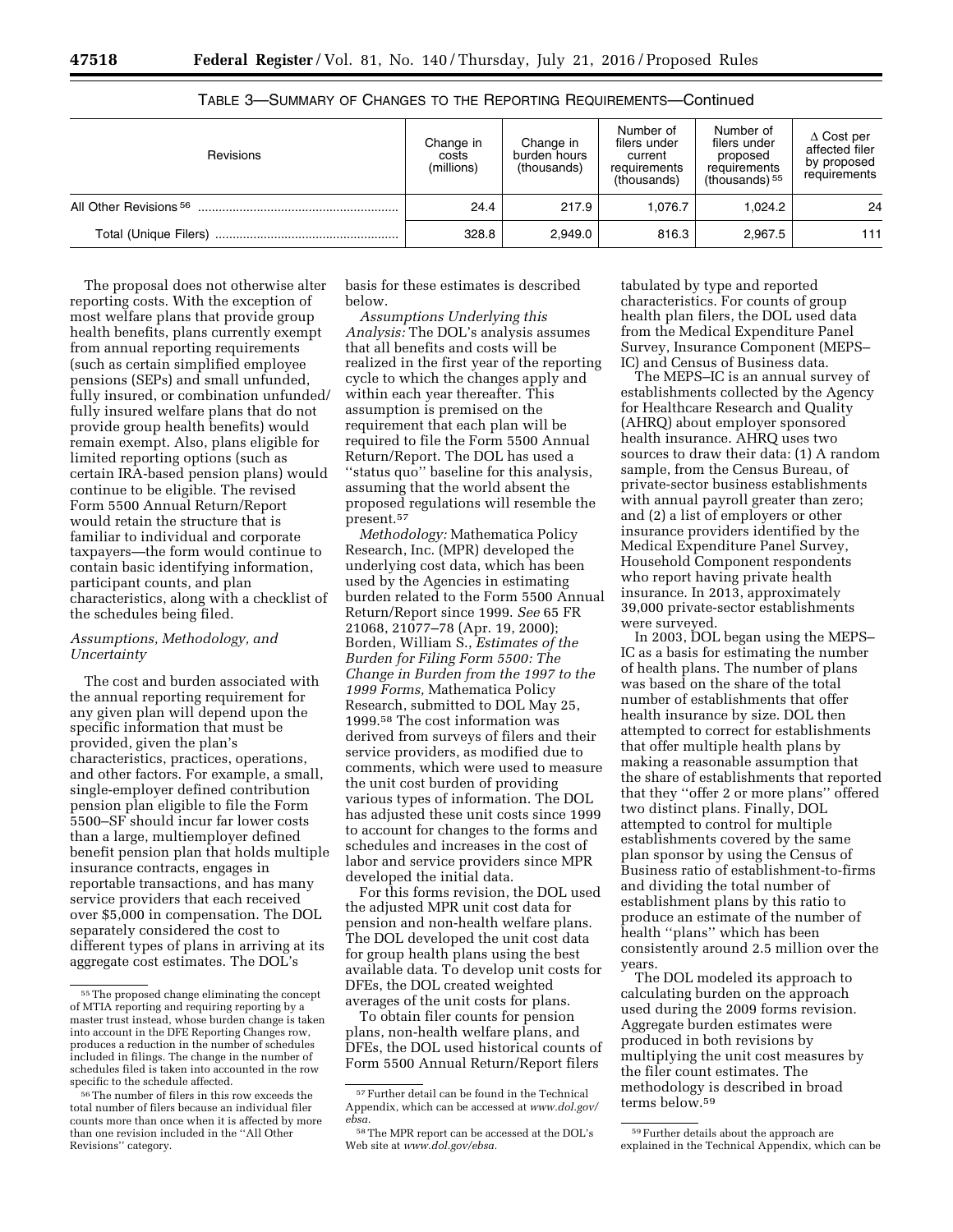TABLE 3—SUMMARY OF CHANGES TO THE REPORTING REQUIREMENTS—Continued

| Revisions | Change in costs (millions) | Change in burden hours (thousands) | Number of filers under current requirements (thousands) | Number of filers under proposed requirements (thousands)[55] | Δ Cost per affected filer by proposed requirements |
|---|---|---|---|---|---|
| All Other Revisions[56] | 24.4 | 217.9 | 1,076.7 | 1,024.2 | 24 |
| Total (Unique Filers) | 328.8 | 2,949.0 | 816.3 | 2,967.5 | 111 |

The proposal does not otherwise alter reporting costs. With the exception of most welfare plans that provide group health benefits, plans currently exempt from annual reporting requirements (such as certain simplified employee pensions (SEPs) and small unfunded, fully insured, or combination unfunded/fully insured welfare plans that do not provide group health benefits) would remain exempt. Also, plans eligible for limited reporting options (such as certain IRA-based pension plans) would continue to be eligible. The revised Form 5500 Annual Return/Report would retain the structure that is familiar to individual and corporate taxpayers—the form would continue to contain basic identifying information, participant counts, and plan characteristics, along with a checklist of the schedules being filed.

*Assumptions, Methodology, and Uncertainty*

The cost and burden associated with the annual reporting requirement for any given plan will depend upon the specific information that must be provided, given the plan's characteristics, practices, operations, and other factors. For example, a small, single-employer defined contribution pension plan eligible to file the Form 5500–SF should incur far lower costs than a large, multiemployer defined benefit pension plan that holds multiple insurance contracts, engages in reportable transactions, and has many service providers that each received over $5,000 in compensation. The DOL separately considered the cost to different types of plans in arriving at its aggregate cost estimates. The DOL's basis for these estimates is described below.

*Assumptions Underlying this Analysis:* The DOL's analysis assumes that all benefits and costs will be realized in the first year of the reporting cycle to which the changes apply and within each year thereafter. This assumption is premised on the requirement that each plan will be required to file the Form 5500 Annual Return/Report. The DOL has used a "status quo" baseline for this analysis, assuming that the world absent the proposed regulations will resemble the present.[57]

*Methodology:* Mathematica Policy Research, Inc. (MPR) developed the underlying cost data, which has been used by the Agencies in estimating burden related to the Form 5500 Annual Return/Report since 1999. *See* 65 FR 21068, 21077–78 (Apr. 19, 2000); Borden, William S., *Estimates of the Burden for Filing Form 5500: The Change in Burden from the 1997 to the 1999 Forms,* Mathematica Policy Research, submitted to DOL May 25, 1999.[58] The cost information was derived from surveys of filers and their service providers, as modified due to comments, which were used to measure the unit cost burden of providing various types of information. The DOL has adjusted these unit costs since 1999 to account for changes to the forms and schedules and increases in the cost of labor and service providers since MPR developed the initial data.

For this forms revision, the DOL used the adjusted MPR unit cost data for pension and non-health welfare plans. The DOL developed the unit cost data for group health plans using the best available data. To develop unit costs for DFEs, the DOL created weighted averages of the unit costs for plans.

To obtain filer counts for pension plans, non-health welfare plans, and DFEs, the DOL used historical counts of Form 5500 Annual Return/Report filers tabulated by type and reported characteristics. For counts of group health plan filers, the DOL used data from the Medical Expenditure Panel Survey, Insurance Component (MEPS–IC) and Census of Business data.

The MEPS–IC is an annual survey of establishments collected by the Agency for Healthcare Research and Quality (AHRQ) about employer sponsored health insurance. AHRQ uses two sources to draw their data: (1) A random sample, from the Census Bureau, of private-sector business establishments with annual payroll greater than zero; and (2) a list of employers or other insurance providers identified by the Medical Expenditure Panel Survey, Household Component respondents who report having private health insurance. In 2013, approximately 39,000 private-sector establishments were surveyed.

In 2003, DOL began using the MEPS–IC as a basis for estimating the number of health plans. The number of plans was based on the share of the total number of establishments that offer health insurance by size. DOL then attempted to correct for establishments that offer multiple health plans by making a reasonable assumption that the share of establishments that reported that they "offer 2 or more plans" offered two distinct plans. Finally, DOL attempted to control for multiple establishments covered by the same plan sponsor by using the Census of Business ratio of establishment-to-firms and dividing the total number of establishment plans by this ratio to produce an estimate of the number of health "plans" which has been consistently around 2.5 million over the years.

The DOL modeled its approach to calculating burden on the approach used during the 2009 forms revision. Aggregate burden estimates were produced in both revisions by multiplying the unit cost measures by the filer count estimates. The methodology is described in broad terms below.[59]

[55] The proposed change eliminating the concept of MTIA reporting and requiring reporting by a master trust instead, whose burden change is taken into account in the DFE Reporting Changes row, produces a reduction in the number of schedules included in filings. The change in the number of schedules filed is taken into accounted in the row specific to the schedule affected.

[56] The number of filers in this row exceeds the total number of filers because an individual filer counts more than once when it is affected by more than one revision included in the "All Other Revisions" category.

[57] Further detail can be found in the Technical Appendix, which can be accessed at *www.dol.gov/ebsa.*

[58] The MPR report can be accessed at the DOL's Web site at *www.dol.gov/ebsa.*

[59] Further details about the approach are explained in the Technical Appendix, which can be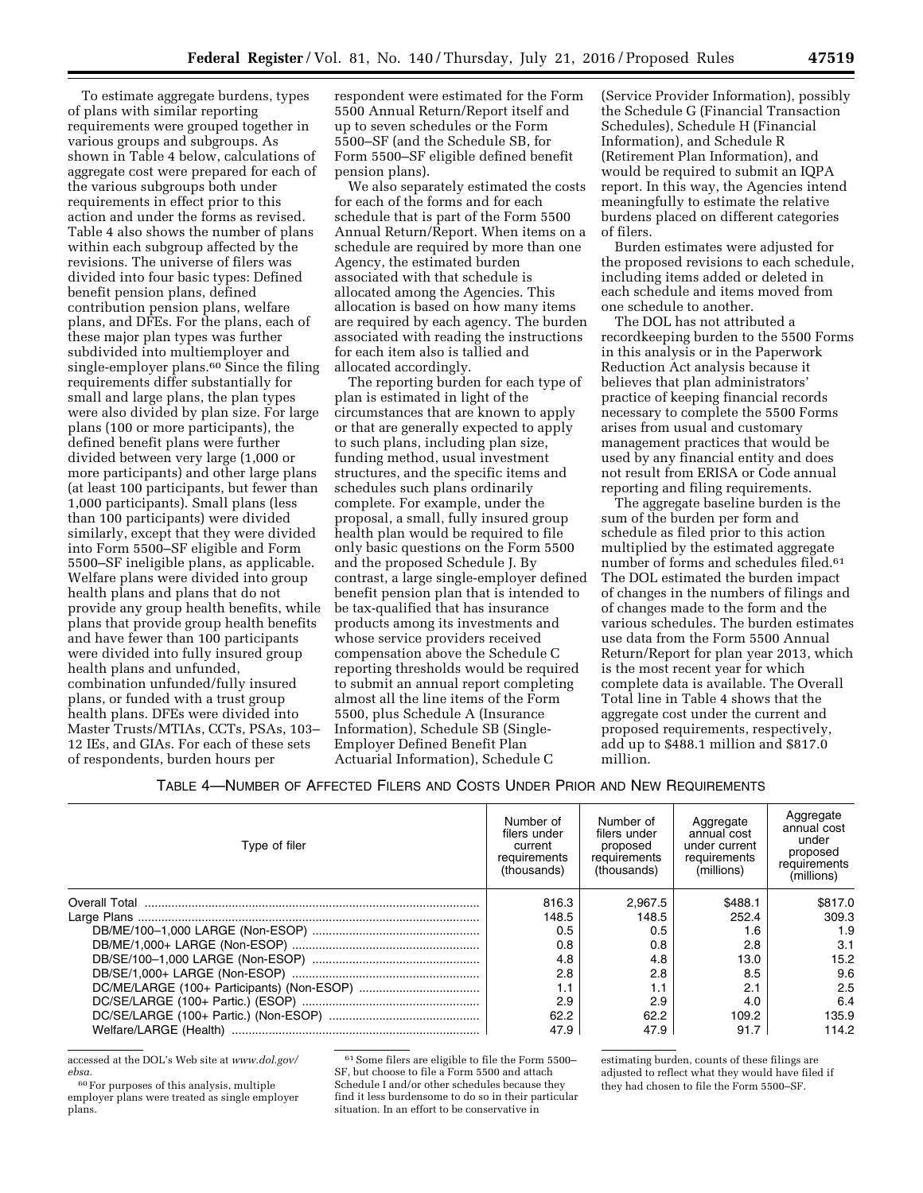To estimate aggregate burdens, types of plans with similar reporting requirements were grouped together in various groups and subgroups. As shown in Table 4 below, calculations of aggregate cost were prepared for each of the various subgroups both under requirements in effect prior to this action and under the forms as revised. Table 4 also shows the number of plans within each subgroup affected by the revisions. The universe of filers was divided into four basic types: Defined benefit pension plans, defined contribution pension plans, welfare plans, and DFEs. For the plans, each of these major plan types was further subdivided into multiemployer and single-employer plans.[60] Since the filing requirements differ substantially for small and large plans, the plan types were also divided by plan size. For large plans (100 or more participants), the defined benefit plans were further divided between very large (1,000 or more participants) and other large plans (at least 100 participants, but fewer than 1,000 participants). Small plans (less than 100 participants) were divided similarly, except that they were divided into Form 5500–SF eligible and Form 5500–SF ineligible plans, as applicable. Welfare plans were divided into group health plans and plans that do not provide any group health benefits, while plans that provide group health benefits and have fewer than 100 participants were divided into fully insured group health plans and unfunded, combination unfunded/fully insured plans, or funded with a trust group health plans. DFEs were divided into Master Trusts/MTIAs, CCTs, PSAs, 103–12 IEs, and GIAs. For each of these sets of respondents, burden hours per respondent were estimated for the Form 5500 Annual Return/Report itself and up to seven schedules or the Form 5500–SF (and the Schedule SB, for Form 5500–SF eligible defined benefit pension plans).

We also separately estimated the costs for each of the forms and for each schedule that is part of the Form 5500 Annual Return/Report. When items on a schedule are required by more than one Agency, the estimated burden associated with that schedule is allocated among the Agencies. This allocation is based on how many items are required by each agency. The burden associated with reading the instructions for each item also is tallied and allocated accordingly.

The reporting burden for each type of plan is estimated in light of the circumstances that are known to apply or that are generally expected to apply to such plans, including plan size, funding method, usual investment structures, and the specific items and schedules such plans ordinarily complete. For example, under the proposal, a small, fully insured group health plan would be required to file only basic questions on the Form 5500 and the proposed Schedule J. By contrast, a large single-employer defined benefit pension plan that is intended to be tax-qualified that has insurance products among its investments and whose service providers received compensation above the Schedule C reporting thresholds would be required to submit an annual report completing almost all the line items of the Form 5500, plus Schedule A (Insurance Information), Schedule SB (Single-Employer Defined Benefit Plan Actuarial Information), Schedule C (Service Provider Information), possibly the Schedule G (Financial Transaction Schedules), Schedule H (Financial Information), and Schedule R (Retirement Plan Information), and would be required to submit an IQPA report. In this way, the Agencies intend meaningfully to estimate the relative burdens placed on different categories of filers.

Burden estimates were adjusted for the proposed revisions to each schedule, including items added or deleted in each schedule and items moved from one schedule to another.

The DOL has not attributed a recordkeeping burden to the 5500 Forms in this analysis or in the Paperwork Reduction Act analysis because it believes that plan administrators' practice of keeping financial records necessary to complete the 5500 Forms arises from usual and customary management practices that would be used by any financial entity and does not result from ERISA or Code annual reporting and filing requirements.

The aggregate baseline burden is the sum of the burden per form and schedule as filed prior to this action multiplied by the estimated aggregate number of forms and schedules filed.[61] The DOL estimated the burden impact of changes in the numbers of filings and of changes made to the form and the various schedules. The burden estimates use data from the Form 5500 Annual Return/Report for plan year 2013, which is the most recent year for which complete data is available. The Overall Total line in Table 4 shows that the aggregate cost under the current and proposed requirements, respectively, add up to $488.1 million and $817.0 million.

TABLE 4—NUMBER OF AFFECTED FILERS AND COSTS UNDER PRIOR AND NEW REQUIREMENTS

| Type of filer | Number of filers under current requirements (thousands) | Number of filers under proposed requirements (thousands) | Aggregate annual cost under current requirements (millions) | Aggregate annual cost under proposed requirements (millions) |
|---|---|---|---|---|
| Overall Total | 816.3 | 2,967.5 | $488.1 | $817.0 |
| Large Plans | 148.5 | 148.5 | 252.4 | 309.3 |
| DB/ME/100–1,000 LARGE (Non-ESOP) | 0.5 | 0.5 | 1.6 | 1.9 |
| DB/ME/1,000+ LARGE (Non-ESOP) | 0.8 | 0.8 | 2.8 | 3.1 |
| DB/SE/100–1,000 LARGE (Non-ESOP) | 4.8 | 4.8 | 13.0 | 15.2 |
| DB/SE/1,000+ LARGE (Non-ESOP) | 2.8 | 2.8 | 8.5 | 9.6 |
| DC/ME/LARGE (100+ Participants) (Non-ESOP) | 1.1 | 1.1 | 2.1 | 2.5 |
| DC/SE/LARGE (100+ Partic.) (ESOP) | 2.9 | 2.9 | 4.0 | 6.4 |
| DC/SE/LARGE (100+ Partic.) (Non-ESOP) | 62.2 | 62.2 | 109.2 | 135.9 |
| Welfare/LARGE (Health) | 47.9 | 47.9 | 91.7 | 114.2 |

accessed at the DOL's Web site at *www.dol.gov/ebsa.*

[60] For purposes of this analysis, multiple employer plans were treated as single employer plans.

[61] Some filers are eligible to file the Form 5500–SF, but choose to file a Form 5500 and attach Schedule I and/or other schedules because they find it less burdensome to do so in their particular situation. In an effort to be conservative in estimating burden, counts of these filings are adjusted to reflect what they would have filed if they had chosen to file the Form 5500–SF.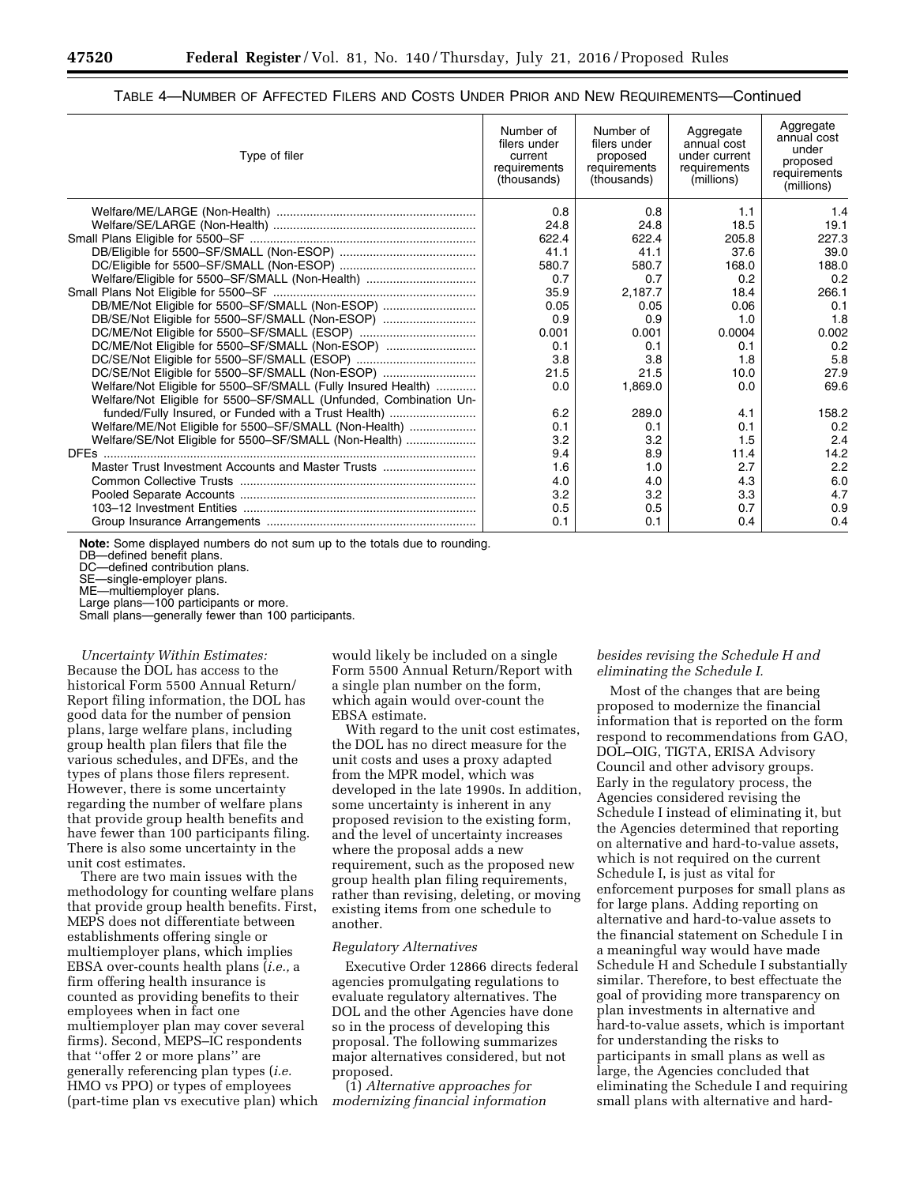TABLE 4—NUMBER OF AFFECTED FILERS AND COSTS UNDER PRIOR AND NEW REQUIREMENTS—Continued

| Type of filer | Number of filers under current requirements (thousands) | Number of filers under proposed requirements (thousands) | Aggregate annual cost under current requirements (millions) | Aggregate annual cost under proposed requirements (millions) |
|---|---|---|---|---|
| Welfare/ME/LARGE (Non-Health) | 0.8 | 0.8 | 1.1 | 1.4 |
| Welfare/SE/LARGE (Non-Health) | 24.8 | 24.8 | 18.5 | 19.1 |
| Small Plans Eligible for 5500–SF | 622.4 | 622.4 | 205.8 | 227.3 |
| DB/Eligible for 5500–SF/SMALL (Non-ESOP) | 41.1 | 41.1 | 37.6 | 39.0 |
| DC/Eligible for 5500–SF/SMALL (Non-ESOP) | 580.7 | 580.7 | 168.0 | 188.0 |
| Welfare/Eligible for 5500–SF/SMALL (Non-Health) | 0.7 | 0.7 | 0.2 | 0.2 |
| Small Plans Not Eligible for 5500–SF | 35.9 | 2,187.7 | 18.4 | 266.1 |
| DB/ME/Not Eligible for 5500–SF/SMALL (Non-ESOP) | 0.05 | 0.05 | 0.06 | 0.1 |
| DB/SE/Not Eligible for 5500–SF/SMALL (Non-ESOP) | 0.9 | 0.9 | 1.0 | 1.8 |
| DC/ME/Not Eligible for 5500–SF/SMALL (ESOP) | 0.001 | 0.001 | 0.0004 | 0.002 |
| DC/ME/Not Eligible for 5500–SF/SMALL (Non-ESOP) | 0.1 | 0.1 | 0.1 | 0.2 |
| DC/SE/Not Eligible for 5500–SF/SMALL (ESOP) | 3.8 | 3.8 | 1.8 | 5.8 |
| DC/SE/Not Eligible for 5500–SF/SMALL (Non-ESOP) | 21.5 | 21.5 | 10.0 | 27.9 |
| Welfare/Not Eligible for 5500–SF/SMALL (Fully Insured Health) | 0.0 | 1,869.0 | 0.0 | 69.6 |
| Welfare/Not Eligible for 5500–SF/SMALL (Unfunded, Combination Unfunded/Fully Insured, or Funded with a Trust Health) | 6.2 | 289.0 | 4.1 | 158.2 |
| Welfare/ME/Not Eligible for 5500–SF/SMALL (Non-Health) | 0.1 | 0.1 | 0.1 | 0.2 |
| Welfare/SE/Not Eligible for 5500–SF/SMALL (Non-Health) | 3.2 | 3.2 | 1.5 | 2.4 |
| DFEs | 9.4 | 8.9 | 11.4 | 14.2 |
| Master Trust Investment Accounts and Master Trusts | 1.6 | 1.0 | 2.7 | 2.2 |
| Common Collective Trusts | 4.0 | 4.0 | 4.3 | 6.0 |
| Pooled Separate Accounts | 3.2 | 3.2 | 3.3 | 4.7 |
| 103–12 Investment Entities | 0.5 | 0.5 | 0.7 | 0.9 |
| Group Insurance Arrangements | 0.1 | 0.1 | 0.4 | 0.4 |

**Note:** Some displayed numbers do not sum up to the totals due to rounding.
DB—defined benefit plans.
DC—defined contribution plans.
SE—single-employer plans.
ME—multiemployer plans.
Large plans—100 participants or more.
Small plans—generally fewer than 100 participants.

*Uncertainty Within Estimates:* Because the DOL has access to the historical Form 5500 Annual Return/Report filing information, the DOL has good data for the number of pension plans, large welfare plans, including group health plan filers that file the various schedules, and DFEs, and the types of plans those filers represent. However, there is some uncertainty regarding the number of welfare plans that provide group health benefits and have fewer than 100 participants filing. There is also some uncertainty in the unit cost estimates.

There are two main issues with the methodology for counting welfare plans that provide group health benefits. First, MEPS does not differentiate between establishments offering single or multiemployer plans, which implies EBSA over-counts health plans (*i.e.,* a firm offering health insurance is counted as providing benefits to their employees when in fact one multiemployer plan may cover several firms). Second, MEPS–IC respondents that ''offer 2 or more plans'' are generally referencing plan types (*i.e.* HMO vs PPO) or types of employees (part-time plan vs executive plan) which would likely be included on a single Form 5500 Annual Return/Report with a single plan number on the form, which again would over-count the EBSA estimate.

With regard to the unit cost estimates, the DOL has no direct measure for the unit costs and uses a proxy adapted from the MPR model, which was developed in the late 1990s. In addition, some uncertainty is inherent in any proposed revision to the existing form, and the level of uncertainty increases where the proposal adds a new requirement, such as the proposed new group health plan filing requirements, rather than revising, deleting, or moving existing items from one schedule to another.

*Regulatory Alternatives*

Executive Order 12866 directs federal agencies promulgating regulations to evaluate regulatory alternatives. The DOL and the other Agencies have done so in the process of developing this proposal. The following summarizes major alternatives considered, but not proposed.

(1) *Alternative approaches for modernizing financial information besides revising the Schedule H and eliminating the Schedule I.*

Most of the changes that are being proposed to modernize the financial information that is reported on the form respond to recommendations from GAO, DOL–OIG, TIGTA, ERISA Advisory Council and other advisory groups. Early in the regulatory process, the Agencies considered revising the Schedule I instead of eliminating it, but the Agencies determined that reporting on alternative and hard-to-value assets, which is not required on the current Schedule I, is just as vital for enforcement purposes for small plans as for large plans. Adding reporting on alternative and hard-to-value assets to the financial statement on Schedule I in a meaningful way would have made Schedule H and Schedule I substantially similar. Therefore, to best effectuate the goal of providing more transparency on plan investments in alternative and hard-to-value assets, which is important for understanding the risks to participants in small plans as well as large, the Agencies concluded that eliminating the Schedule I and requiring small plans with alternative and hard-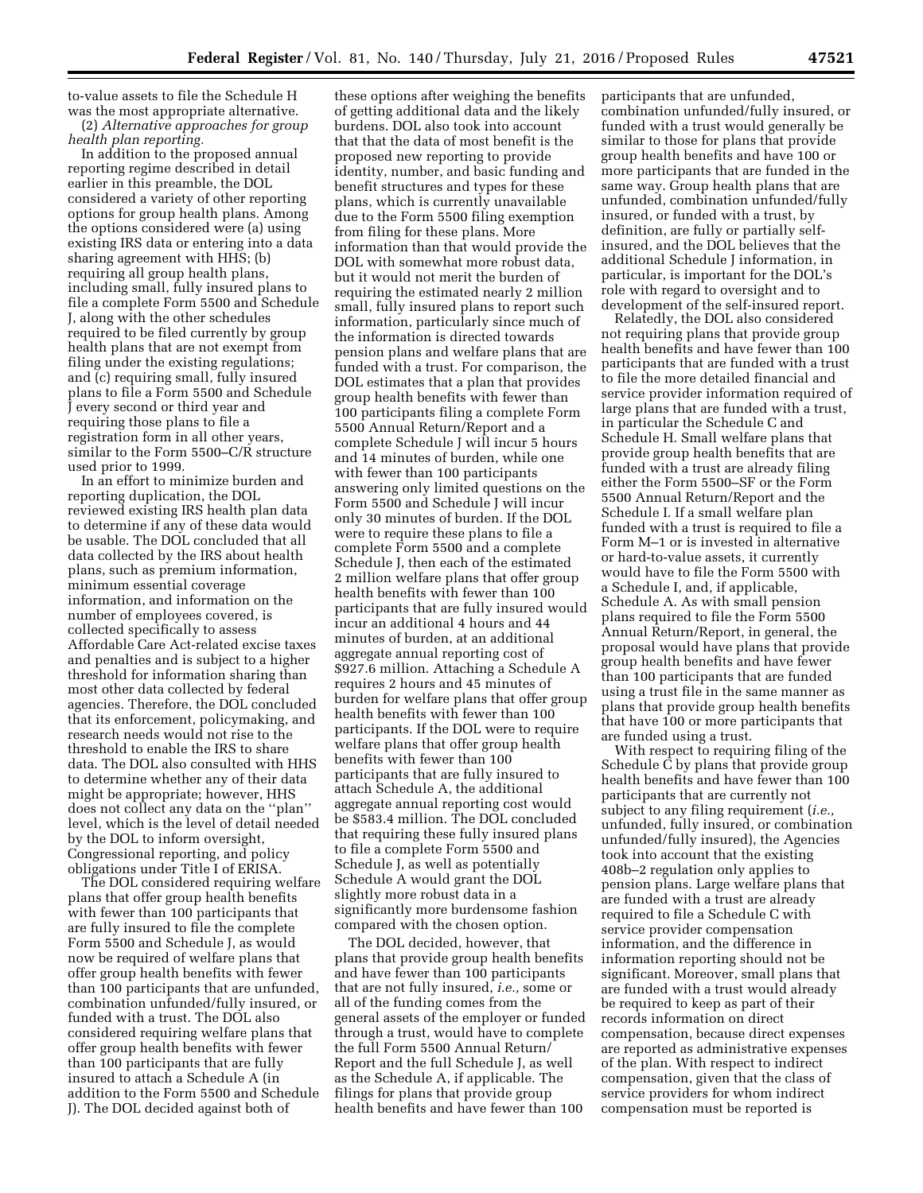to-value assets to file the Schedule H was the most appropriate alternative.

(2) *Alternative approaches for group health plan reporting.*

In addition to the proposed annual reporting regime described in detail earlier in this preamble, the DOL considered a variety of other reporting options for group health plans. Among the options considered were (a) using existing IRS data or entering into a data sharing agreement with HHS; (b) requiring all group health plans, including small, fully insured plans to file a complete Form 5500 and Schedule J, along with the other schedules required to be filed currently by group health plans that are not exempt from filing under the existing regulations; and (c) requiring small, fully insured plans to file a Form 5500 and Schedule J every second or third year and requiring those plans to file a registration form in all other years, similar to the Form 5500–C/R structure used prior to 1999.

In an effort to minimize burden and reporting duplication, the DOL reviewed existing IRS health plan data to determine if any of these data would be usable. The DOL concluded that all data collected by the IRS about health plans, such as premium information, minimum essential coverage information, and information on the number of employees covered, is collected specifically to assess Affordable Care Act-related excise taxes and penalties and is subject to a higher threshold for information sharing than most other data collected by federal agencies. Therefore, the DOL concluded that its enforcement, policymaking, and research needs would not rise to the threshold to enable the IRS to share data. The DOL also consulted with HHS to determine whether any of their data might be appropriate; however, HHS does not collect any data on the ''plan'' level, which is the level of detail needed by the DOL to inform oversight, Congressional reporting, and policy obligations under Title I of ERISA.

The DOL considered requiring welfare plans that offer group health benefits with fewer than 100 participants that are fully insured to file the complete Form 5500 and Schedule J, as would now be required of welfare plans that offer group health benefits with fewer than 100 participants that are unfunded, combination unfunded/fully insured, or funded with a trust. The DOL also considered requiring welfare plans that offer group health benefits with fewer than 100 participants that are fully insured to attach a Schedule A (in addition to the Form 5500 and Schedule J). The DOL decided against both of these options after weighing the benefits of getting additional data and the likely burdens. DOL also took into account that that the data of most benefit is the proposed new reporting to provide identity, number, and basic funding and benefit structures and types for these plans, which is currently unavailable due to the Form 5500 filing exemption from filing for these plans. More information than that would provide the DOL with somewhat more robust data, but it would not merit the burden of requiring the estimated nearly 2 million small, fully insured plans to report such information, particularly since much of the information is directed towards pension plans and welfare plans that are funded with a trust. For comparison, the DOL estimates that a plan that provides group health benefits with fewer than 100 participants filing a complete Form 5500 Annual Return/Report and a complete Schedule J will incur 5 hours and 14 minutes of burden, while one with fewer than 100 participants answering only limited questions on the Form 5500 and Schedule J will incur only 30 minutes of burden. If the DOL were to require these plans to file a complete Form 5500 and a complete Schedule J, then each of the estimated 2 million welfare plans that offer group health benefits with fewer than 100 participants that are fully insured would incur an additional 4 hours and 44 minutes of burden, at an additional aggregate annual reporting cost of $927.6 million. Attaching a Schedule A requires 2 hours and 45 minutes of burden for welfare plans that offer group health benefits with fewer than 100 participants. If the DOL were to require welfare plans that offer group health benefits with fewer than 100 participants that are fully insured to attach Schedule A, the additional aggregate annual reporting cost would be $583.4 million. The DOL concluded that requiring these fully insured plans to file a complete Form 5500 and Schedule J, as well as potentially Schedule A would grant the DOL slightly more robust data in a significantly more burdensome fashion compared with the chosen option.

The DOL decided, however, that plans that provide group health benefits and have fewer than 100 participants that are not fully insured, *i.e.,* some or all of the funding comes from the general assets of the employer or funded through a trust, would have to complete the full Form 5500 Annual Return/Report and the full Schedule J, as well as the Schedule A, if applicable. The filings for plans that provide group health benefits and have fewer than 100 participants that are unfunded, combination unfunded/fully insured, or funded with a trust would generally be similar to those for plans that provide group health benefits and have 100 or more participants that are funded in the same way. Group health plans that are unfunded, combination unfunded/fully insured, or funded with a trust, by definition, are fully or partially self-insured, and the DOL believes that the additional Schedule J information, in particular, is important for the DOL's role with regard to oversight and to development of the self-insured report.

Relatedly, the DOL also considered not requiring plans that provide group health benefits and have fewer than 100 participants that are funded with a trust to file the more detailed financial and service provider information required of large plans that are funded with a trust, in particular the Schedule C and Schedule H. Small welfare plans that provide group health benefits that are funded with a trust are already filing either the Form 5500–SF or the Form 5500 Annual Return/Report and the Schedule I. If a small welfare plan funded with a trust is required to file a Form M–1 or is invested in alternative or hard-to-value assets, it currently would have to file the Form 5500 with a Schedule I, and, if applicable, Schedule A. As with small pension plans required to file the Form 5500 Annual Return/Report, in general, the proposal would have plans that provide group health benefits and have fewer than 100 participants that are funded using a trust file in the same manner as plans that provide group health benefits that have 100 or more participants that are funded using a trust.

With respect to requiring filing of the Schedule C by plans that provide group health benefits and have fewer than 100 participants that are currently not subject to any filing requirement (*i.e.,* unfunded, fully insured, or combination unfunded/fully insured), the Agencies took into account that the existing 408b–2 regulation only applies to pension plans. Large welfare plans that are funded with a trust are already required to file a Schedule C with service provider compensation information, and the difference in information reporting should not be significant. Moreover, small plans that are funded with a trust would already be required to keep as part of their records information on direct compensation, because direct expenses are reported as administrative expenses of the plan. With respect to indirect compensation, given that the class of service providers for whom indirect compensation must be reported is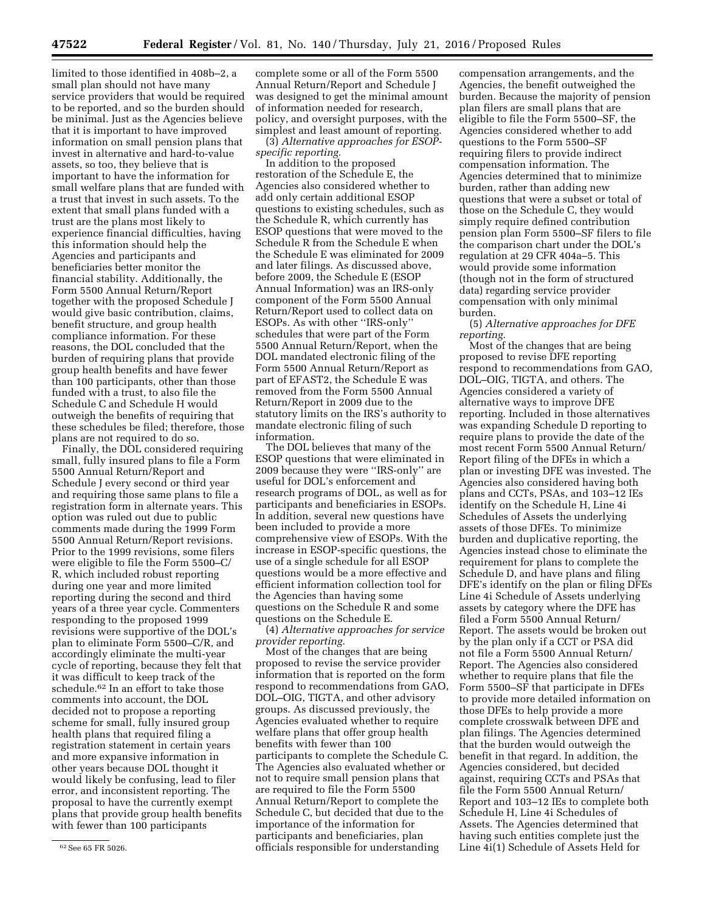limited to those identified in 408b–2, a small plan should not have many service providers that would be required to be reported, and so the burden should be minimal. Just as the Agencies believe that it is important to have improved information on small pension plans that invest in alternative and hard-to-value assets, so too, they believe that is important to have the information for small welfare plans that are funded with a trust that invest in such assets. To the extent that small plans funded with a trust are the plans most likely to experience financial difficulties, having this information should help the Agencies and participants and beneficiaries better monitor the financial stability. Additionally, the Form 5500 Annual Return/Report together with the proposed Schedule J would give basic contribution, claims, benefit structure, and group health compliance information. For these reasons, the DOL concluded that the burden of requiring plans that provide group health benefits and have fewer than 100 participants, other than those funded with a trust, to also file the Schedule C and Schedule H would outweigh the benefits of requiring that these schedules be filed; therefore, those plans are not required to do so.

Finally, the DOL considered requiring small, fully insured plans to file a Form 5500 Annual Return/Report and Schedule J every second or third year and requiring those same plans to file a registration form in alternate years. This option was ruled out due to public comments made during the 1999 Form 5500 Annual Return/Report revisions. Prior to the 1999 revisions, some filers were eligible to file the Form 5500–C/R, which included robust reporting during one year and more limited reporting during the second and third years of a three year cycle. Commenters responding to the proposed 1999 revisions were supportive of the DOL's plan to eliminate Form 5500–C/R, and accordingly eliminate the multi-year cycle of reporting, because they felt that it was difficult to keep track of the schedule.[62] In an effort to take those comments into account, the DOL decided not to propose a reporting scheme for small, fully insured group health plans that required filing a registration statement in certain years and more expansive information in other years because DOL thought it would likely be confusing, lead to filer error, and inconsistent reporting. The proposal to have the currently exempt plans that provide group health benefits with fewer than 100 participants complete some or all of the Form 5500 Annual Return/Report and Schedule J was designed to get the minimal amount of information needed for research, policy, and oversight purposes, with the simplest and least amount of reporting.

(3) *Alternative approaches for ESOP-specific reporting.*

In addition to the proposed restoration of the Schedule E, the Agencies also considered whether to add only certain additional ESOP questions to existing schedules, such as the Schedule R, which currently has ESOP questions that were moved to the Schedule R from the Schedule E when the Schedule E was eliminated for 2009 and later filings. As discussed above, before 2009, the Schedule E (ESOP Annual Information) was an IRS-only component of the Form 5500 Annual Return/Report used to collect data on ESOPs. As with other ''IRS-only'' schedules that were part of the Form 5500 Annual Return/Report, when the DOL mandated electronic filing of the Form 5500 Annual Return/Report as part of EFAST2, the Schedule E was removed from the Form 5500 Annual Return/Report in 2009 due to the statutory limits on the IRS's authority to mandate electronic filing of such information.

The DOL believes that many of the ESOP questions that were eliminated in 2009 because they were ''IRS-only'' are useful for DOL's enforcement and research programs of DOL, as well as for participants and beneficiaries in ESOPs. In addition, several new questions have been included to provide a more comprehensive view of ESOPs. With the increase in ESOP-specific questions, the use of a single schedule for all ESOP questions would be a more effective and efficient information collection tool for the Agencies than having some questions on the Schedule R and some questions on the Schedule E.

(4) *Alternative approaches for service provider reporting.*

Most of the changes that are being proposed to revise the service provider information that is reported on the form respond to recommendations from GAO, DOL–OIG, TIGTA, and other advisory groups. As discussed previously, the Agencies evaluated whether to require welfare plans that offer group health benefits with fewer than 100 participants to complete the Schedule C. The Agencies also evaluated whether or not to require small pension plans that are required to file the Form 5500 Annual Return/Report to complete the Schedule C, but decided that due to the importance of the information for participants and beneficiaries, plan officials responsible for understanding compensation arrangements, and the Agencies, the benefit outweighed the burden. Because the majority of pension plan filers are small plans that are eligible to file the Form 5500–SF, the Agencies considered whether to add questions to the Form 5500–SF requiring filers to provide indirect compensation information. The Agencies determined that to minimize burden, rather than adding new questions that were a subset or total of those on the Schedule C, they would simply require defined contribution pension plan Form 5500–SF filers to file the comparison chart under the DOL's regulation at 29 CFR 404a–5. This would provide some information (though not in the form of structured data) regarding service provider compensation with only minimal burden.

(5) *Alternative approaches for DFE reporting.*

Most of the changes that are being proposed to revise DFE reporting respond to recommendations from GAO, DOL–OIG, TIGTA, and others. The Agencies considered a variety of alternative ways to improve DFE reporting. Included in those alternatives was expanding Schedule D reporting to require plans to provide the date of the most recent Form 5500 Annual Return/Report filing of the DFEs in which a plan or investing DFE was invested. The Agencies also considered having both plans and CCTs, PSAs, and 103–12 IEs identify on the Schedule H, Line 4i Schedules of Assets the underlying assets of those DFEs. To minimize burden and duplicative reporting, the Agencies instead chose to eliminate the requirement for plans to complete the Schedule D, and have plans and filing DFE's identify on the plan or filing DFEs Line 4i Schedule of Assets underlying assets by category where the DFE has filed a Form 5500 Annual Return/Report. The assets would be broken out by the plan only if a CCT or PSA did not file a Form 5500 Annual Return/Report. The Agencies also considered whether to require plans that file the Form 5500–SF that participate in DFEs to provide more detailed information on those DFEs to help provide a more complete crosswalk between DFE and plan filings. The Agencies determined that the burden would outweigh the benefit in that regard. In addition, the Agencies considered, but decided against, requiring CCTs and PSAs that file the Form 5500 Annual Return/Report and 103–12 IEs to complete both Schedule H, Line 4i Schedules of Assets. The Agencies determined that having such entities complete just the Line 4i(1) Schedule of Assets Held for

---

[62] See 65 FR 5026.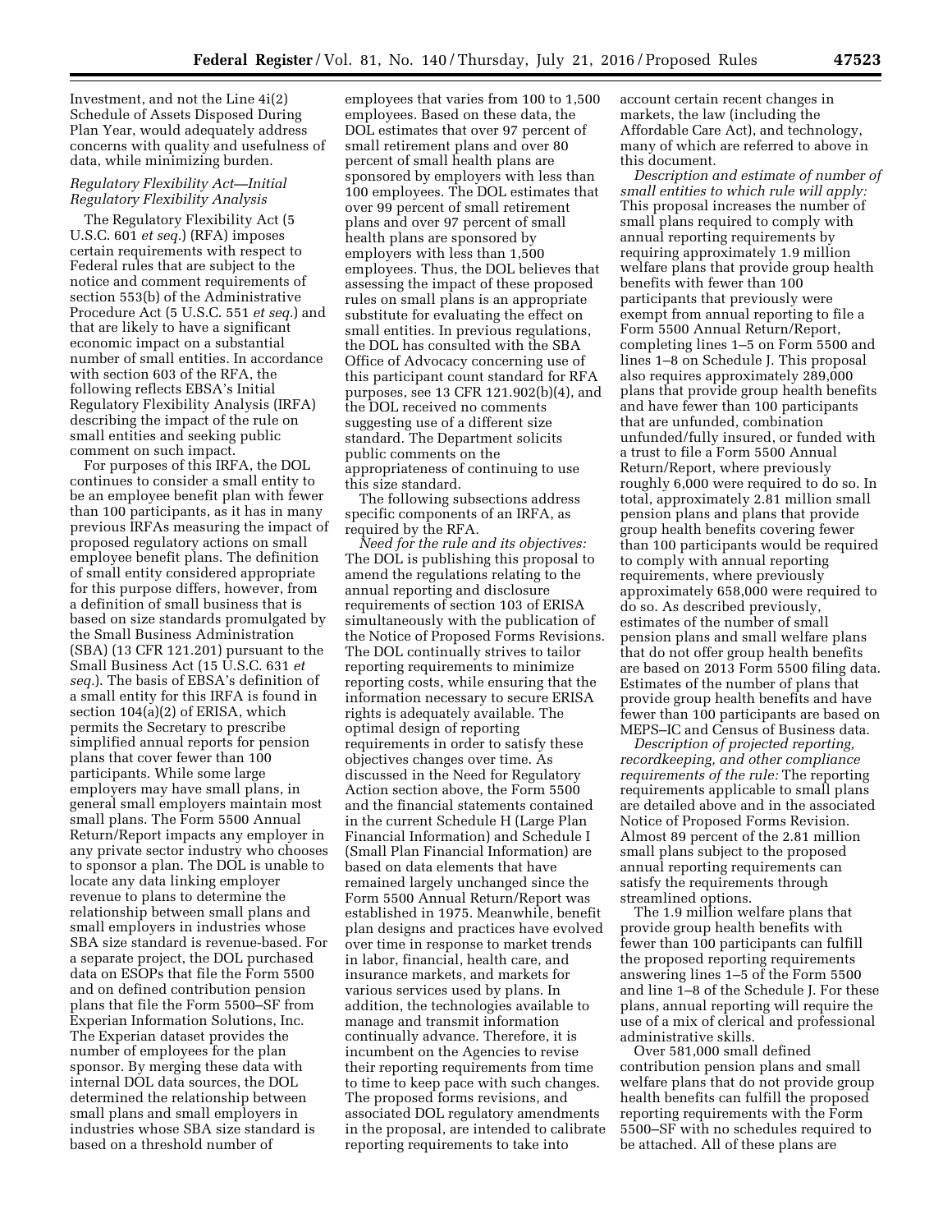Investment, and not the Line 4i(2) Schedule of Assets Disposed During Plan Year, would adequately address concerns with quality and usefulness of data, while minimizing burden.

*Regulatory Flexibility Act—Initial Regulatory Flexibility Analysis*

The Regulatory Flexibility Act (5 U.S.C. 601 *et seq.*) (RFA) imposes certain requirements with respect to Federal rules that are subject to the notice and comment requirements of section 553(b) of the Administrative Procedure Act (5 U.S.C. 551 *et seq.*) and that are likely to have a significant economic impact on a substantial number of small entities. In accordance with section 603 of the RFA, the following reflects EBSA's Initial Regulatory Flexibility Analysis (IRFA) describing the impact of the rule on small entities and seeking public comment on such impact.

For purposes of this IRFA, the DOL continues to consider a small entity to be an employee benefit plan with fewer than 100 participants, as it has in many previous IRFAs measuring the impact of proposed regulatory actions on small employee benefit plans. The definition of small entity considered appropriate for this purpose differs, however, from a definition of small business that is based on size standards promulgated by the Small Business Administration (SBA) (13 CFR 121.201) pursuant to the Small Business Act (15 U.S.C. 631 *et seq.*). The basis of EBSA's definition of a small entity for this IRFA is found in section 104(a)(2) of ERISA, which permits the Secretary to prescribe simplified annual reports for pension plans that cover fewer than 100 participants. While some large employers may have small plans, in general small employers maintain most small plans. The Form 5500 Annual Return/Report impacts any employer in any private sector industry who chooses to sponsor a plan. The DOL is unable to locate any data linking employer revenue to plans to determine the relationship between small plans and small employers in industries whose SBA size standard is revenue-based. For a separate project, the DOL purchased data on ESOPs that file the Form 5500 and on defined contribution pension plans that file the Form 5500–SF from Experian Information Solutions, Inc. The Experian dataset provides the number of employees for the plan sponsor. By merging these data with internal DOL data sources, the DOL determined the relationship between small plans and small employers in industries whose SBA size standard is based on a threshold number of employees that varies from 100 to 1,500 employees. Based on these data, the DOL estimates that over 97 percent of small retirement plans and over 80 percent of small health plans are sponsored by employers with less than 100 employees. The DOL estimates that over 99 percent of small retirement plans and over 97 percent of small health plans are sponsored by employers with less than 1,500 employees. Thus, the DOL believes that assessing the impact of these proposed rules on small plans is an appropriate substitute for evaluating the effect on small entities. In previous regulations, the DOL has consulted with the SBA Office of Advocacy concerning use of this participant count standard for RFA purposes, see 13 CFR 121.902(b)(4), and the DOL received no comments suggesting use of a different size standard. The Department solicits public comments on the appropriateness of continuing to use this size standard.

The following subsections address specific components of an IRFA, as required by the RFA.

*Need for the rule and its objectives:* The DOL is publishing this proposal to amend the regulations relating to the annual reporting and disclosure requirements of section 103 of ERISA simultaneously with the publication of the Notice of Proposed Forms Revisions. The DOL continually strives to tailor reporting requirements to minimize reporting costs, while ensuring that the information necessary to secure ERISA rights is adequately available. The optimal design of reporting requirements in order to satisfy these objectives changes over time. As discussed in the Need for Regulatory Action section above, the Form 5500 and the financial statements contained in the current Schedule H (Large Plan Financial Information) and Schedule I (Small Plan Financial Information) are based on data elements that have remained largely unchanged since the Form 5500 Annual Return/Report was established in 1975. Meanwhile, benefit plan designs and practices have evolved over time in response to market trends in labor, financial, health care, and insurance markets, and markets for various services used by plans. In addition, the technologies available to manage and transmit information continually advance. Therefore, it is incumbent on the Agencies to revise their reporting requirements from time to time to keep pace with such changes. The proposed forms revisions, and associated DOL regulatory amendments in the proposal, are intended to calibrate reporting requirements to take into account certain recent changes in markets, the law (including the Affordable Care Act), and technology, many of which are referred to above in this document.

*Description and estimate of number of small entities to which rule will apply:* This proposal increases the number of small plans required to comply with annual reporting requirements by requiring approximately 1.9 million welfare plans that provide group health benefits with fewer than 100 participants that previously were exempt from annual reporting to file a Form 5500 Annual Return/Report, completing lines 1–5 on Form 5500 and lines 1–8 on Schedule J. This proposal also requires approximately 289,000 plans that provide group health benefits and have fewer than 100 participants that are unfunded, combination unfunded/fully insured, or funded with a trust to file a Form 5500 Annual Return/Report, where previously roughly 6,000 were required to do so. In total, approximately 2.81 million small pension plans and plans that provide group health benefits covering fewer than 100 participants would be required to comply with annual reporting requirements, where previously approximately 658,000 were required to do so. As described previously, estimates of the number of small pension plans and small welfare plans that do not offer group health benefits are based on 2013 Form 5500 filing data. Estimates of the number of plans that provide group health benefits and have fewer than 100 participants are based on MEPS–IC and Census of Business data.

*Description of projected reporting, recordkeeping, and other compliance requirements of the rule:* The reporting requirements applicable to small plans are detailed above and in the associated Notice of Proposed Forms Revision. Almost 89 percent of the 2.81 million small plans subject to the proposed annual reporting requirements can satisfy the requirements through streamlined options.

The 1.9 million welfare plans that provide group health benefits with fewer than 100 participants can fulfill the proposed reporting requirements answering lines 1–5 of the Form 5500 and line 1–8 of the Schedule J. For these plans, annual reporting will require the use of a mix of clerical and professional administrative skills.

Over 581,000 small defined contribution pension plans and small welfare plans that do not provide group health benefits can fulfill the proposed reporting requirements with the Form 5500–SF with no schedules required to be attached. All of these plans are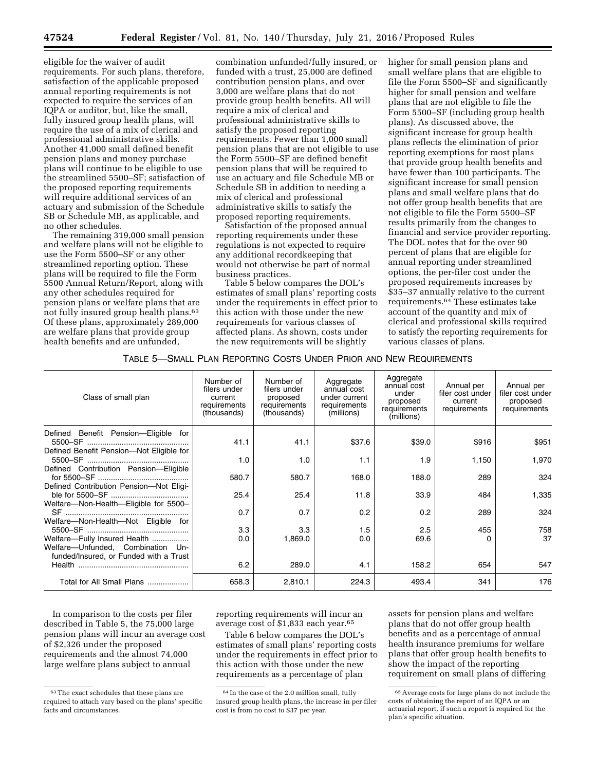eligible for the waiver of audit requirements. For such plans, therefore, satisfaction of the applicable proposed annual reporting requirements is not expected to require the services of an IQPA or auditor, but, like the small, fully insured group health plans, will require the use of a mix of clerical and professional administrative skills. Another 41,000 small defined benefit pension plans and money purchase plans will continue to be eligible to use the streamlined 5500–SF; satisfaction of the proposed reporting requirements will require additional services of an actuary and submission of the Schedule SB or Schedule MB, as applicable, and no other schedules.

The remaining 319,000 small pension and welfare plans will not be eligible to use the Form 5500–SF or any other streamlined reporting option. These plans will be required to file the Form 5500 Annual Return/Report, along with any other schedules required for pension plans or welfare plans that are not fully insured group health plans.[63] Of these plans, approximately 289,000 are welfare plans that provide group health benefits and are unfunded, combination unfunded/fully insured, or funded with a trust, 25,000 are defined contribution pension plans, and over 3,000 are welfare plans that do not provide group health benefits. All will require a mix of clerical and professional administrative skills to satisfy the proposed reporting requirements. Fewer than 1,000 small pension plans that are not eligible to use the Form 5500–SF are defined benefit pension plans that will be required to use an actuary and file Schedule MB or Schedule SB in addition to needing a mix of clerical and professional administrative skills to satisfy the proposed reporting requirements.

Satisfaction of the proposed annual reporting requirements under these regulations is not expected to require any additional recordkeeping that would not otherwise be part of normal business practices.

Table 5 below compares the DOL's estimates of small plans' reporting costs under the requirements in effect prior to this action with those under the new requirements for various classes of affected plans. As shown, costs under the new requirements will be slightly higher for small pension plans and small welfare plans that are eligible to file the Form 5500–SF and significantly higher for small pension and welfare plans that are not eligible to file the Form 5500–SF (including group health plans). As discussed above, the significant increase for group health plans reflects the elimination of prior reporting exemptions for most plans that provide group health benefits and have fewer than 100 participants. The significant increase for small pension plans and small welfare plans that do not offer group health benefits that are not eligible to file the Form 5500–SF results primarily from the changes to financial and service provider reporting. The DOL notes that for the over 90 percent of plans that are eligible for annual reporting under streamlined options, the per-filer cost under the proposed requirements increases by $35–37 annually relative to the current requirements.[64] These estimates take account of the quantity and mix of clerical and professional skills required to satisfy the reporting requirements for various classes of plans.

TABLE 5—SMALL PLAN REPORTING COSTS UNDER PRIOR AND NEW REQUIREMENTS

| Class of small plan | Number of filers under current requirements (thousands) | Number of filers under proposed requirements (thousands) | Aggregate annual cost under current requirements (millions) | Aggregate annual cost under proposed requirements (millions) | Annual per filer cost under current requirements | Annual per filer cost under proposed requirements |
|---|---|---|---|---|---|---|
| Defined Benefit Pension—Eligible for 5500–SF | 41.1 | 41.1 | $37.6 | $39.0 | $916 | $951 |
| Defined Benefit Pension—Not Eligible for 5500–SF | 1.0 | 1.0 | 1.1 | 1.9 | 1,150 | 1,970 |
| Defined Contribution Pension—Eligible for 5500–SF | 580.7 | 580.7 | 168.0 | 188.0 | 289 | 324 |
| Defined Contribution Pension—Not Eligible for 5500–SF | 25.4 | 25.4 | 11.8 | 33.9 | 484 | 1,335 |
| Welfare—Non-Health—Eligible for 5500–SF | 0.7 | 0.7 | 0.2 | 0.2 | 289 | 324 |
| Welfare—Non-Health—Not Eligible for 5500–SF | 3.3 | 3.3 | 1.5 | 2.5 | 455 | 758 |
| Welfare—Fully Insured Health | 0.0 | 1,869.0 | 0.0 | 69.6 | 0 | 37 |
| Welfare—Unfunded, Combination Unfunded/Insured, or Funded with a Trust Health | 6.2 | 289.0 | 4.1 | 158.2 | 654 | 547 |
| Total for All Small Plans | 658.3 | 2,810.1 | 224.3 | 493.4 | 341 | 176 |

In comparison to the costs per filer described in Table 5, the 75,000 large pension plans will incur an average cost of $2,326 under the proposed requirements and the almost 74,000 large welfare plans subject to annual reporting requirements will incur an average cost of $1,833 each year.[65]

Table 6 below compares the DOL's estimates of small plans' reporting costs under the requirements in effect prior to this action with those under the new requirements as a percentage of plan assets for pension plans and welfare plans that do not offer group health benefits and as a percentage of annual health insurance premiums for welfare plans that offer group health benefits to show the impact of the reporting requirement on small plans of differing

[63] The exact schedules that these plans are required to attach vary based on the plans' specific facts and circumstances.

[64] In the case of the 2.0 million small, fully insured group health plans, the increase in per filer cost is from no cost to $37 per year.

[65] Average costs for large plans do not include the costs of obtaining the report of an IQPA or an actuarial report, if such a report is required for the plan's specific situation.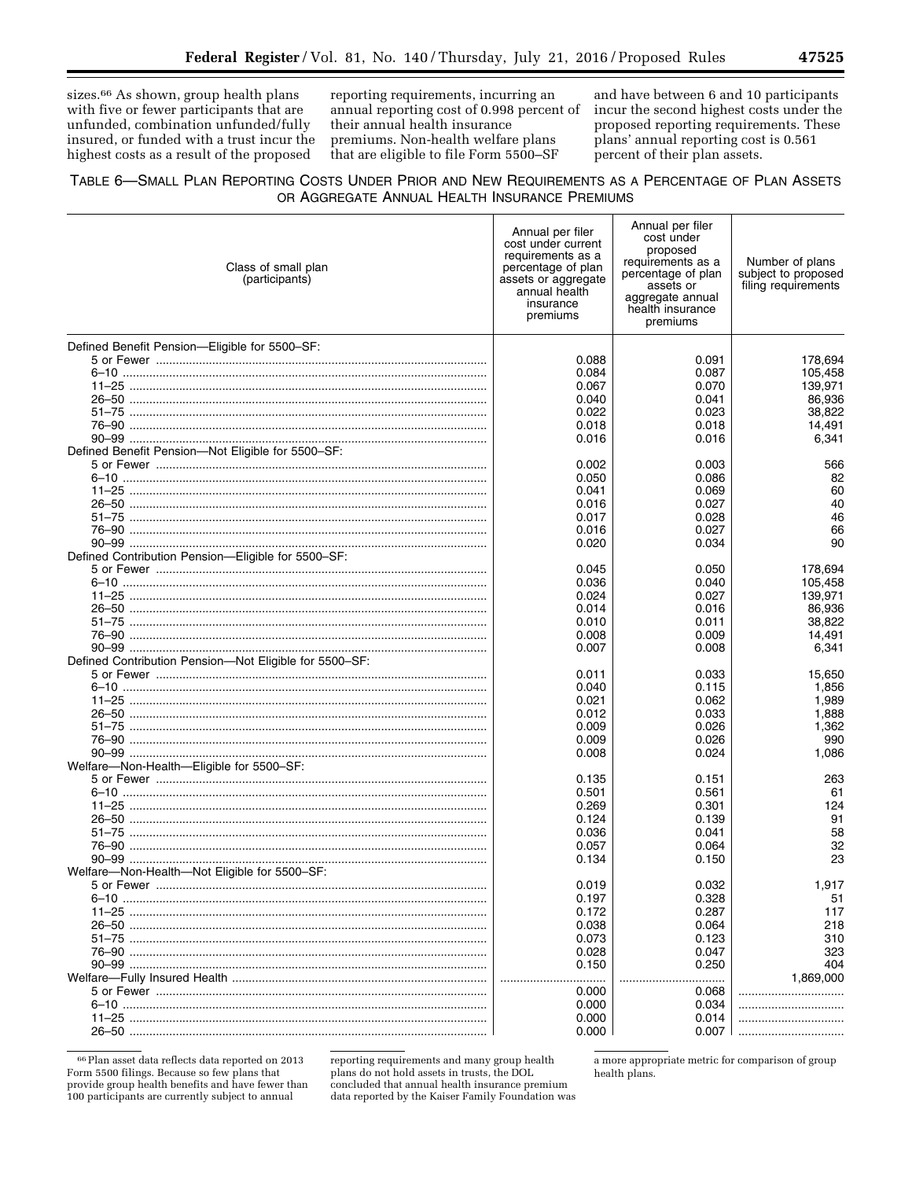sizes.[66] As shown, group health plans with five or fewer participants that are unfunded, combination unfunded/fully insured, or funded with a trust incur the highest costs as a result of the proposed reporting requirements, incurring an annual reporting cost of 0.998 percent of their annual health insurance premiums. Non-health welfare plans that are eligible to file Form 5500–SF and have between 6 and 10 participants incur the second highest costs under the proposed reporting requirements. These plans' annual reporting cost is 0.561 percent of their plan assets.

TABLE 6—SMALL PLAN REPORTING COSTS UNDER PRIOR AND NEW REQUIREMENTS AS A PERCENTAGE OF PLAN ASSETS OR AGGREGATE ANNUAL HEALTH INSURANCE PREMIUMS

| Class of small plan (participants) | Annual per filer cost under current requirements as a percentage of plan assets or aggregate annual health insurance premiums | Annual per filer cost under proposed requirements as a percentage of plan assets or aggregate annual health insurance premiums | Number of plans subject to proposed filing requirements |
|---|---|---|---|
| Defined Benefit Pension—Eligible for 5500–SF: | | | |
| 5 or Fewer | 0.088 | 0.091 | 178,694 |
| 6–10 | 0.084 | 0.087 | 105,458 |
| 11–25 | 0.067 | 0.070 | 139,971 |
| 26–50 | 0.040 | 0.041 | 86,936 |
| 51–75 | 0.022 | 0.023 | 38,822 |
| 76–90 | 0.018 | 0.018 | 14,491 |
| 90–99 | 0.016 | 0.016 | 6,341 |
| Defined Benefit Pension—Not Eligible for 5500–SF: | | | |
| 5 or Fewer | 0.002 | 0.003 | 566 |
| 6–10 | 0.050 | 0.086 | 82 |
| 11–25 | 0.041 | 0.069 | 60 |
| 26–50 | 0.016 | 0.027 | 40 |
| 51–75 | 0.017 | 0.028 | 46 |
| 76–90 | 0.016 | 0.027 | 66 |
| 90–99 | 0.020 | 0.034 | 90 |
| Defined Contribution Pension—Eligible for 5500–SF: | | | |
| 5 or Fewer | 0.045 | 0.050 | 178,694 |
| 6–10 | 0.036 | 0.040 | 105,458 |
| 11–25 | 0.024 | 0.027 | 139,971 |
| 26–50 | 0.014 | 0.016 | 86,936 |
| 51–75 | 0.010 | 0.011 | 38,822 |
| 76–90 | 0.008 | 0.009 | 14,491 |
| 90–99 | 0.007 | 0.008 | 6,341 |
| Defined Contribution Pension—Not Eligible for 5500–SF: | | | |
| 5 or Fewer | 0.011 | 0.033 | 15,650 |
| 6–10 | 0.040 | 0.115 | 1,856 |
| 11–25 | 0.021 | 0.062 | 1,989 |
| 26–50 | 0.012 | 0.033 | 1,888 |
| 51–75 | 0.009 | 0.026 | 1,362 |
| 76–90 | 0.009 | 0.026 | 990 |
| 90–99 | 0.008 | 0.024 | 1,086 |
| Welfare—Non-Health—Eligible for 5500–SF: | | | |
| 5 or Fewer | 0.135 | 0.151 | 263 |
| 6–10 | 0.501 | 0.561 | 61 |
| 11–25 | 0.269 | 0.301 | 124 |
| 26–50 | 0.124 | 0.139 | 91 |
| 51–75 | 0.036 | 0.041 | 58 |
| 76–90 | 0.057 | 0.064 | 32 |
| 90–99 | 0.134 | 0.150 | 23 |
| Welfare—Non-Health—Not Eligible for 5500–SF: | | | |
| 5 or Fewer | 0.019 | 0.032 | 1,917 |
| 6–10 | 0.197 | 0.328 | 51 |
| 11–25 | 0.172 | 0.287 | 117 |
| 26–50 | 0.038 | 0.064 | 218 |
| 51–75 | 0.073 | 0.123 | 310 |
| 76–90 | 0.028 | 0.047 | 323 |
| 90–99 | 0.150 | 0.250 | 404 |
| Welfare—Fully Insured Health | | | 1,869,000 |
| 5 or Fewer | 0.000 | 0.068 | |
| 6–10 | 0.000 | 0.034 | |
| 11–25 | 0.000 | 0.014 | |
| 26–50 | 0.000 | 0.007 | |

[66] Plan asset data reflects data reported on 2013 Form 5500 filings. Because so few plans that provide group health benefits and have fewer than 100 participants are currently subject to annual reporting requirements and many group health plans do not hold assets in trusts, the DOL concluded that annual health insurance premium data reported by the Kaiser Family Foundation was a more appropriate metric for comparison of group health plans.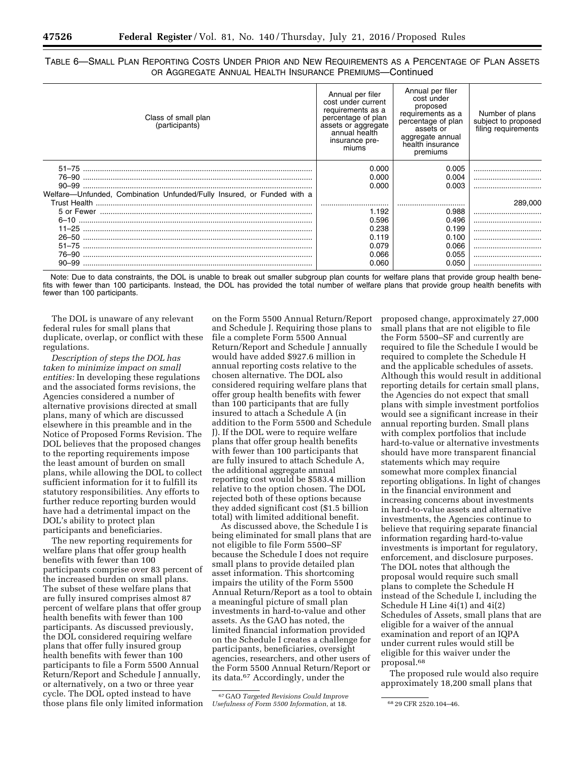TABLE 6—SMALL PLAN REPORTING COSTS UNDER PRIOR AND NEW REQUIREMENTS AS A PERCENTAGE OF PLAN ASSETS OR AGGREGATE ANNUAL HEALTH INSURANCE PREMIUMS—Continued

| Class of small plan (participants) | Annual per filer cost under current requirements as a percentage of plan assets or aggregate annual health insurance premiums | Annual per filer cost under proposed requirements as a percentage of plan assets or aggregate annual health insurance premiums | Number of plans subject to proposed filing requirements |
|---|---|---|---|
| 51–75 | 0.000 | 0.005 | |
| 76–90 | 0.000 | 0.004 | |
| 90–99 | 0.000 | 0.003 | |
| Welfare—Unfunded, Combination Unfunded/Fully Insured, or Funded with a Trust Health | | | 289,000 |
| 5 or Fewer | 1.192 | 0.988 | |
| 6–10 | 0.596 | 0.496 | |
| 11–25 | 0.238 | 0.199 | |
| 26–50 | 0.119 | 0.100 | |
| 51–75 | 0.079 | 0.066 | |
| 76–90 | 0.066 | 0.055 | |
| 90–99 | 0.060 | 0.050 | |

Note: Due to data constraints, the DOL is unable to break out smaller subgroup plan counts for welfare plans that provide group health benefits with fewer than 100 participants. Instead, the DOL has provided the total number of welfare plans that provide group health benefits with fewer than 100 participants.

The DOL is unaware of any relevant federal rules for small plans that duplicate, overlap, or conflict with these regulations.

*Description of steps the DOL has taken to minimize impact on small entities:* In developing these regulations and the associated forms revisions, the Agencies considered a number of alternative provisions directed at small plans, many of which are discussed elsewhere in this preamble and in the Notice of Proposed Forms Revision. The DOL believes that the proposed changes to the reporting requirements impose the least amount of burden on small plans, while allowing the DOL to collect sufficient information for it to fulfill its statutory responsibilities. Any efforts to further reduce reporting burden would have had a detrimental impact on the DOL's ability to protect plan participants and beneficiaries.

The new reporting requirements for welfare plans that offer group health benefits with fewer than 100 participants comprise over 83 percent of the increased burden on small plans. The subset of these welfare plans that are fully insured comprises almost 87 percent of welfare plans that offer group health benefits with fewer than 100 participants. As discussed previously, the DOL considered requiring welfare plans that offer fully insured group health benefits with fewer than 100 participants to file a Form 5500 Annual Return/Report and Schedule J annually, or alternatively, on a two or three year cycle. The DOL opted instead to have those plans file only limited information on the Form 5500 Annual Return/Report and Schedule J. Requiring those plans to file a complete Form 5500 Annual Return/Report and Schedule J annually would have added $927.6 million in annual reporting costs relative to the chosen alternative. The DOL also considered requiring welfare plans that offer group health benefits with fewer than 100 participants that are fully insured to attach a Schedule A (in addition to the Form 5500 and Schedule J). If the DOL were to require welfare plans that offer group health benefits with fewer than 100 participants that are fully insured to attach Schedule A, the additional aggregate annual reporting cost would be $583.4 million relative to the option chosen. The DOL rejected both of these options because they added significant cost ($1.5 billion total) with limited additional benefit.

As discussed above, the Schedule I is being eliminated for small plans that are not eligible to file Form 5500–SF because the Schedule I does not require small plans to provide detailed plan asset information. This shortcoming impairs the utility of the Form 5500 Annual Return/Report as a tool to obtain a meaningful picture of small plan investments in hard-to-value and other assets. As the GAO has noted, the limited financial information provided on the Schedule I creates a challenge for participants, beneficiaries, oversight agencies, researchers, and other users of the Form 5500 Annual Return/Report or its data.[67] Accordingly, under the proposed change, approximately 27,000 small plans that are not eligible to file the Form 5500–SF and currently are required to file the Schedule I would be required to complete the Schedule H and the applicable schedules of assets. Although this would result in additional reporting details for certain small plans, the Agencies do not expect that small plans with simple investment portfolios would see a significant increase in their annual reporting burden. Small plans with complex portfolios that include hard-to-value or alternative investments should have more transparent financial statements which may require somewhat more complex financial reporting obligations. In light of changes in the financial environment and increasing concerns about investments in hard-to-value assets and alternative investments, the Agencies continue to believe that requiring separate financial information regarding hard-to-value investments is important for regulatory, enforcement, and disclosure purposes. The DOL notes that although the proposal would require such small plans to complete the Schedule H instead of the Schedule I, including the Schedule H Line 4i(1) and 4i(2) Schedules of Assets, small plans that are eligible for a waiver of the annual examination and report of an IQPA under current rules would still be eligible for this waiver under the proposal.[68]

The proposed rule would also require approximately 18,200 small plans that

[67] GAO *Targeted Revisions Could Improve Usefulness of Form 5500 Information*, at 18.

[68] 29 CFR 2520.104–46.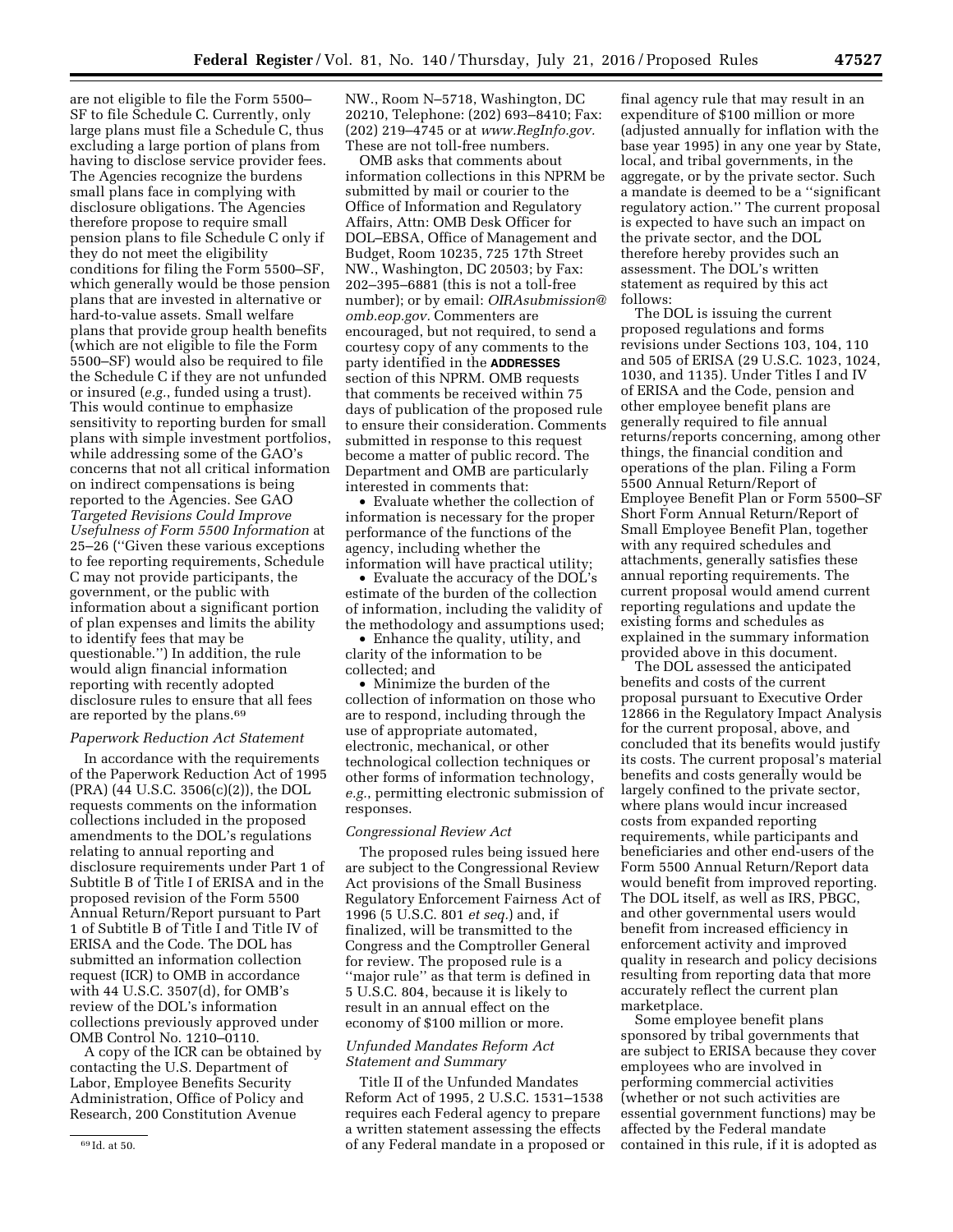are not eligible to file the Form 5500–SF to file Schedule C. Currently, only large plans must file a Schedule C, thus excluding a large portion of plans from having to disclose service provider fees. The Agencies recognize the burdens small plans face in complying with disclosure obligations. The Agencies therefore propose to require small pension plans to file Schedule C only if they do not meet the eligibility conditions for filing the Form 5500–SF, which generally would be those pension plans that are invested in alternative or hard-to-value assets. Small welfare plans that provide group health benefits (which are not eligible to file the Form 5500–SF) would also be required to file the Schedule C if they are not unfunded or insured (*e.g.*, funded using a trust). This would continue to emphasize sensitivity to reporting burden for small plans with simple investment portfolios, while addressing some of the GAO's concerns that not all critical information on indirect compensations is being reported to the Agencies. See GAO *Targeted Revisions Could Improve Usefulness of Form 5500 Information* at 25–26 (''Given these various exceptions to fee reporting requirements, Schedule C may not provide participants, the government, or the public with information about a significant portion of plan expenses and limits the ability to identify fees that may be questionable.'') In addition, the rule would align financial information reporting with recently adopted disclosure rules to ensure that all fees are reported by the plans.[69]

### *Paperwork Reduction Act Statement*

In accordance with the requirements of the Paperwork Reduction Act of 1995 (PRA) (44 U.S.C. 3506(c)(2)), the DOL requests comments on the information collections included in the proposed amendments to the DOL's regulations relating to annual reporting and disclosure requirements under Part 1 of Subtitle B of Title I of ERISA and in the proposed revision of the Form 5500 Annual Return/Report pursuant to Part 1 of Subtitle B of Title I and Title IV of ERISA and the Code. The DOL has submitted an information collection request (ICR) to OMB in accordance with 44 U.S.C. 3507(d), for OMB's review of the DOL's information collections previously approved under OMB Control No. 1210–0110.

A copy of the ICR can be obtained by contacting the U.S. Department of Labor, Employee Benefits Security Administration, Office of Policy and Research, 200 Constitution Avenue NW., Room N–5718, Washington, DC 20210, Telephone: (202) 693–8410; Fax: (202) 219–4745 or at *www.RegInfo.gov.* These are not toll-free numbers.

OMB asks that comments about information collections in this NPRM be submitted by mail or courier to the Office of Information and Regulatory Affairs, Attn: OMB Desk Officer for DOL–EBSA, Office of Management and Budget, Room 10235, 725 17th Street NW., Washington, DC 20503; by Fax: 202–395–6881 (this is not a toll-free number); or by email: *OIRAsubmission@omb.eop.gov.* Commenters are encouraged, but not required, to send a courtesy copy of any comments to the party identified in the **ADDRESSES** section of this NPRM. OMB requests that comments be received within 75 days of publication of the proposed rule to ensure their consideration. Comments submitted in response to this request become a matter of public record. The Department and OMB are particularly interested in comments that:

- Evaluate whether the collection of information is necessary for the proper performance of the functions of the agency, including whether the information will have practical utility;
- Evaluate the accuracy of the DOL's estimate of the burden of the collection of information, including the validity of the methodology and assumptions used;
- Enhance the quality, utility, and clarity of the information to be collected; and
- Minimize the burden of the collection of information on those who are to respond, including through the use of appropriate automated, electronic, mechanical, or other technological collection techniques or other forms of information technology, *e.g.*, permitting electronic submission of responses.

### *Congressional Review Act*

The proposed rules being issued here are subject to the Congressional Review Act provisions of the Small Business Regulatory Enforcement Fairness Act of 1996 (5 U.S.C. 801 *et seq.*) and, if finalized, will be transmitted to the Congress and the Comptroller General for review. The proposed rule is a ''major rule'' as that term is defined in 5 U.S.C. 804, because it is likely to result in an annual effect on the economy of $100 million or more.

### *Unfunded Mandates Reform Act Statement and Summary*

Title II of the Unfunded Mandates Reform Act of 1995, 2 U.S.C. 1531–1538 requires each Federal agency to prepare a written statement assessing the effects of any Federal mandate in a proposed or final agency rule that may result in an expenditure of $100 million or more (adjusted annually for inflation with the base year 1995) in any one year by State, local, and tribal governments, in the aggregate, or by the private sector. Such a mandate is deemed to be a ''significant regulatory action.'' The current proposal is expected to have such an impact on the private sector, and the DOL therefore hereby provides such an assessment. The DOL's written statement as required by this act follows:

The DOL is issuing the current proposed regulations and forms revisions under Sections 103, 104, 110 and 505 of ERISA (29 U.S.C. 1023, 1024, 1030, and 1135). Under Titles I and IV of ERISA and the Code, pension and other employee benefit plans are generally required to file annual returns/reports concerning, among other things, the financial condition and operations of the plan. Filing a Form 5500 Annual Return/Report of Employee Benefit Plan or Form 5500–SF Short Form Annual Return/Report of Small Employee Benefit Plan, together with any required schedules and attachments, generally satisfies these annual reporting requirements. The current proposal would amend current reporting regulations and update the existing forms and schedules as explained in the summary information provided above in this document.

The DOL assessed the anticipated benefits and costs of the current proposal pursuant to Executive Order 12866 in the Regulatory Impact Analysis for the current proposal, above, and concluded that its benefits would justify its costs. The current proposal's material benefits and costs generally would be largely confined to the private sector, where plans would incur increased costs from expanded reporting requirements, while participants and beneficiaries and other end-users of the Form 5500 Annual Return/Report data would benefit from improved reporting. The DOL itself, as well as IRS, PBGC, and other governmental users would benefit from increased efficiency in enforcement activity and improved quality in research and policy decisions resulting from reporting data that more accurately reflect the current plan marketplace.

Some employee benefit plans sponsored by tribal governments that are subject to ERISA because they cover employees who are involved in performing commercial activities (whether or not such activities are essential government functions) may be affected by the Federal mandate contained in this rule, if it is adopted as

[69] Id. at 50.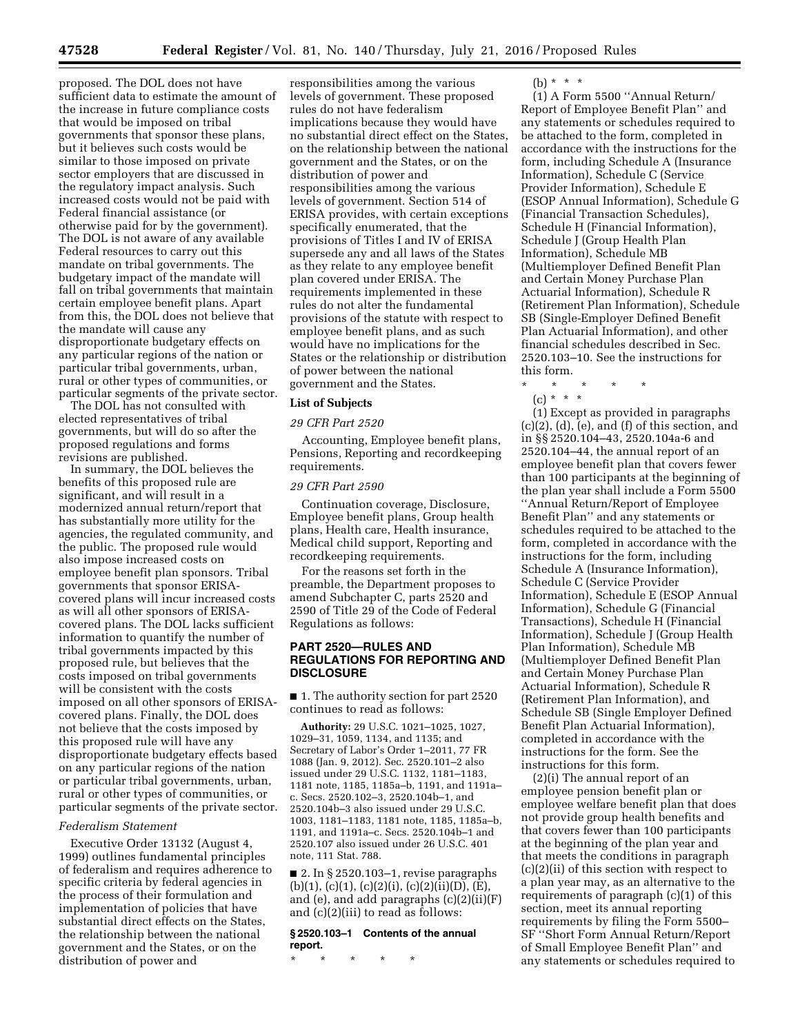proposed. The DOL does not have sufficient data to estimate the amount of the increase in future compliance costs that would be imposed on tribal governments that sponsor these plans, but it believes such costs would be similar to those imposed on private sector employers that are discussed in the regulatory impact analysis. Such increased costs would not be paid with Federal financial assistance (or otherwise paid for by the government). The DOL is not aware of any available Federal resources to carry out this mandate on tribal governments. The budgetary impact of the mandate will fall on tribal governments that maintain certain employee benefit plans. Apart from this, the DOL does not believe that the mandate will cause any disproportionate budgetary effects on any particular regions of the nation or particular tribal governments, urban, rural or other types of communities, or particular segments of the private sector.

The DOL has not consulted with elected representatives of tribal governments, but will do so after the proposed regulations and forms revisions are published.

In summary, the DOL believes the benefits of this proposed rule are significant, and will result in a modernized annual return/report that has substantially more utility for the agencies, the regulated community, and the public. The proposed rule would also impose increased costs on employee benefit plan sponsors. Tribal governments that sponsor ERISA-covered plans will incur increased costs as will all other sponsors of ERISA-covered plans. The DOL lacks sufficient information to quantify the number of tribal governments impacted by this proposed rule, but believes that the costs imposed on tribal governments will be consistent with the costs imposed on all other sponsors of ERISA-covered plans. Finally, the DOL does not believe that the costs imposed by this proposed rule will have any disproportionate budgetary effects based on any particular regions of the nation or particular tribal governments, urban, rural or other types of communities, or particular segments of the private sector.

*Federalism Statement*

Executive Order 13132 (August 4, 1999) outlines fundamental principles of federalism and requires adherence to specific criteria by federal agencies in the process of their formulation and implementation of policies that have substantial direct effects on the States, the relationship between the national government and the States, or on the distribution of power and responsibilities among the various levels of government. These proposed rules do not have federalism implications because they would have no substantial direct effect on the States, on the relationship between the national government and the States, or on the distribution of power and responsibilities among the various levels of government. Section 514 of ERISA provides, with certain exceptions specifically enumerated, that the provisions of Titles I and IV of ERISA supersede any and all laws of the States as they relate to any employee benefit plan covered under ERISA. The requirements implemented in these rules do not alter the fundamental provisions of the statute with respect to employee benefit plans, and as such would have no implications for the States or the relationship or distribution of power between the national government and the States.

**List of Subjects**

*29 CFR Part 2520*

Accounting, Employee benefit plans, Pensions, Reporting and recordkeeping requirements.

*29 CFR Part 2590*

Continuation coverage, Disclosure, Employee benefit plans, Group health plans, Health care, Health insurance, Medical child support, Reporting and recordkeeping requirements.

For the reasons set forth in the preamble, the Department proposes to amend Subchapter C, parts 2520 and 2590 of Title 29 of the Code of Federal Regulations as follows:

## PART 2520—RULES AND REGULATIONS FOR REPORTING AND DISCLOSURE

■ 1. The authority section for part 2520 continues to read as follows:

**Authority:** 29 U.S.C. 1021–1025, 1027, 1029–31, 1059, 1134, and 1135; and Secretary of Labor's Order 1–2011, 77 FR 1088 (Jan. 9, 2012). Sec. 2520.101–2 also issued under 29 U.S.C. 1132, 1181–1183, 1181 note, 1185, 1185a–b, 1191, and 1191a–c. Secs. 2520.102–3, 2520.104b–1, and 2520.104b–3 also issued under 29 U.S.C. 1003, 1181–1183, 1181 note, 1185, 1185a–b, 1191, and 1191a–c. Secs. 2520.104b–1 and 2520.107 also issued under 26 U.S.C. 401 note, 111 Stat. 788.

■ 2. In § 2520.103–1, revise paragraphs (b)(1), (c)(1), (c)(2)(i), (c)(2)(ii)(D), (E), and (e), and add paragraphs (c)(2)(ii)(F) and (c)(2)(iii) to read as follows:

**§ 2520.103–1 Contents of the annual report.**

\* \* \* \* \*

(b) \* \* \*

(1) A Form 5500 ''Annual Return/Report of Employee Benefit Plan'' and any statements or schedules required to be attached to the form, completed in accordance with the instructions for the form, including Schedule A (Insurance Information), Schedule C (Service Provider Information), Schedule E (ESOP Annual Information), Schedule G (Financial Transaction Schedules), Schedule H (Financial Information), Schedule J (Group Health Plan Information), Schedule MB (Multiemployer Defined Benefit Plan and Certain Money Purchase Plan Actuarial Information), Schedule R (Retirement Plan Information), Schedule SB (Single-Employer Defined Benefit Plan Actuarial Information), and other financial schedules described in Sec. 2520.103–10. See the instructions for this form.

\* \* \* \* \*

(c) \* \* \*

(1) Except as provided in paragraphs (c)(2), (d), (e), and (f) of this section, and in §§ 2520.104–43, 2520.104a-6 and 2520.104–44, the annual report of an employee benefit plan that covers fewer than 100 participants at the beginning of the plan year shall include a Form 5500 ''Annual Return/Report of Employee Benefit Plan'' and any statements or schedules required to be attached to the form, completed in accordance with the instructions for the form, including Schedule A (Insurance Information), Schedule C (Service Provider Information), Schedule E (ESOP Annual Information), Schedule G (Financial Transactions), Schedule H (Financial Information), Schedule J (Group Health Plan Information), Schedule MB (Multiemployer Defined Benefit Plan and Certain Money Purchase Plan Actuarial Information), Schedule R (Retirement Plan Information), and Schedule SB (Single Employer Defined Benefit Plan Actuarial Information), completed in accordance with the instructions for the form. See the instructions for this form.

(2)(i) The annual report of an employee pension benefit plan or employee welfare benefit plan that does not provide group health benefits and that covers fewer than 100 participants at the beginning of the plan year and that meets the conditions in paragraph (c)(2)(ii) of this section with respect to a plan year may, as an alternative to the requirements of paragraph (c)(1) of this section, meet its annual reporting requirements by filing the Form 5500–SF ''Short Form Annual Return/Report of Small Employee Benefit Plan'' and any statements or schedules required to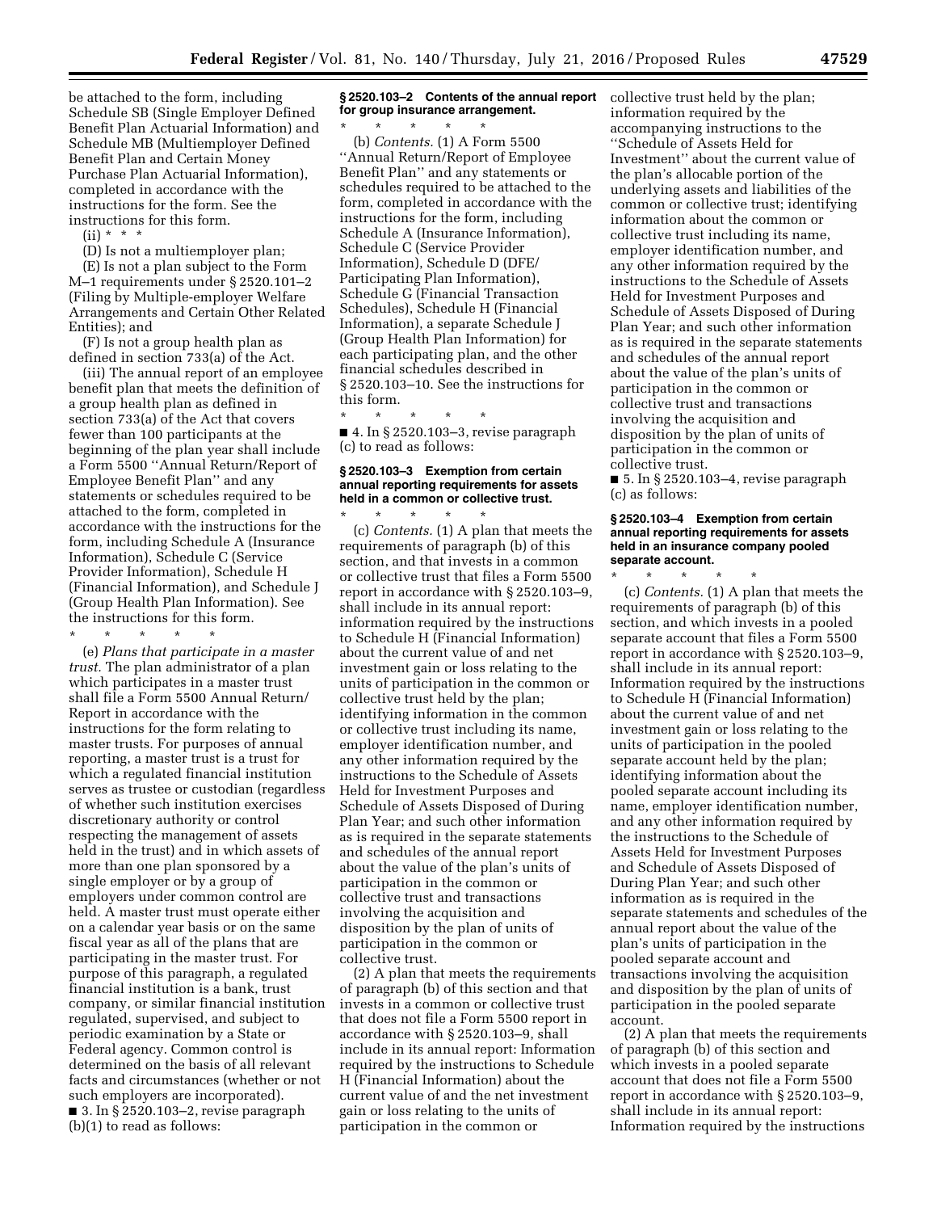be attached to the form, including Schedule SB (Single Employer Defined Benefit Plan Actuarial Information) and Schedule MB (Multiemployer Defined Benefit Plan and Certain Money Purchase Plan Actuarial Information), completed in accordance with the instructions for the form. See the instructions for this form.

(ii) * * *

(D) Is not a multiemployer plan;

(E) Is not a plan subject to the Form M–1 requirements under § 2520.101–2 (Filing by Multiple-employer Welfare Arrangements and Certain Other Related Entities); and

(F) Is not a group health plan as defined in section 733(a) of the Act.

(iii) The annual report of an employee benefit plan that meets the definition of a group health plan as defined in section 733(a) of the Act that covers fewer than 100 participants at the beginning of the plan year shall include a Form 5500 ''Annual Return/Report of Employee Benefit Plan'' and any statements or schedules required to be attached to the form, completed in accordance with the instructions for the form, including Schedule A (Insurance Information), Schedule C (Service Provider Information), Schedule H (Financial Information), and Schedule J (Group Health Plan Information). See the instructions for this form.

\* \* \* \* \*

(e) *Plans that participate in a master trust.* The plan administrator of a plan which participates in a master trust shall file a Form 5500 Annual Return/Report in accordance with the instructions for the form relating to master trusts. For purposes of annual reporting, a master trust is a trust for which a regulated financial institution serves as trustee or custodian (regardless of whether such institution exercises discretionary authority or control respecting the management of assets held in the trust) and in which assets of more than one plan sponsored by a single employer or by a group of employers under common control are held. A master trust must operate either on a calendar year basis or on the same fiscal year as all of the plans that are participating in the master trust. For purpose of this paragraph, a regulated financial institution is a bank, trust company, or similar financial institution regulated, supervised, and subject to periodic examination by a State or Federal agency. Common control is determined on the basis of all relevant facts and circumstances (whether or not such employers are incorporated).

■ 3. In § 2520.103–2, revise paragraph (b)(1) to read as follows:

### § 2520.103–2 Contents of the annual report for group insurance arrangement.

\* \* \* \* \*

(b) *Contents.* (1) A Form 5500 ''Annual Return/Report of Employee Benefit Plan'' and any statements or schedules required to be attached to the form, completed in accordance with the instructions for the form, including Schedule A (Insurance Information), Schedule C (Service Provider Information), Schedule D (DFE/Participating Plan Information), Schedule G (Financial Transaction Schedules), Schedule H (Financial Information), a separate Schedule J (Group Health Plan Information) for each participating plan, and the other financial schedules described in § 2520.103–10. See the instructions for this form.

\* \* \* \* \*

■ 4. In § 2520.103–3, revise paragraph (c) to read as follows:

### § 2520.103–3 Exemption from certain annual reporting requirements for assets held in a common or collective trust.

\* \* \* \* \*

(c) *Contents.* (1) A plan that meets the requirements of paragraph (b) of this section, and that invests in a common or collective trust that files a Form 5500 report in accordance with § 2520.103–9, shall include in its annual report: information required by the instructions to Schedule H (Financial Information) about the current value of and net investment gain or loss relating to the units of participation in the common or collective trust held by the plan; identifying information in the common or collective trust including its name, employer identification number, and any other information required by the instructions to the Schedule of Assets Held for Investment Purposes and Schedule of Assets Disposed of During Plan Year; and such other information as is required in the separate statements and schedules of the annual report about the value of the plan's units of participation in the common or collective trust and transactions involving the acquisition and disposition by the plan of units of participation in the common or collective trust.

(2) A plan that meets the requirements of paragraph (b) of this section and that invests in a common or collective trust that does not file a Form 5500 report in accordance with § 2520.103–9, shall include in its annual report: Information required by the instructions to Schedule H (Financial Information) about the current value of and the net investment gain or loss relating to the units of participation in the common or collective trust held by the plan; information required by the accompanying instructions to the ''Schedule of Assets Held for Investment'' about the current value of the plan's allocable portion of the underlying assets and liabilities of the common or collective trust; identifying information about the common or collective trust including its name, employer identification number, and any other information required by the instructions to the Schedule of Assets Held for Investment Purposes and Schedule of Assets Disposed of During Plan Year; and such other information as is required in the separate statements and schedules of the annual report about the value of the plan's units of participation in the common or collective trust and transactions involving the acquisition and disposition by the plan of units of participation in the common or collective trust.

■ 5. In § 2520.103–4, revise paragraph (c) as follows:

### § 2520.103–4 Exemption from certain annual reporting requirements for assets held in an insurance company pooled separate account.

\* \* \* \* \*

(c) *Contents.* (1) A plan that meets the requirements of paragraph (b) of this section, and which invests in a pooled separate account that files a Form 5500 report in accordance with § 2520.103–9, shall include in its annual report: Information required by the instructions to Schedule H (Financial Information) about the current value of and net investment gain or loss relating to the units of participation in the pooled separate account held by the plan; identifying information about the pooled separate account including its name, employer identification number, and any other information required by the instructions to the Schedule of Assets Held for Investment Purposes and Schedule of Assets Disposed of During Plan Year; and such other information as is required in the separate statements and schedules of the annual report about the value of the plan's units of participation in the pooled separate account and transactions involving the acquisition and disposition by the plan of units of participation in the pooled separate account.

(2) A plan that meets the requirements of paragraph (b) of this section and which invests in a pooled separate account that does not file a Form 5500 report in accordance with § 2520.103–9, shall include in its annual report: Information required by the instructions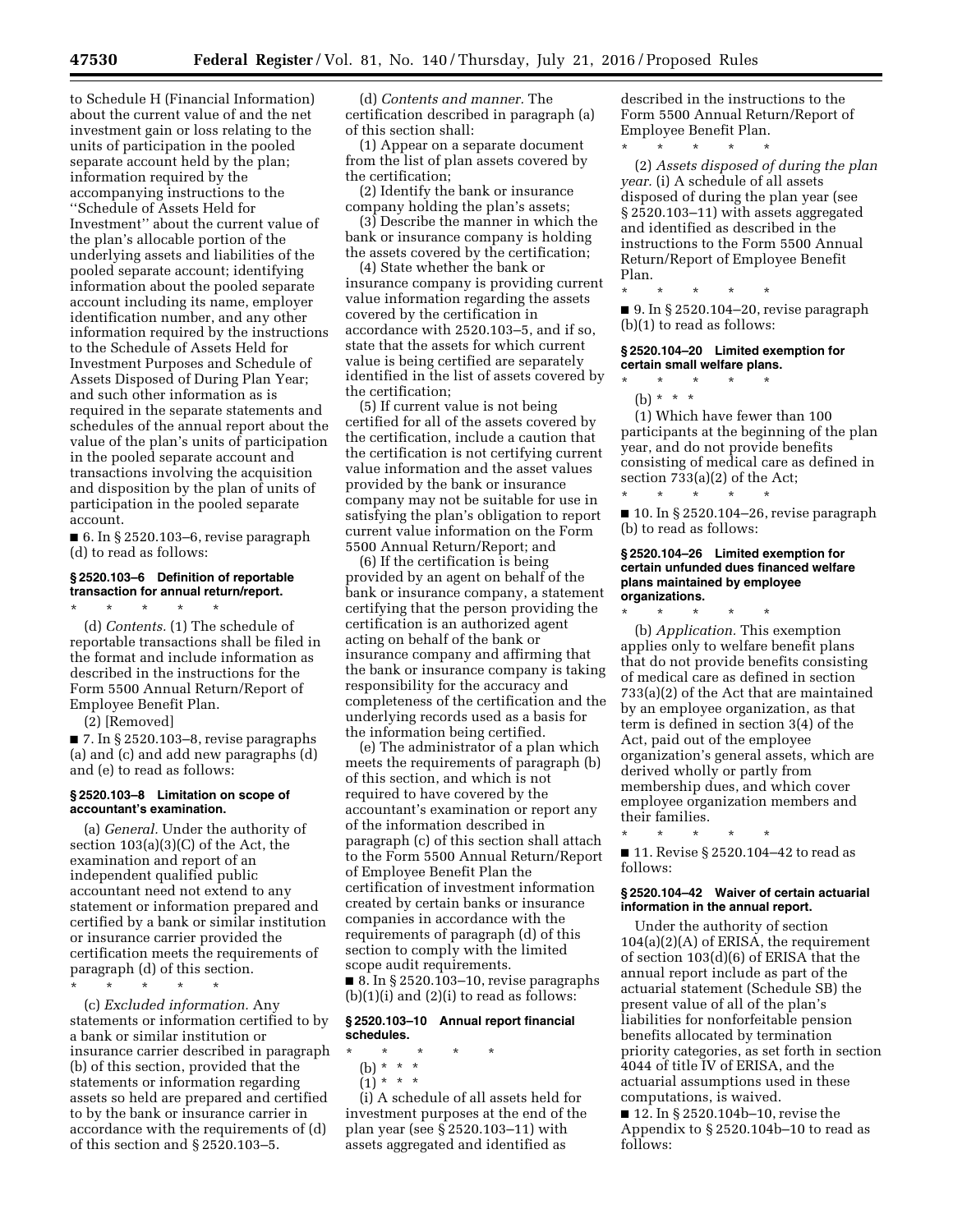to Schedule H (Financial Information) about the current value of and the net investment gain or loss relating to the units of participation in the pooled separate account held by the plan; information required by the accompanying instructions to the "Schedule of Assets Held for Investment" about the current value of the plan's allocable portion of the underlying assets and liabilities of the pooled separate account; identifying information about the pooled separate account including its name, employer identification number, and any other information required by the instructions to the Schedule of Assets Held for Investment Purposes and Schedule of Assets Disposed of During Plan Year; and such other information as is required in the separate statements and schedules of the annual report about the value of the plan's units of participation in the pooled separate account and transactions involving the acquisition and disposition by the plan of units of participation in the pooled separate account.

■ 6. In § 2520.103–6, revise paragraph (d) to read as follows:

### § 2520.103–6 Definition of reportable transaction for annual return/report.

\* \* \* \* \*

(d) *Contents.* (1) The schedule of reportable transactions shall be filed in the format and include information as described in the instructions for the Form 5500 Annual Return/Report of Employee Benefit Plan.

(2) [Removed]

■ 7. In § 2520.103–8, revise paragraphs (a) and (c) and add new paragraphs (d) and (e) to read as follows:

### § 2520.103–8 Limitation on scope of accountant's examination.

(a) *General.* Under the authority of section 103(a)(3)(C) of the Act, the examination and report of an independent qualified public accountant need not extend to any statement or information prepared and certified by a bank or similar institution or insurance carrier provided the certification meets the requirements of paragraph (d) of this section.

\* \* \* \* \*

(c) *Excluded information.* Any statements or information certified to by a bank or similar institution or insurance carrier described in paragraph (b) of this section, provided that the statements or information regarding assets so held are prepared and certified to by the bank or insurance carrier in accordance with the requirements of (d) of this section and § 2520.103–5.

(d) *Contents and manner.* The certification described in paragraph (a) of this section shall:

(1) Appear on a separate document from the list of plan assets covered by the certification;

(2) Identify the bank or insurance company holding the plan's assets;

(3) Describe the manner in which the bank or insurance company is holding the assets covered by the certification;

(4) State whether the bank or insurance company is providing current value information regarding the assets covered by the certification in accordance with 2520.103–5, and if so, state that the assets for which current value is being certified are separately identified in the list of assets covered by the certification;

(5) If current value is not being certified for all of the assets covered by the certification, include a caution that the certification is not certifying current value information and the asset values provided by the bank or insurance company may not be suitable for use in satisfying the plan's obligation to report current value information on the Form 5500 Annual Return/Report; and

(6) If the certification is being provided by an agent on behalf of the bank or insurance company, a statement certifying that the person providing the certification is an authorized agent acting on behalf of the bank or insurance company and affirming that the bank or insurance company is taking responsibility for the accuracy and completeness of the certification and the underlying records used as a basis for the information being certified.

(e) The administrator of a plan which meets the requirements of paragraph (b) of this section, and which is not required to have covered by the accountant's examination or report any of the information described in paragraph (c) of this section shall attach to the Form 5500 Annual Return/Report of Employee Benefit Plan the certification of investment information created by certain banks or insurance companies in accordance with the requirements of paragraph (d) of this section to comply with the limited scope audit requirements.

■ 8. In § 2520.103–10, revise paragraphs (b)(1)(i) and (2)(i) to read as follows:

### § 2520.103–10 Annual report financial schedules.

\* \* \* \* \*

(b) \* \* \*

(1) \* \* \*

(i) A schedule of all assets held for investment purposes at the end of the plan year (see § 2520.103–11) with assets aggregated and identified as described in the instructions to the Form 5500 Annual Return/Report of Employee Benefit Plan.

\* \* \* \* \*

(2) *Assets disposed of during the plan year.* (i) A schedule of all assets disposed of during the plan year (see § 2520.103–11) with assets aggregated and identified as described in the instructions to the Form 5500 Annual Return/Report of Employee Benefit Plan.

\* \* \* \* \*

■ 9. In § 2520.104–20, revise paragraph (b)(1) to read as follows:

### § 2520.104–20 Limited exemption for certain small welfare plans.

\* \* \* \* \*

(b) \* \* \*

(1) Which have fewer than 100 participants at the beginning of the plan year, and do not provide benefits consisting of medical care as defined in section 733(a)(2) of the Act;

\* \* \* \* \*

■ 10. In § 2520.104–26, revise paragraph (b) to read as follows:

### § 2520.104–26 Limited exemption for certain unfunded dues financed welfare plans maintained by employee organizations.

\* \* \* \* \*

(b) *Application.* This exemption applies only to welfare benefit plans that do not provide benefits consisting of medical care as defined in section 733(a)(2) of the Act that are maintained by an employee organization, as that term is defined in section 3(4) of the Act, paid out of the employee organization's general assets, which are derived wholly or partly from membership dues, and which cover employee organization members and their families.

\* \* \* \* \*

■ 11. Revise § 2520.104–42 to read as follows:

### § 2520.104–42 Waiver of certain actuarial information in the annual report.

Under the authority of section 104(a)(2)(A) of ERISA, the requirement of section 103(d)(6) of ERISA that the annual report include as part of the actuarial statement (Schedule SB) the present value of all of the plan's liabilities for nonforfeitable pension benefits allocated by termination priority categories, as set forth in section 4044 of title IV of ERISA, and the actuarial assumptions used in these computations, is waived.

■ 12. In § 2520.104b–10, revise the Appendix to § 2520.104b–10 to read as follows: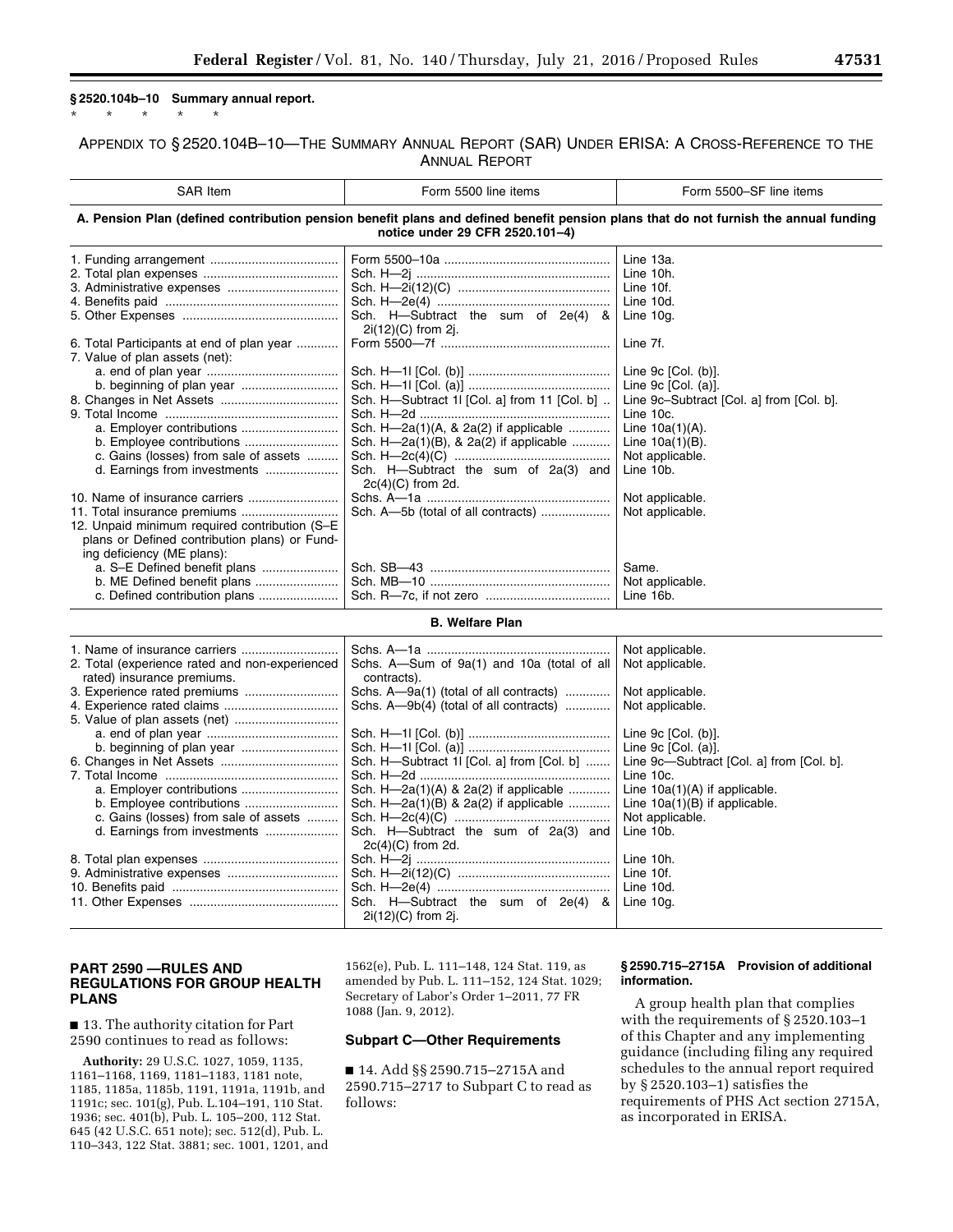### § 2520.104b–10 Summary annual report.

\* \* \* \* \*

## Appendix to § 2520.104B–10—The Summary Annual Report (SAR) Under ERISA: A Cross-Reference to the Annual Report

| SAR Item | Form 5500 line items | Form 5500–SF line items |
|---|---|---|
| **A. Pension Plan (defined contribution pension benefit plans and defined benefit pension plans that do not furnish the annual funding notice under 29 CFR 2520.101–4)** | | |
| 1. Funding arrangement | Form 5500–10a | Line 13a. |
| 2. Total plan expenses | Sch. H—2j | Line 10h. |
| 3. Administrative expenses | Sch. H—2i(12)(C) | Line 10f. |
| 4. Benefits paid | Sch. H—2e(4) | Line 10d. |
| 5. Other Expenses | Sch. H—Subtract the sum of 2e(4) & 2i(12)(C) from 2j. | Line 10g. |
| 6. Total Participants at end of plan year | Form 5500—7f | Line 7f. |
| 7. Value of plan assets (net): | | |
| a. end of plan year | Sch. H—1l [Col. (b)] | Line 9c [Col. (b)]. |
| b. beginning of plan year | Sch. H—1l [Col. (a)] | Line 9c [Col. (a)]. |
| 8. Changes in Net Assets | Sch. H—Subtract 1l [Col. a] from 11 [Col. b] .. | Line 9c–Subtract [Col. a] from [Col. b]. |
| 9. Total Income | Sch. H—2d | Line 10c. |
| a. Employer contributions | Sch. H—2a(1)(A, & 2a(2) if applicable | Line 10a(1)(A). |
| b. Employee contributions | Sch. H—2a(1)(B), & 2a(2) if applicable | Line 10a(1)(B). |
| c. Gains (losses) from sale of assets | Sch. H—2c(4)(C) | Not applicable. |
| d. Earnings from investments | Sch. H—Subtract the sum of 2a(3) and 2c(4)(C) from 2d. | Line 10b. |
| 10. Name of insurance carriers | Schs. A—1a | Not applicable. |
| 11. Total insurance premiums | Sch. A—5b (total of all contracts) | Not applicable. |
| 12. Unpaid minimum required contribution (S–E plans or Defined contribution plans) or Funding deficiency (ME plans): | | |
| a. S–E Defined benefit plans | Sch. SB—43 | Same. |
| b. ME Defined benefit plans | Sch. MB—10 | Not applicable. |
| c. Defined contribution plans | Sch. R—7c, if not zero | Line 16b. |
| **B. Welfare Plan** | | |
| 1. Name of insurance carriers | Schs. A—1a | Not applicable. |
| 2. Total (experience rated and non-experienced rated) insurance premiums. | Schs. A—Sum of 9a(1) and 10a (total of all contracts). | Not applicable. |
| 3. Experience rated premiums | Schs. A—9a(1) (total of all contracts) | Not applicable. |
| 4. Experience rated claims | Schs. A—9b(4) (total of all contracts) | Not applicable. |
| 5. Value of plan assets (net) | | |
| a. end of plan year | Sch. H—1l [Col. (b)] | Line 9c [Col. (b)]. |
| b. beginning of plan year | Sch. H—1l [Col. (a)] | Line 9c [Col. (a)]. |
| 6. Changes in Net Assets | Sch. H—Subtract 1l [Col. a] from [Col. b] | Line 9c—Subtract [Col. a] from [Col. b]. |
| 7. Total Income | Sch. H—2d | Line 10c. |
| a. Employer contributions | Sch. H—2a(1)(A) & 2a(2) if applicable | Line 10a(1)(A) if applicable. |
| b. Employee contributions | Sch. H—2a(1)(B) & 2a(2) if applicable | Line 10a(1)(B) if applicable. |
| c. Gains (losses) from sale of assets | Sch. H—2c(4)(C) | Not applicable. |
| d. Earnings from investments | Sch. H—Subtract the sum of 2a(3) and 2c(4)(C) from 2d. | Line 10b. |
| 8. Total plan expenses | Sch. H—2j | Line 10h. |
| 9. Administrative expenses | Sch. H—2i(12)(C) | Line 10f. |
| 10. Benefits paid | Sch. H—2e(4) | Line 10d. |
| 11. Other Expenses | Sch. H—Subtract the sum of 2e(4) & 2i(12)(C) from 2j. | Line 10g. |

## PART 2590 —RULES AND REGULATIONS FOR GROUP HEALTH PLANS

■ 13. The authority citation for Part 2590 continues to read as follows:

**Authority:** 29 U.S.C. 1027, 1059, 1135, 1161–1168, 1169, 1181–1183, 1181 note, 1185, 1185a, 1185b, 1191, 1191a, 1191b, and 1191c; sec. 101(g), Pub. L.104–191, 110 Stat. 1936; sec. 401(b), Pub. L. 105–200, 112 Stat. 645 (42 U.S.C. 651 note); sec. 512(d), Pub. L. 110–343, 122 Stat. 3881; sec. 1001, 1201, and 1562(e), Pub. L. 111–148, 124 Stat. 119, as amended by Pub. L. 111–152, 124 Stat. 1029; Secretary of Labor's Order 1–2011, 77 FR 1088 (Jan. 9, 2012).

### Subpart C—Other Requirements

■ 14. Add §§ 2590.715–2715A and 2590.715–2717 to Subpart C to read as follows:

### § 2590.715–2715A Provision of additional information.

A group health plan that complies with the requirements of § 2520.103–1 of this Chapter and any implementing guidance (including filing any required schedules to the annual report required by § 2520.103–1) satisfies the requirements of PHS Act section 2715A, as incorporated in ERISA.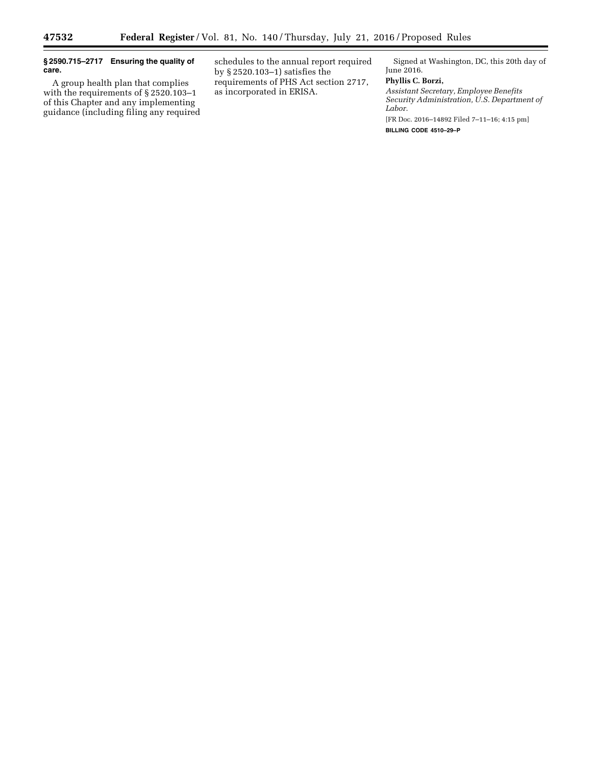**§ 2590.715–2717 Ensuring the quality of care.**

A group health plan that complies with the requirements of § 2520.103–1 of this Chapter and any implementing guidance (including filing any required schedules to the annual report required by § 2520.103–1) satisfies the requirements of PHS Act section 2717, as incorporated in ERISA.

Signed at Washington, DC, this 20th day of June 2016.

**Phyllis C. Borzi,**

*Assistant Secretary, Employee Benefits Security Administration, U.S. Department of Labor.*

[FR Doc. 2016–14892 Filed 7–11–16; 4:15 pm]

**BILLING CODE 4510–29–P**